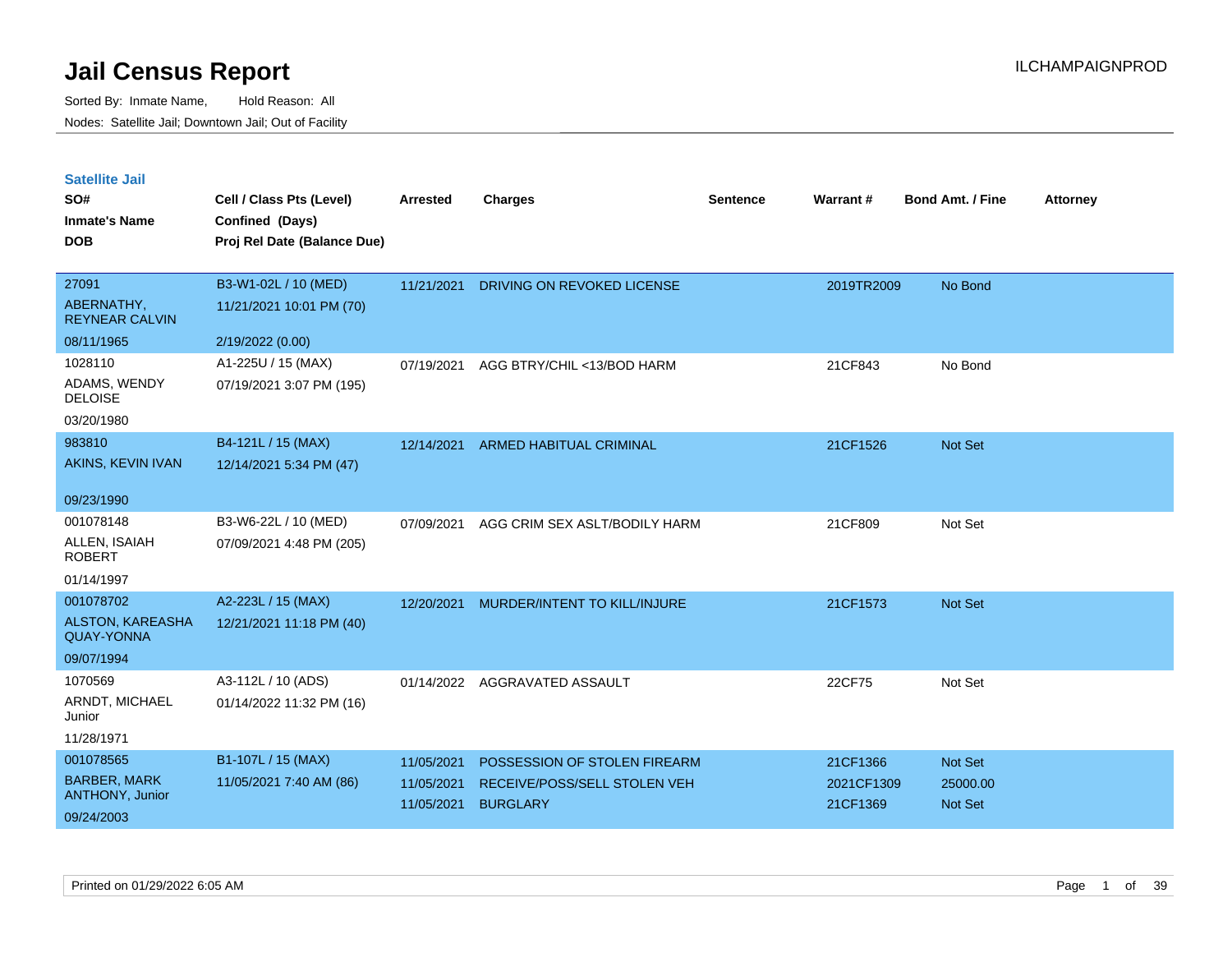# Jail Census Report

ILCHAMPAIGNPROD

Sorted By: Inmate Name, Hold Reason: All

Nodes: Satellite Jail; Downtown Jail; Out of Facility

## Satellite Jail

| SO# / Inmate's Name / DOB | Cell / Class Pts (Level) / Confined (Days) / Proj Rel Date (Balance Due) | Arrested | Charges | Sentence | Warrant # | Bond Amt. / Fine | Attorney |
|---|---|---|---|---|---|---|---|
| 27091<br>ABERNATHY, REYNEAR CALVIN<br>08/11/1965 | B3-W1-02L / 10 (MED)<br>11/21/2021 10:01 PM (70)<br>2/19/2022 (0.00) | 11/21/2021 | DRIVING ON REVOKED LICENSE | | 2019TR2009 | No Bond | |
| 1028110<br>ADAMS, WENDY DELOISE<br>03/20/1980 | A1-225U / 15 (MAX)<br>07/19/2021 3:07 PM (195) | 07/19/2021 | AGG BTRY/CHIL <13/BOD HARM | | 21CF843 | No Bond | |
| 983810<br>AKINS, KEVIN IVAN<br>09/23/1990 | B4-121L / 15 (MAX)<br>12/14/2021 5:34 PM (47) | 12/14/2021 | ARMED HABITUAL CRIMINAL | | 21CF1526 | Not Set | |
| 001078148<br>ALLEN, ISAIAH ROBERT<br>01/14/1997 | B3-W6-22L / 10 (MED)<br>07/09/2021 4:48 PM (205) | 07/09/2021 | AGG CRIM SEX ASLT/BODILY HARM | | 21CF809 | Not Set | |
| 001078702<br>ALSTON, KAREASHA QUAY-YONNA<br>09/07/1994 | A2-223L / 15 (MAX)<br>12/21/2021 11:18 PM (40) | 12/20/2021 | MURDER/INTENT TO KILL/INJURE | | 21CF1573 | Not Set | |
| 1070569<br>ARNDT, MICHAEL Junior<br>11/28/1971 | A3-112L / 10 (ADS)<br>01/14/2022 11:32 PM (16) | 01/14/2022 | AGGRAVATED ASSAULT | | 22CF75 | Not Set | |
| 001078565<br>BARBER, MARK ANTHONY, Junior<br>09/24/2003 | B1-107L / 15 (MAX)<br>11/05/2021 7:40 AM (86) | 11/05/2021<br>11/05/2021<br>11/05/2021 | POSSESSION OF STOLEN FIREARM<br>RECEIVE/POSS/SELL STOLEN VEH<br>BURGLARY | | 21CF1366<br>2021CF1309<br>21CF1369 | Not Set<br>25000.00<br>Not Set | |

Printed on 01/29/2022 6:05 AM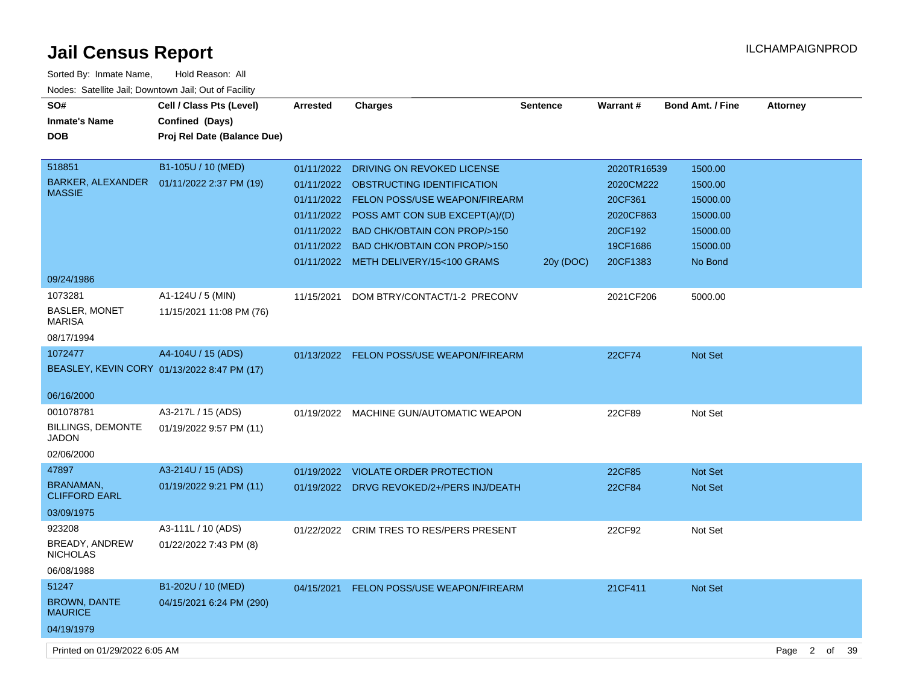# Jail Census Report

ILCHAMPAIGNPROD

Sorted By: Inmate Name, Hold Reason: All

Nodes: Satellite Jail; Downtown Jail; Out of Facility

| SO# / Inmate's Name / DOB | Cell / Class Pts (Level) / Confined (Days) / Proj Rel Date (Balance Due) | Arrested | Charges | Sentence | Warrant # | Bond Amt. / Fine | Attorney |
|---|---|---|---|---|---|---|---|
| 518851 BARKER, ALEXANDER MASSIE 09/24/1986 | B1-105U / 10 (MED) 01/11/2022 2:37 PM (19) | 01/11/2022 | DRIVING ON REVOKED LICENSE | | 2020TR16539 | 1500.00 | |
| | | 01/11/2022 | OBSTRUCTING IDENTIFICATION | | 2020CM222 | 1500.00 | |
| | | 01/11/2022 | FELON POSS/USE WEAPON/FIREARM | | 20CF361 | 15000.00 | |
| | | 01/11/2022 | POSS AMT CON SUB EXCEPT(A)/(D) | | 2020CF863 | 15000.00 | |
| | | 01/11/2022 | BAD CHK/OBTAIN CON PROP/>150 | | 20CF192 | 15000.00 | |
| | | 01/11/2022 | BAD CHK/OBTAIN CON PROP/>150 | | 19CF1686 | 15000.00 | |
| | | 01/11/2022 | METH DELIVERY/15<100 GRAMS | 20y (DOC) | 20CF1383 | No Bond | |
| 1073281 BASLER, MONET MARISA 08/17/1994 | A1-124U / 5 (MIN) 11/15/2021 11:08 PM (76) | 11/15/2021 | DOM BTRY/CONTACT/1-2 PRECONV | | 2021CF206 | 5000.00 | |
| 1072477 BEASLEY, KEVIN CORY 06/16/2000 | A4-104U / 15 (ADS) 01/13/2022 8:47 PM (17) | 01/13/2022 | FELON POSS/USE WEAPON/FIREARM | | 22CF74 | Not Set | |
| 001078781 BILLINGS, DEMONTE JADON 02/06/2000 | A3-217L / 15 (ADS) 01/19/2022 9:57 PM (11) | 01/19/2022 | MACHINE GUN/AUTOMATIC WEAPON | | 22CF89 | Not Set | |
| 47897 BRANAMAN, CLIFFORD EARL 03/09/1975 | A3-214U / 15 (ADS) 01/19/2022 9:21 PM (11) | 01/19/2022 | VIOLATE ORDER PROTECTION | | 22CF85 | Not Set | |
| | | 01/19/2022 | DRVG REVOKED/2+/PERS INJ/DEATH | | 22CF84 | Not Set | |
| 923208 BREADY, ANDREW NICHOLAS 06/08/1988 | A3-111L / 10 (ADS) 01/22/2022 7:43 PM (8) | 01/22/2022 | CRIM TRES TO RES/PERS PRESENT | | 22CF92 | Not Set | |
| 51247 BROWN, DANTE MAURICE 04/19/1979 | B1-202U / 10 (MED) 04/15/2021 6:24 PM (290) | 04/15/2021 | FELON POSS/USE WEAPON/FIREARM | | 21CF411 | Not Set | |

Printed on 01/29/2022 6:05 AM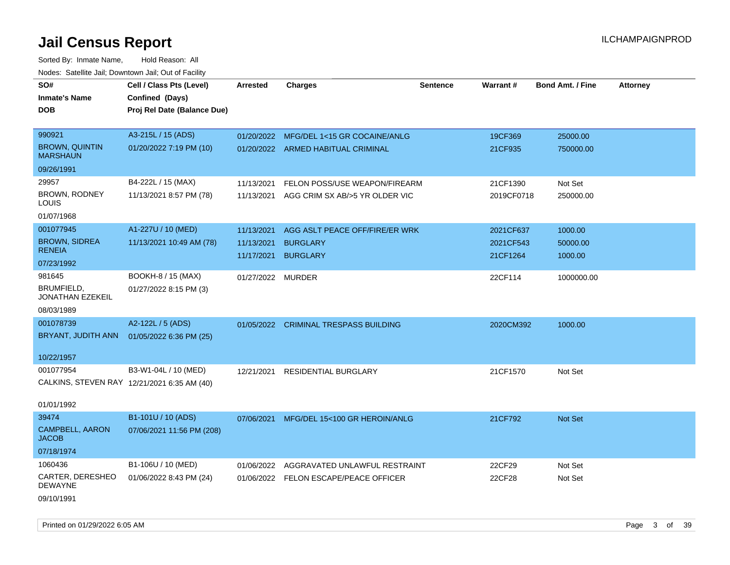# Jail Census Report

ILCHAMPAIGNPROD

Sorted By: Inmate Name, Hold Reason: All

Nodes: Satellite Jail; Downtown Jail; Out of Facility

| SO# / Inmate's Name / DOB | Cell / Class Pts (Level) / Confined (Days) / Proj Rel Date (Balance Due) | Arrested | Charges | Sentence | Warrant # | Bond Amt. / Fine | Attorney |
|---|---|---|---|---|---|---|---|
| 990921<br>BROWN, QUINTIN MARSHAUN<br>09/26/1991 | A3-215L / 15 (ADS)<br>01/20/2022 7:19 PM (10) | 01/20/2022<br>01/20/2022 | MFG/DEL 1<15 GR COCAINE/ANLG<br>ARMED HABITUAL CRIMINAL | | 19CF369<br>21CF935 | 25000.00<br>750000.00 | |
| 29957<br>BROWN, RODNEY LOUIS<br>01/07/1968 | B4-222L / 15 (MAX)<br>11/13/2021 8:57 PM (78) | 11/13/2021<br>11/13/2021 | FELON POSS/USE WEAPON/FIREARM<br>AGG CRIM SX AB/>5 YR OLDER VIC | | 21CF1390<br>2019CF0718 | Not Set<br>250000.00 | |
| 001077945<br>BROWN, SIDREA RENEIA<br>07/23/1992 | A1-227U / 10 (MED)<br>11/13/2021 10:49 AM (78) | 11/13/2021<br>11/13/2021<br>11/17/2021 | AGG ASLT PEACE OFF/FIRE/ER WRK<br>BURGLARY<br>BURGLARY | | 2021CF637<br>2021CF543<br>21CF1264 | 1000.00<br>50000.00<br>1000.00 | |
| 981645<br>BRUMFIELD, JONATHAN EZEKEIL<br>08/03/1989 | BOOKH-8 / 15 (MAX)<br>01/27/2022 8:15 PM (3) | 01/27/2022 | MURDER | | 22CF114 | 1000000.00 | |
| 001078739<br>BRYANT, JUDITH ANN<br>10/22/1957 | A2-122L / 5 (ADS)<br>01/05/2022 6:36 PM (25) | 01/05/2022 | CRIMINAL TRESPASS BUILDING | | 2020CM392 | 1000.00 | |
| 001077954<br>CALKINS, STEVEN RAY<br>01/01/1992 | B3-W1-04L / 10 (MED)<br>12/21/2021 6:35 AM (40) | 12/21/2021 | RESIDENTIAL BURGLARY | | 21CF1570 | Not Set | |
| 39474<br>CAMPBELL, AARON JACOB<br>07/18/1974 | B1-101U / 10 (ADS)<br>07/06/2021 11:56 PM (208) | 07/06/2021 | MFG/DEL 15<100 GR HEROIN/ANLG | | 21CF792 | Not Set | |
| 1060436<br>CARTER, DERESHEO DEWAYNE<br>09/10/1991 | B1-106U / 10 (MED)<br>01/06/2022 8:43 PM (24) | 01/06/2022<br>01/06/2022 | AGGRAVATED UNLAWFUL RESTRAINT<br>FELON ESCAPE/PEACE OFFICER | | 22CF29<br>22CF28 | Not Set<br>Not Set | |

Printed on 01/29/2022 6:05 AM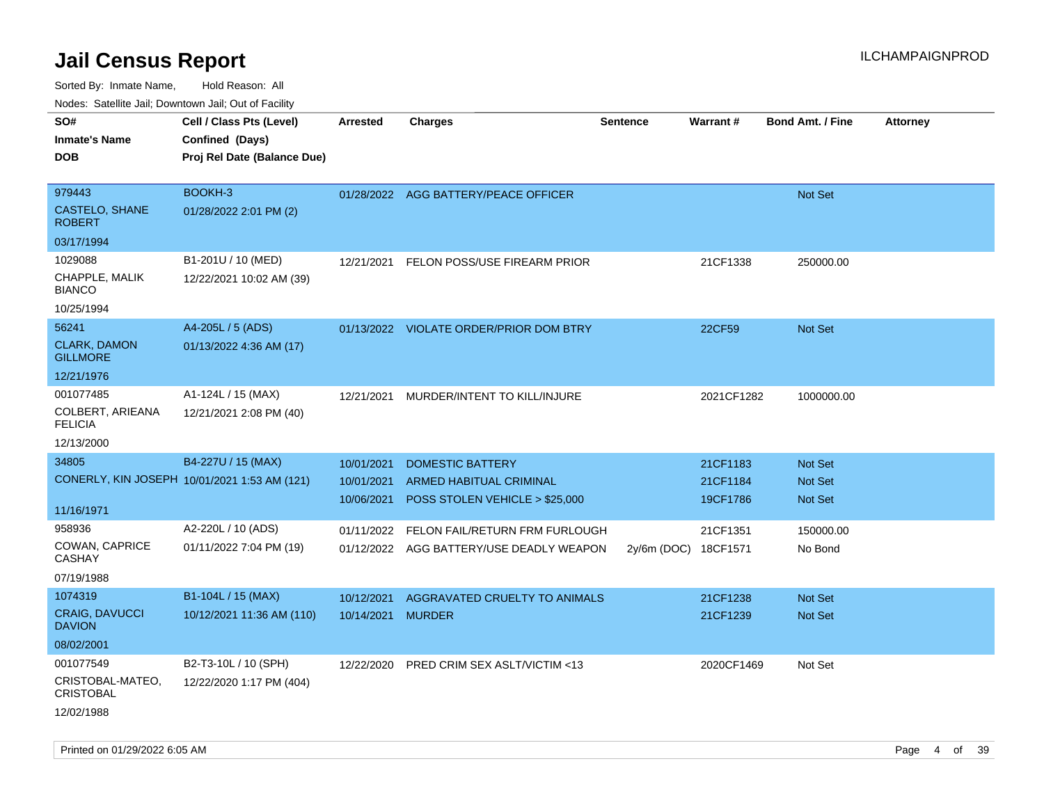# Jail Census Report

ILCHAMPAIGNPROD

Sorted By: Inmate Name, Hold Reason: All

Nodes: Satellite Jail; Downtown Jail; Out of Facility

| SO# / Inmate's Name / DOB | Cell / Class Pts (Level) / Confined (Days) / Proj Rel Date (Balance Due) | Arrested | Charges | Sentence | Warrant # | Bond Amt. / Fine | Attorney |
|---|---|---|---|---|---|---|---|
| 979443<br>CASTELO, SHANE ROBERT<br>03/17/1994 | BOOKH-3<br>01/28/2022 2:01 PM (2) | 01/28/2022 | AGG BATTERY/PEACE OFFICER | | | Not Set | |
| 1029088<br>CHAPPLE, MALIK BIANCO<br>10/25/1994 | B1-201U / 10 (MED)<br>12/22/2021 10:02 AM (39) | 12/21/2021 | FELON POSS/USE FIREARM PRIOR | | 21CF1338 | 250000.00 | |
| 56241<br>CLARK, DAMON GILLMORE<br>12/21/1976 | A4-205L / 5 (ADS)<br>01/13/2022 4:36 AM (17) | 01/13/2022 | VIOLATE ORDER/PRIOR DOM BTRY | | 22CF59 | Not Set | |
| 001077485<br>COLBERT, ARIEANA FELICIA<br>12/13/2000 | A1-124L / 15 (MAX)<br>12/21/2021 2:08 PM (40) | 12/21/2021 | MURDER/INTENT TO KILL/INJURE | | 2021CF1282 | 1000000.00 | |
| 34805<br>CONERLY, KIN JOSEPH<br>11/16/1971 | B4-227U / 15 (MAX)<br>10/01/2021 1:53 AM (121) | 10/01/2021 | DOMESTIC BATTERY | | 21CF1183 | Not Set | |
| | | 10/01/2021 | ARMED HABITUAL CRIMINAL | | 21CF1184 | Not Set | |
| | | 10/06/2021 | POSS STOLEN VEHICLE > $25,000 | | 19CF1786 | Not Set | |
| 958936<br>COWAN, CAPRICE CASHAY<br>07/19/1988 | A2-220L / 10 (ADS)<br>01/11/2022 7:04 PM (19) | 01/11/2022 | FELON FAIL/RETURN FRM FURLOUGH | | 21CF1351 | 150000.00 | |
| | | 01/12/2022 | AGG BATTERY/USE DEADLY WEAPON | 2y/6m (DOC) | 18CF1571 | No Bond | |
| 1074319<br>CRAIG, DAVUCCI DAVION<br>08/02/2001 | B1-104L / 15 (MAX)<br>10/12/2021 11:36 AM (110) | 10/12/2021 | AGGRAVATED CRUELTY TO ANIMALS | | 21CF1238 | Not Set | |
| | | 10/14/2021 | MURDER | | 21CF1239 | Not Set | |
| 001077549<br>CRISTOBAL-MATEO, CRISTOBAL<br>12/02/1988 | B2-T3-10L / 10 (SPH)<br>12/22/2020 1:17 PM (404) | 12/22/2020 | PRED CRIM SEX ASLT/VICTIM <13 | | 2020CF1469 | Not Set | |

Printed on 01/29/2022 6:05 AM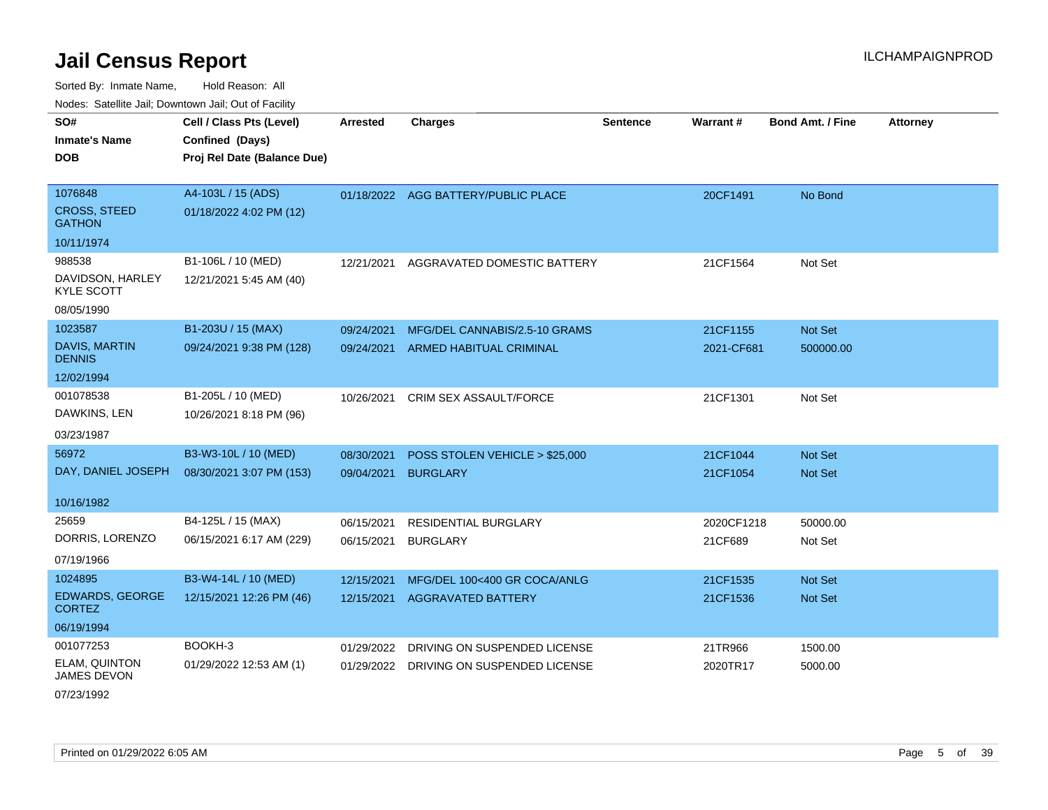# Jail Census Report

ILCHAMPAIGNPROD

Sorted By: Inmate Name, Hold Reason: All

Nodes: Satellite Jail; Downtown Jail; Out of Facility

| SO#<br>Inmate's Name<br>DOB | Cell / Class Pts (Level)<br>Confined (Days)<br>Proj Rel Date (Balance Due) | Arrested | Charges | Sentence | Warrant # | Bond Amt. / Fine | Attorney |
|---|---|---|---|---|---|---|---|
| 1076848<br>CROSS, STEED GATHON<br>10/11/1974 | A4-103L / 15 (ADS)<br>01/18/2022 4:02 PM (12) | 01/18/2022 | AGG BATTERY/PUBLIC PLACE | | 20CF1491 | No Bond | |
| 988538<br>DAVIDSON, HARLEY KYLE SCOTT<br>08/05/1990 | B1-106L / 10 (MED)<br>12/21/2021 5:45 AM (40) | 12/21/2021 | AGGRAVATED DOMESTIC BATTERY | | 21CF1564 | Not Set | |
| 1023587<br>DAVIS, MARTIN DENNIS<br>12/02/1994 | B1-203U / 15 (MAX)<br>09/24/2021 9:38 PM (128) | 09/24/2021<br>09/24/2021 | MFG/DEL CANNABIS/2.5-10 GRAMS<br>ARMED HABITUAL CRIMINAL | | 21CF1155<br>2021-CF681 | Not Set<br>500000.00 | |
| 001078538<br>DAWKINS, LEN<br>03/23/1987 | B1-205L / 10 (MED)<br>10/26/2021 8:18 PM (96) | 10/26/2021 | CRIM SEX ASSAULT/FORCE | | 21CF1301 | Not Set | |
| 56972<br>DAY, DANIEL JOSEPH<br>10/16/1982 | B3-W3-10L / 10 (MED)<br>08/30/2021 3:07 PM (153) | 08/30/2021<br>09/04/2021 | POSS STOLEN VEHICLE > $25,000<br>BURGLARY | | 21CF1044<br>21CF1054 | Not Set<br>Not Set | |
| 25659<br>DORRIS, LORENZO<br>07/19/1966 | B4-125L / 15 (MAX)<br>06/15/2021 6:17 AM (229) | 06/15/2021<br>06/15/2021 | RESIDENTIAL BURGLARY<br>BURGLARY | | 2020CF1218<br>21CF689 | 50000.00<br>Not Set | |
| 1024895<br>EDWARDS, GEORGE CORTEZ<br>06/19/1994 | B3-W4-14L / 10 (MED)<br>12/15/2021 12:26 PM (46) | 12/15/2021<br>12/15/2021 | MFG/DEL 100<400 GR COCA/ANLG<br>AGGRAVATED BATTERY | | 21CF1535<br>21CF1536 | Not Set<br>Not Set | |
| 001077253<br>ELAM, QUINTON JAMES DEVON<br>07/23/1992 | BOOKH-3<br>01/29/2022 12:53 AM (1) | 01/29/2022<br>01/29/2022 | DRIVING ON SUSPENDED LICENSE<br>DRIVING ON SUSPENDED LICENSE | | 21TR966<br>2020TR17 | 1500.00<br>5000.00 | |

Printed on 01/29/2022 6:05 AM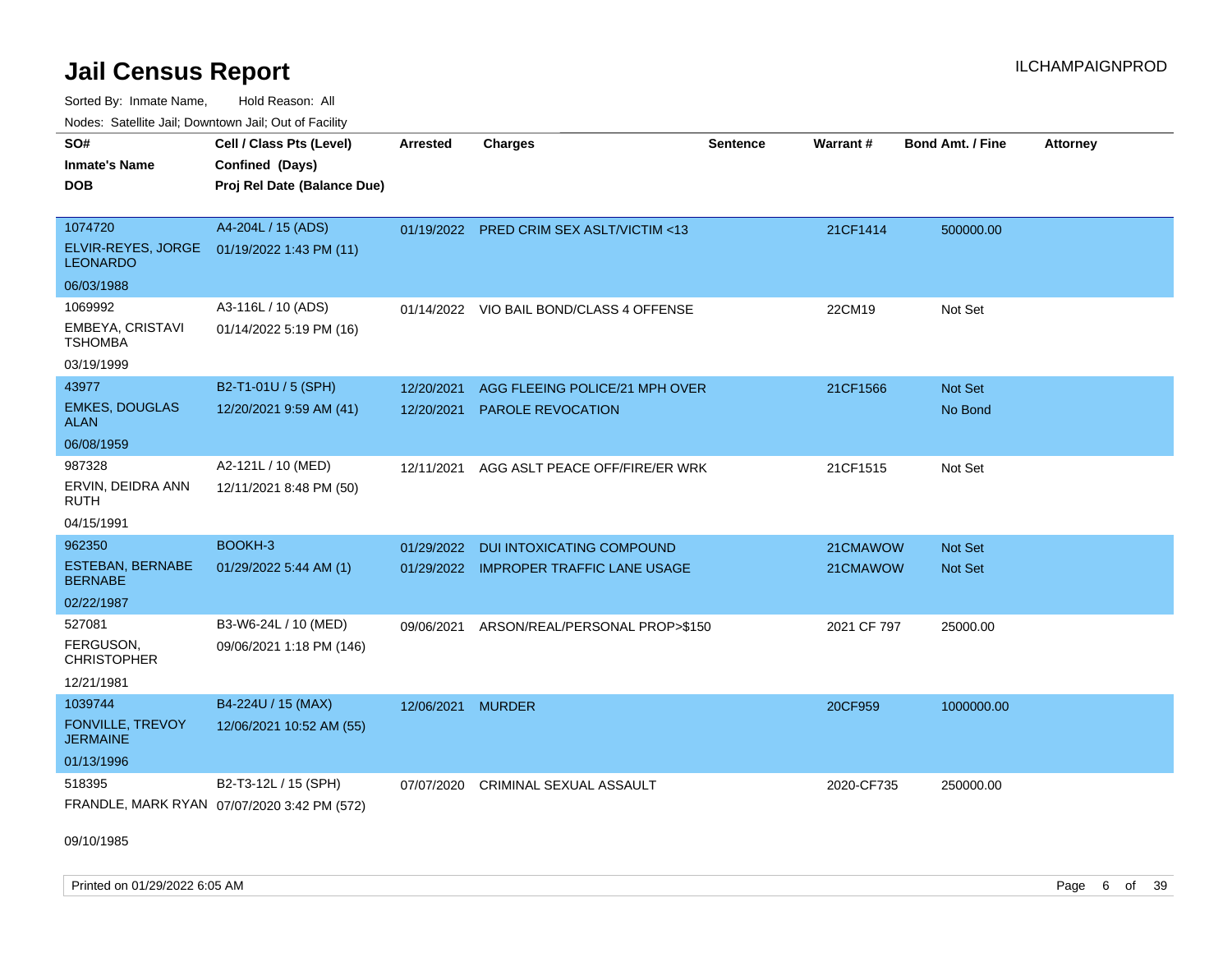# Jail Census Report

ILCHAMPAIGNPROD

Sorted By: Inmate Name, Hold Reason: All

Nodes: Satellite Jail; Downtown Jail; Out of Facility

| SO# / Inmate's Name / DOB | Cell / Class Pts (Level) / Confined (Days) / Proj Rel Date (Balance Due) | Arrested | Charges | Sentence | Warrant # | Bond Amt. / Fine | Attorney |
|---|---|---|---|---|---|---|---|
| 1074720<br>ELVIR-REYES, JORGE LEONARDO<br>06/03/1988 | A4-204L / 15 (ADS)<br>01/19/2022 1:43 PM (11) | 01/19/2022 | PRED CRIM SEX ASLT/VICTIM <13 | | 21CF1414 | 500000.00 | |
| 1069992<br>EMBEYA, CRISTAVI TSHOMBA<br>03/19/1999 | A3-116L / 10 (ADS)<br>01/14/2022 5:19 PM (16) | 01/14/2022 | VIO BAIL BOND/CLASS 4 OFFENSE | | 22CM19 | Not Set | |
| 43977<br>EMKES, DOUGLAS ALAN<br>06/08/1959 | B2-T1-01U / 5 (SPH)<br>12/20/2021 9:59 AM (41) | 12/20/2021<br>12/20/2021 | AGG FLEEING POLICE/21 MPH OVER<br>PAROLE REVOCATION | | 21CF1566 | Not Set<br>No Bond | |
| 987328<br>ERVIN, DEIDRA ANN RUTH<br>04/15/1991 | A2-121L / 10 (MED)<br>12/11/2021 8:48 PM (50) | 12/11/2021 | AGG ASLT PEACE OFF/FIRE/ER WRK | | 21CF1515 | Not Set | |
| 962350<br>ESTEBAN, BERNABE BERNABE<br>02/22/1987 | BOOKH-3<br>01/29/2022 5:44 AM (1) | 01/29/2022<br>01/29/2022 | DUI INTOXICATING COMPOUND<br>IMPROPER TRAFFIC LANE USAGE | | 21CMAWOW<br>21CMAWOW | Not Set<br>Not Set | |
| 527081<br>FERGUSON, CHRISTOPHER<br>12/21/1981 | B3-W6-24L / 10 (MED)<br>09/06/2021 1:18 PM (146) | 09/06/2021 | ARSON/REAL/PERSONAL PROP>$150 | | 2021 CF 797 | 25000.00 | |
| 1039744<br>FONVILLE, TREVOY JERMAINE<br>01/13/1996 | B4-224U / 15 (MAX)<br>12/06/2021 10:52 AM (55) | 12/06/2021 | MURDER | | 20CF959 | 1000000.00 | |
| 518395<br>FRANDLE, MARK RYAN<br>09/10/1985 | B2-T3-12L / 15 (SPH)<br>07/07/2020 3:42 PM (572) | 07/07/2020 | CRIMINAL SEXUAL ASSAULT | | 2020-CF735 | 250000.00 | |

Printed on 01/29/2022 6:05 AM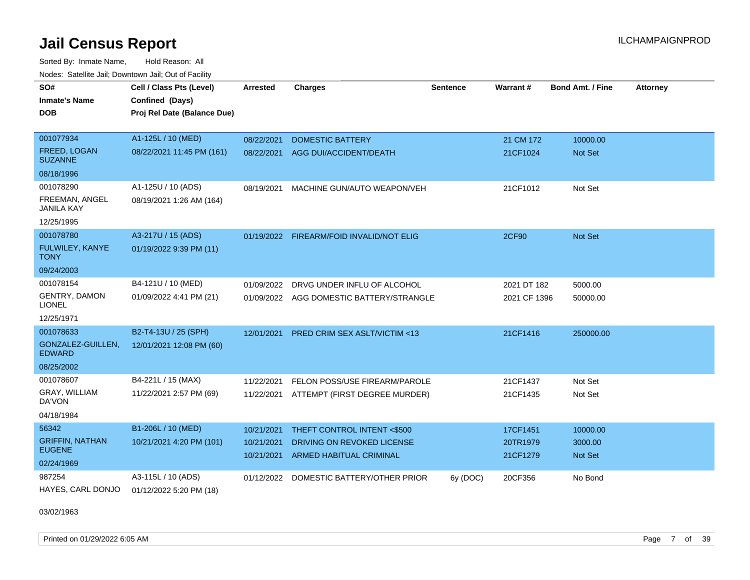# Jail Census Report

ILCHAMPAIGNPROD

Sorted By: Inmate Name, Hold Reason: All

Nodes: Satellite Jail; Downtown Jail; Out of Facility

| SO# / Inmate's Name / DOB | Cell / Class Pts (Level) / Confined (Days) / Proj Rel Date (Balance Due) | Arrested | Charges | Sentence | Warrant # | Bond Amt. / Fine | Attorney |
|---|---|---|---|---|---|---|---|
| 001077934<br>FREED, LOGAN SUZANNE<br>08/18/1996 | A1-125L / 10 (MED)<br>08/22/2021 11:45 PM (161) | 08/22/2021<br>08/22/2021 | DOMESTIC BATTERY<br>AGG DUI/ACCIDENT/DEATH | | 21 CM 172<br>21CF1024 | 10000.00<br>Not Set | |
| 001078290<br>FREEMAN, ANGEL JANILA KAY<br>12/25/1995 | A1-125U / 10 (ADS)<br>08/19/2021 1:26 AM (164) | 08/19/2021 | MACHINE GUN/AUTO WEAPON/VEH | | 21CF1012 | Not Set | |
| 001078780<br>FULWILEY, KANYE TONY<br>09/24/2003 | A3-217U / 15 (ADS)<br>01/19/2022 9:39 PM (11) | 01/19/2022 | FIREARM/FOID INVALID/NOT ELIG | | 2CF90 | Not Set | |
| 001078154<br>GENTRY, DAMON LIONEL<br>12/25/1971 | B4-121U / 10 (MED)<br>01/09/2022 4:41 PM (21) | 01/09/2022<br>01/09/2022 | DRVG UNDER INFLU OF ALCOHOL<br>AGG DOMESTIC BATTERY/STRANGLE | | 2021 DT 182<br>2021 CF 1396 | 5000.00<br>50000.00 | |
| 001078633<br>GONZALEZ-GUILLEN, EDWARD<br>08/25/2002 | B2-T4-13U / 25 (SPH)<br>12/01/2021 12:08 PM (60) | 12/01/2021 | PRED CRIM SEX ASLT/VICTIM <13 | | 21CF1416 | 250000.00 | |
| 001078607<br>GRAY, WILLIAM DA'VON<br>04/18/1984 | B4-221L / 15 (MAX)<br>11/22/2021 2:57 PM (69) | 11/22/2021<br>11/22/2021 | FELON POSS/USE FIREARM/PAROLE<br>ATTEMPT (FIRST DEGREE MURDER) | | 21CF1437<br>21CF1435 | Not Set<br>Not Set | |
| 56342<br>GRIFFIN, NATHAN EUGENE<br>02/24/1969 | B1-206L / 10 (MED)<br>10/21/2021 4:20 PM (101) | 10/21/2021<br>10/21/2021<br>10/21/2021 | THEFT CONTROL INTENT <$500<br>DRIVING ON REVOKED LICENSE<br>ARMED HABITUAL CRIMINAL | | 17CF1451<br>20TR1979<br>21CF1279 | 10000.00<br>3000.00<br>Not Set | |
| 987254<br>HAYES, CARL DONJO<br>03/02/1963 | A3-115L / 10 (ADS)<br>01/12/2022 5:20 PM (18) | 01/12/2022 | DOMESTIC BATTERY/OTHER PRIOR | 6y (DOC) | 20CF356 | No Bond | |

Printed on 01/29/2022 6:05 AM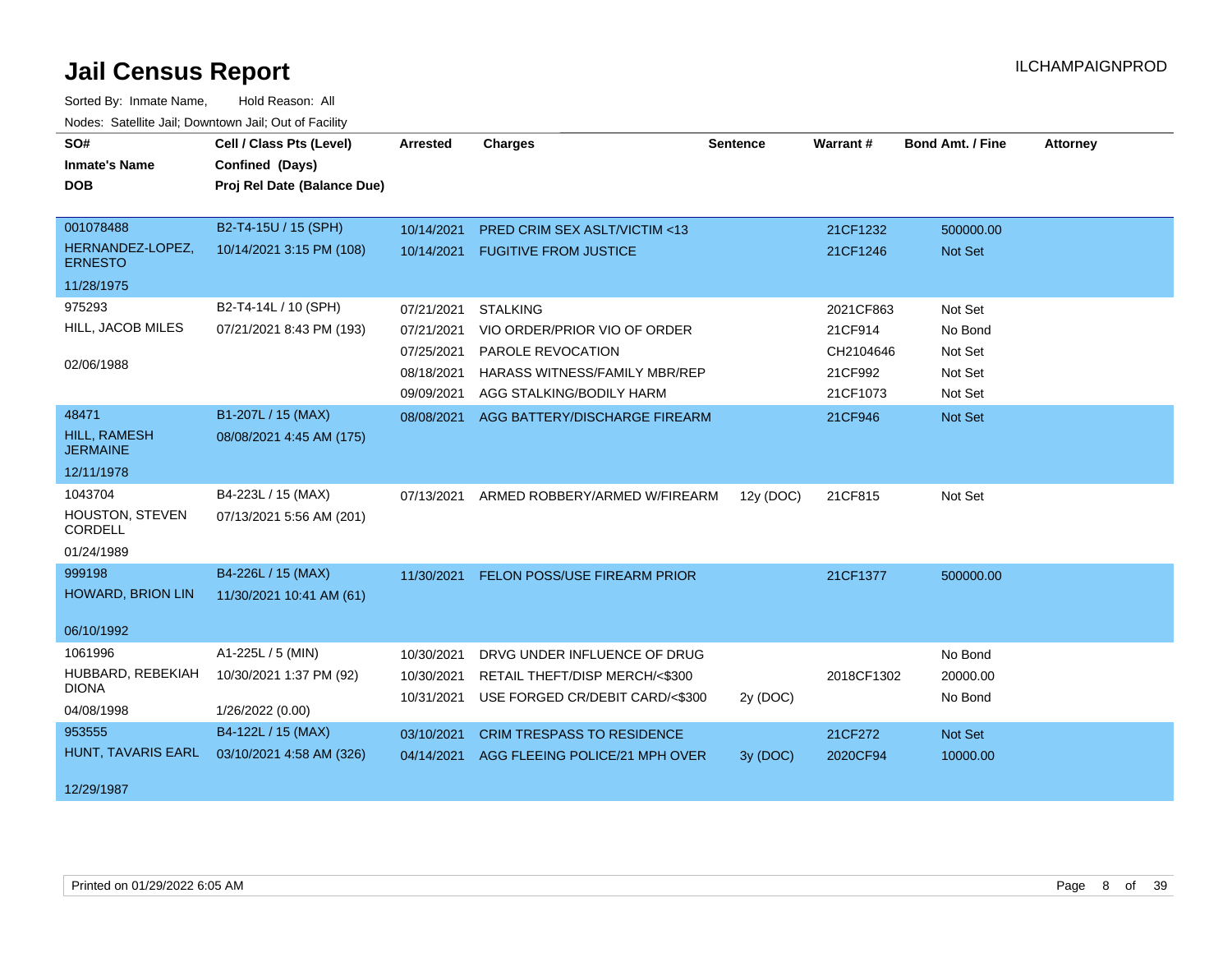# Jail Census Report

ILCHAMPAIGNPROD

Sorted By: Inmate Name, Hold Reason: All

Nodes: Satellite Jail; Downtown Jail; Out of Facility

| SO# / Inmate's Name / DOB | Cell / Class Pts (Level) / Confined (Days) / Proj Rel Date (Balance Due) | Arrested | Charges | Sentence | Warrant # | Bond Amt. / Fine | Attorney |
|---|---|---|---|---|---|---|---|
| 001078488 | B2-T4-15U / 15 (SPH) | 10/14/2021 | PRED CRIM SEX ASLT/VICTIM <13 | | 21CF1232 | 500000.00 | |
| HERNANDEZ-LOPEZ, ERNESTO | 10/14/2021 3:15 PM (108) | 10/14/2021 | FUGITIVE FROM JUSTICE | | 21CF1246 | Not Set | |
| 11/28/1975 | | | | | | | |
| 975293 | B2-T4-14L / 10 (SPH) | 07/21/2021 | STALKING | | 2021CF863 | Not Set | |
| HILL, JACOB MILES | 07/21/2021 8:43 PM (193) | 07/21/2021 | VIO ORDER/PRIOR VIO OF ORDER | | 21CF914 | No Bond | |
| 02/06/1988 | | 07/25/2021 | PAROLE REVOCATION | | CH2104646 | Not Set | |
| | | 08/18/2021 | HARASS WITNESS/FAMILY MBR/REP | | 21CF992 | Not Set | |
| | | 09/09/2021 | AGG STALKING/BODILY HARM | | 21CF1073 | Not Set | |
| 48471 | B1-207L / 15 (MAX) | 08/08/2021 | AGG BATTERY/DISCHARGE FIREARM | | 21CF946 | Not Set | |
| HILL, RAMESH JERMAINE | 08/08/2021 4:45 AM (175) | | | | | | |
| 12/11/1978 | | | | | | | |
| 1043704 | B4-223L / 15 (MAX) | 07/13/2021 | ARMED ROBBERY/ARMED W/FIREARM | 12y (DOC) | 21CF815 | Not Set | |
| HOUSTON, STEVEN CORDELL | 07/13/2021 5:56 AM (201) | | | | | | |
| 01/24/1989 | | | | | | | |
| 999198 | B4-226L / 15 (MAX) | 11/30/2021 | FELON POSS/USE FIREARM PRIOR | | 21CF1377 | 500000.00 | |
| HOWARD, BRION LIN | 11/30/2021 10:41 AM (61) | | | | | | |
| 06/10/1992 | | | | | | | |
| 1061996 | A1-225L / 5 (MIN) | 10/30/2021 | DRVG UNDER INFLUENCE OF DRUG | | | No Bond | |
| HUBBARD, REBEKIAH DIONA | 10/30/2021 1:37 PM (92) | 10/30/2021 | RETAIL THEFT/DISP MERCH/<$300 | | 2018CF1302 | 20000.00 | |
| 04/08/1998 | 1/26/2022 (0.00) | 10/31/2021 | USE FORGED CR/DEBIT CARD/<$300 | 2y (DOC) | | No Bond | |
| 953555 | B4-122L / 15 (MAX) | 03/10/2021 | CRIM TRESPASS TO RESIDENCE | | 21CF272 | Not Set | |
| HUNT, TAVARIS EARL | 03/10/2021 4:58 AM (326) | 04/14/2021 | AGG FLEEING POLICE/21 MPH OVER | 3y (DOC) | 2020CF94 | 10000.00 | |
| 12/29/1987 | | | | | | | |

Printed on 01/29/2022 6:05 AM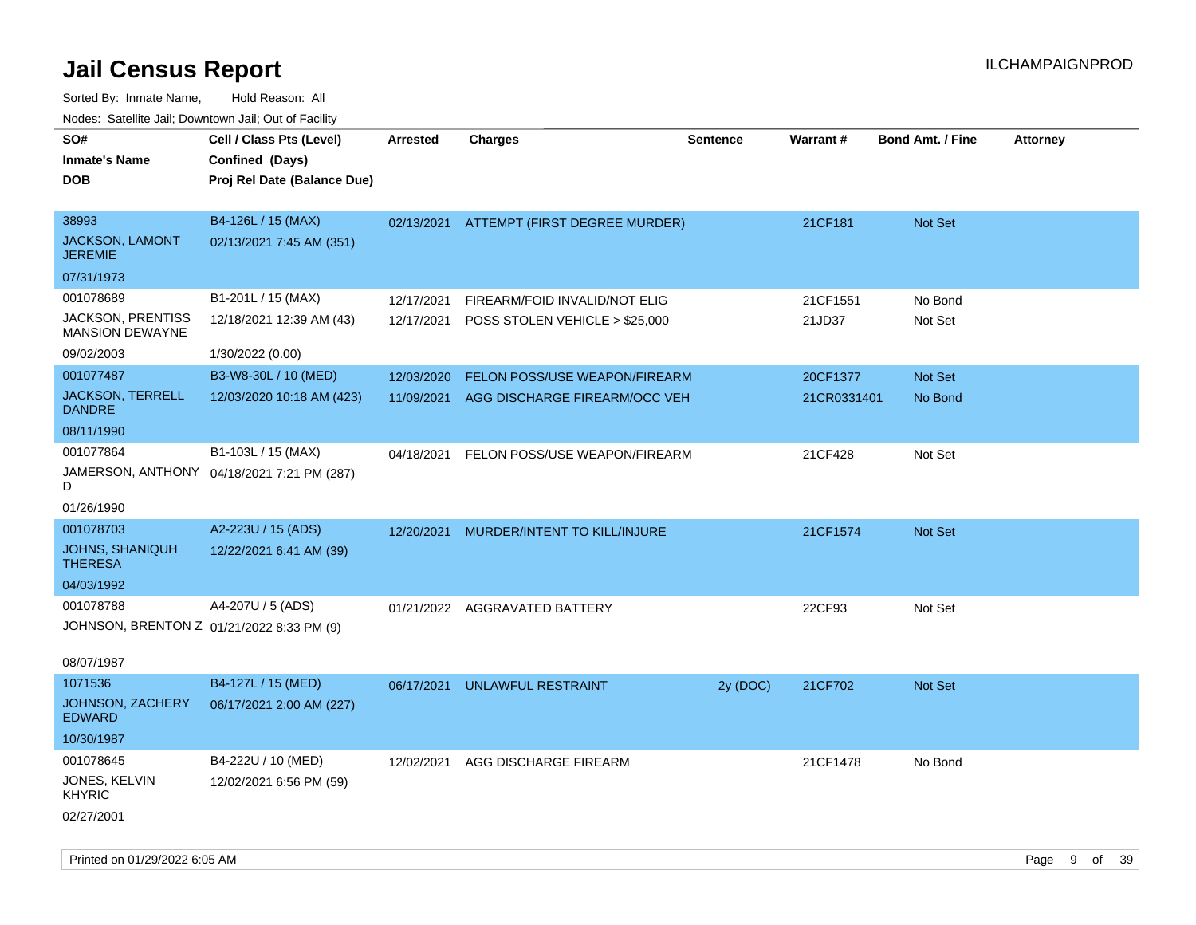# Jail Census Report

ILCHAMPAIGNPROD

Sorted By: Inmate Name, Hold Reason: All

Nodes: Satellite Jail; Downtown Jail; Out of Facility

| SO# / Inmate's Name / DOB | Cell / Class Pts (Level) / Confined (Days) / Proj Rel Date (Balance Due) | Arrested | Charges | Sentence | Warrant # | Bond Amt. / Fine | Attorney |
|---|---|---|---|---|---|---|---|
| 38993<br>JACKSON, LAMONT JEREMIE<br>07/31/1973 | B4-126L / 15 (MAX)<br>02/13/2021 7:45 AM (351) | 02/13/2021 | ATTEMPT (FIRST DEGREE MURDER) | | 21CF181 | Not Set | |
| 001078689<br>JACKSON, PRENTISS MANSION DEWAYNE<br>09/02/2003 | B1-201L / 15 (MAX)<br>12/18/2021 12:39 AM (43)<br>1/30/2022 (0.00) | 12/17/2021 | FIREARM/FOID INVALID/NOT ELIG | | 21CF1551 | No Bond | |
| | | 12/17/2021 | POSS STOLEN VEHICLE > $25,000 | | 21JD37 | Not Set | |
| 001077487<br>JACKSON, TERRELL DANDRE<br>08/11/1990 | B3-W8-30L / 10 (MED)<br>12/03/2020 10:18 AM (423) | 12/03/2020 | FELON POSS/USE WEAPON/FIREARM | | 20CF1377 | Not Set | |
| | | 11/09/2021 | AGG DISCHARGE FIREARM/OCC VEH | | 21CR0331401 | No Bond | |
| 001077864<br>JAMERSON, ANTHONY D<br>01/26/1990 | B1-103L / 15 (MAX)<br>04/18/2021 7:21 PM (287) | 04/18/2021 | FELON POSS/USE WEAPON/FIREARM | | 21CF428 | Not Set | |
| 001078703<br>JOHNS, SHANIQUH THERESA<br>04/03/1992 | A2-223U / 15 (ADS)<br>12/22/2021 6:41 AM (39) | 12/20/2021 | MURDER/INTENT TO KILL/INJURE | | 21CF1574 | Not Set | |
| 001078788<br>JOHNSON, BRENTON Z<br>08/07/1987 | A4-207U / 5 (ADS)<br>01/21/2022 8:33 PM (9) | 01/21/2022 | AGGRAVATED BATTERY | | 22CF93 | Not Set | |
| 1071536<br>JOHNSON, ZACHERY EDWARD<br>10/30/1987 | B4-127L / 15 (MED)<br>06/17/2021 2:00 AM (227) | 06/17/2021 | UNLAWFUL RESTRAINT | 2y (DOC) | 21CF702 | Not Set | |
| 001078645<br>JONES, KELVIN KHYRIC<br>02/27/2001 | B4-222U / 10 (MED)<br>12/02/2021 6:56 PM (59) | 12/02/2021 | AGG DISCHARGE FIREARM | | 21CF1478 | No Bond | |

Printed on 01/29/2022 6:05 AM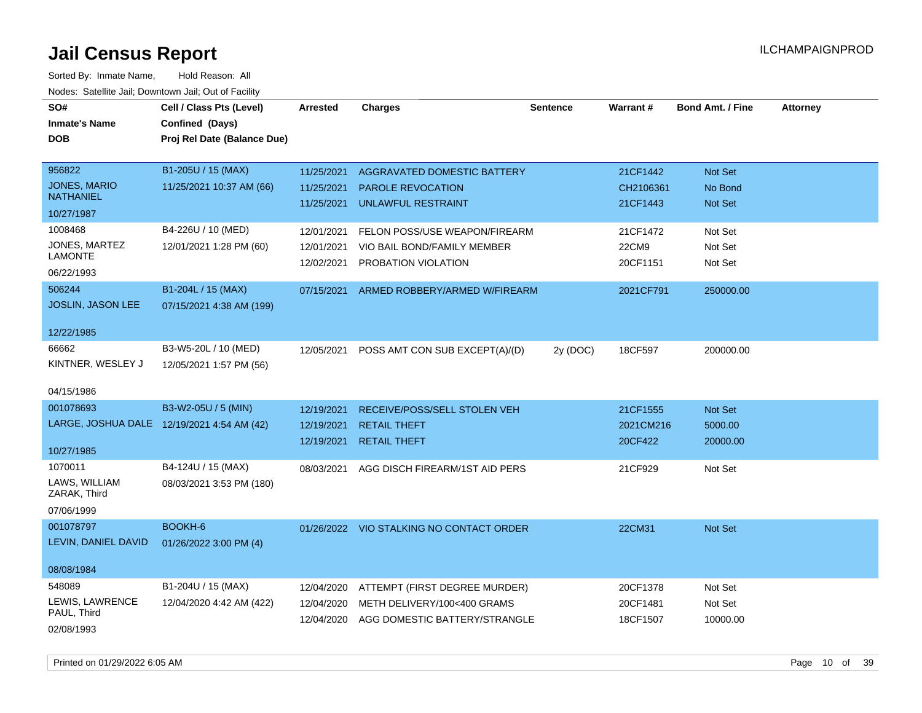# Jail Census Report

ILCHAMPAIGNPROD

Sorted By: Inmate Name, Hold Reason: All

Nodes: Satellite Jail; Downtown Jail; Out of Facility

| SO# / Inmate's Name / DOB | Cell / Class Pts (Level) / Confined (Days) / Proj Rel Date (Balance Due) | Arrested | Charges | Sentence | Warrant # | Bond Amt. / Fine | Attorney |
|---|---|---|---|---|---|---|---|
| 956822 JONES, MARIO NATHANIEL 10/27/1987 | B1-205U / 15 (MAX) 11/25/2021 10:37 AM (66) | 11/25/2021 | AGGRAVATED DOMESTIC BATTERY | | 21CF1442 | Not Set | |
| | | 11/25/2021 | PAROLE REVOCATION | | CH2106361 | No Bond | |
| | | 11/25/2021 | UNLAWFUL RESTRAINT | | 21CF1443 | Not Set | |
| 1008468 JONES, MARTEZ LAMONTE 06/22/1993 | B4-226U / 10 (MED) 12/01/2021 1:28 PM (60) | 12/01/2021 | FELON POSS/USE WEAPON/FIREARM | | 21CF1472 | Not Set | |
| | | 12/01/2021 | VIO BAIL BOND/FAMILY MEMBER | | 22CM9 | Not Set | |
| | | 12/02/2021 | PROBATION VIOLATION | | 20CF1151 | Not Set | |
| 506244 JOSLIN, JASON LEE 12/22/1985 | B1-204L / 15 (MAX) 07/15/2021 4:38 AM (199) | 07/15/2021 | ARMED ROBBERY/ARMED W/FIREARM | | 2021CF791 | 250000.00 | |
| 66662 KINTNER, WESLEY J 04/15/1986 | B3-W5-20L / 10 (MED) 12/05/2021 1:57 PM (56) | 12/05/2021 | POSS AMT CON SUB EXCEPT(A)/(D) | 2y (DOC) | 18CF597 | 200000.00 | |
| 001078693 LARGE, JOSHUA DALE 10/27/1985 | B3-W2-05U / 5 (MIN) 12/19/2021 4:54 AM (42) | 12/19/2021 | RECEIVE/POSS/SELL STOLEN VEH | | 21CF1555 | Not Set | |
| | | 12/19/2021 | RETAIL THEFT | | 2021CM216 | 5000.00 | |
| | | 12/19/2021 | RETAIL THEFT | | 20CF422 | 20000.00 | |
| 1070011 LAWS, WILLIAM ZARAK, Third 07/06/1999 | B4-124U / 15 (MAX) 08/03/2021 3:53 PM (180) | 08/03/2021 | AGG DISCH FIREARM/1ST AID PERS | | 21CF929 | Not Set | |
| 001078797 LEVIN, DANIEL DAVID 08/08/1984 | BOOKH-6 01/26/2022 3:00 PM (4) | 01/26/2022 | VIO STALKING NO CONTACT ORDER | | 22CM31 | Not Set | |
| 548089 LEWIS, LAWRENCE PAUL, Third 02/08/1993 | B1-204U / 15 (MAX) 12/04/2020 4:42 AM (422) | 12/04/2020 | ATTEMPT (FIRST DEGREE MURDER) | | 20CF1378 | Not Set | |
| | | 12/04/2020 | METH DELIVERY/100<400 GRAMS | | 20CF1481 | Not Set | |
| | | 12/04/2020 | AGG DOMESTIC BATTERY/STRANGLE | | 18CF1507 | 10000.00 | |

Printed on 01/29/2022 6:05 AM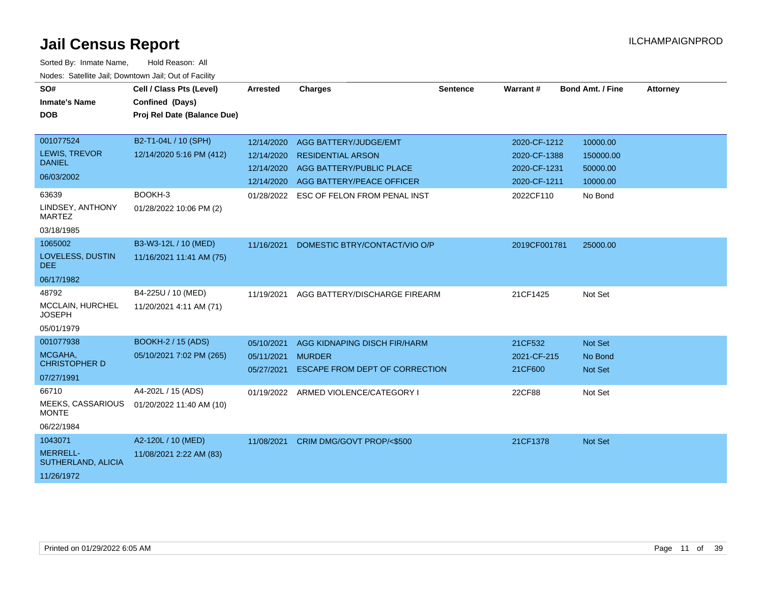# Jail Census Report

ILCHAMPAIGNPROD

Sorted By: Inmate Name, Hold Reason: All

Nodes: Satellite Jail; Downtown Jail; Out of Facility

| SO# / Inmate's Name / DOB | Cell / Class Pts (Level) / Confined (Days) / Proj Rel Date (Balance Due) | Arrested | Charges | Sentence | Warrant # | Bond Amt. / Fine | Attorney |
|---|---|---|---|---|---|---|---|
| 001077524<br>LEWIS, TREVOR DANIEL<br>06/03/2002 | B2-T1-04L / 10 (SPH)<br>12/14/2020 5:16 PM (412) | 12/14/2020 | AGG BATTERY/JUDGE/EMT | | 2020-CF-1212 | 10000.00 | |
| | | 12/14/2020 | RESIDENTIAL ARSON | | 2020-CF-1388 | 150000.00 | |
| | | 12/14/2020 | AGG BATTERY/PUBLIC PLACE | | 2020-CF-1231 | 50000.00 | |
| | | 12/14/2020 | AGG BATTERY/PEACE OFFICER | | 2020-CF-1211 | 10000.00 | |
| 63639<br>LINDSEY, ANTHONY MARTEZ<br>03/18/1985 | BOOKH-3<br>01/28/2022 10:06 PM (2) | 01/28/2022 | ESC OF FELON FROM PENAL INST | | 2022CF110 | No Bond | |
| 1065002<br>LOVELESS, DUSTIN DEE<br>06/17/1982 | B3-W3-12L / 10 (MED)<br>11/16/2021 11:41 AM (75) | 11/16/2021 | DOMESTIC BTRY/CONTACT/VIO O/P | | 2019CF001781 | 25000.00 | |
| 48792<br>MCCLAIN, HURCHEL JOSEPH<br>05/01/1979 | B4-225U / 10 (MED)<br>11/20/2021 4:11 AM (71) | 11/19/2021 | AGG BATTERY/DISCHARGE FIREARM | | 21CF1425 | Not Set | |
| 001077938<br>MCGAHA, CHRISTOPHER D<br>07/27/1991 | BOOKH-2 / 15 (ADS)<br>05/10/2021 7:02 PM (265) | 05/10/2021 | AGG KIDNAPING DISCH FIR/HARM | | 21CF532 | Not Set | |
| | | 05/11/2021 | MURDER | | 2021-CF-215 | No Bond | |
| | | 05/27/2021 | ESCAPE FROM DEPT OF CORRECTION | | 21CF600 | Not Set | |
| 66710<br>MEEKS, CASSARIOUS MONTE<br>06/22/1984 | A4-202L / 15 (ADS)<br>01/20/2022 11:40 AM (10) | 01/19/2022 | ARMED VIOLENCE/CATEGORY I | | 22CF88 | Not Set | |
| 1043071<br>MERRELL-SUTHERLAND, ALICIA<br>11/26/1972 | A2-120L / 10 (MED)<br>11/08/2021 2:22 AM (83) | 11/08/2021 | CRIM DMG/GOVT PROP/<$500 | | 21CF1378 | Not Set | |

Printed on 01/29/2022 6:05 AM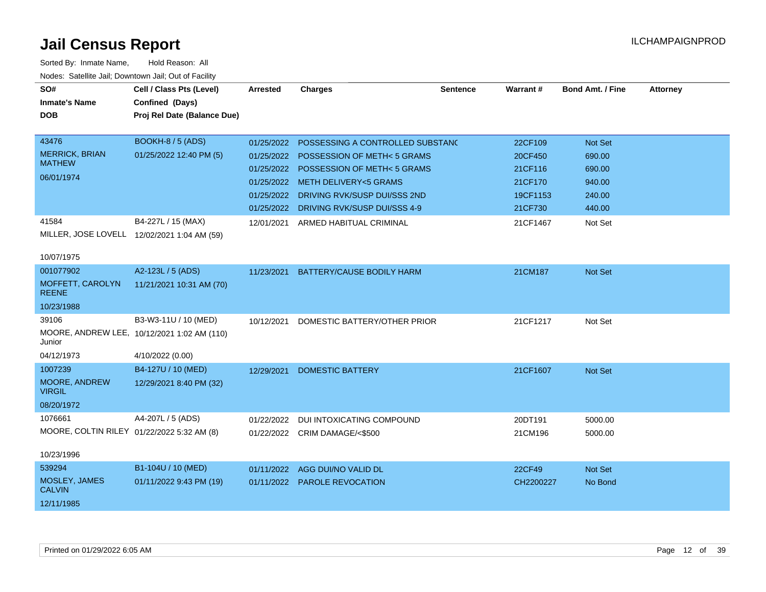# Jail Census Report

ILCHAMPAIGNPROD

Sorted By: Inmate Name, Hold Reason: All

Nodes: Satellite Jail; Downtown Jail; Out of Facility

| SO# / Inmate's Name / DOB | Cell / Class Pts (Level) / Confined (Days) / Proj Rel Date (Balance Due) | Arrested | Charges | Sentence | Warrant # | Bond Amt. / Fine | Attorney |
|---|---|---|---|---|---|---|---|
| 43476<br>MERRICK, BRIAN MATHEW<br>06/01/1974 | BOOKH-8 / 5 (ADS)<br>01/25/2022 12:40 PM (5) | 01/25/2022 | POSSESSING A CONTROLLED SUBSTANC | | 22CF109 | Not Set | |
| | | 01/25/2022 | POSSESSION OF METH< 5 GRAMS | | 20CF450 | 690.00 | |
| | | 01/25/2022 | POSSESSION OF METH< 5 GRAMS | | 21CF116 | 690.00 | |
| | | 01/25/2022 | METH DELIVERY<5 GRAMS | | 21CF170 | 940.00 | |
| | | 01/25/2022 | DRIVING RVK/SUSP DUI/SSS 2ND | | 19CF1153 | 240.00 | |
| | | 01/25/2022 | DRIVING RVK/SUSP DUI/SSS 4-9 | | 21CF730 | 440.00 | |
| 41584<br>MILLER, JOSE LOVELL<br>10/07/1975 | B4-227L / 15 (MAX)<br>12/02/2021 1:04 AM (59) | 12/01/2021 | ARMED HABITUAL CRIMINAL | | 21CF1467 | Not Set | |
| 001077902<br>MOFFETT, CAROLYN REENE<br>10/23/1988 | A2-123L / 5 (ADS)<br>11/21/2021 10:31 AM (70) | 11/23/2021 | BATTERY/CAUSE BODILY HARM | | 21CM187 | Not Set | |
| 39106<br>MOORE, ANDREW LEE, Junior<br>04/12/1973 | B3-W3-11U / 10 (MED)<br>10/12/2021 1:02 AM (110)<br>4/10/2022 (0.00) | 10/12/2021 | DOMESTIC BATTERY/OTHER PRIOR | | 21CF1217 | Not Set | |
| 1007239<br>MOORE, ANDREW VIRGIL<br>08/20/1972 | B4-127U / 10 (MED)<br>12/29/2021 8:40 PM (32) | 12/29/2021 | DOMESTIC BATTERY | | 21CF1607 | Not Set | |
| 1076661<br>MOORE, COLTIN RILEY<br>10/23/1996 | A4-207L / 5 (ADS)<br>01/22/2022 5:32 AM (8) | 01/22/2022 | DUI INTOXICATING COMPOUND | | 20DT191 | 5000.00 | |
| | | 01/22/2022 | CRIM DAMAGE/<$500 | | 21CM196 | 5000.00 | |
| 539294<br>MOSLEY, JAMES CALVIN<br>12/11/1985 | B1-104U / 10 (MED)<br>01/11/2022 9:43 PM (19) | 01/11/2022 | AGG DUI/NO VALID DL | | 22CF49 | Not Set | |
| | | 01/11/2022 | PAROLE REVOCATION | | CH2200227 | No Bond | |

Printed on 01/29/2022 6:05 AM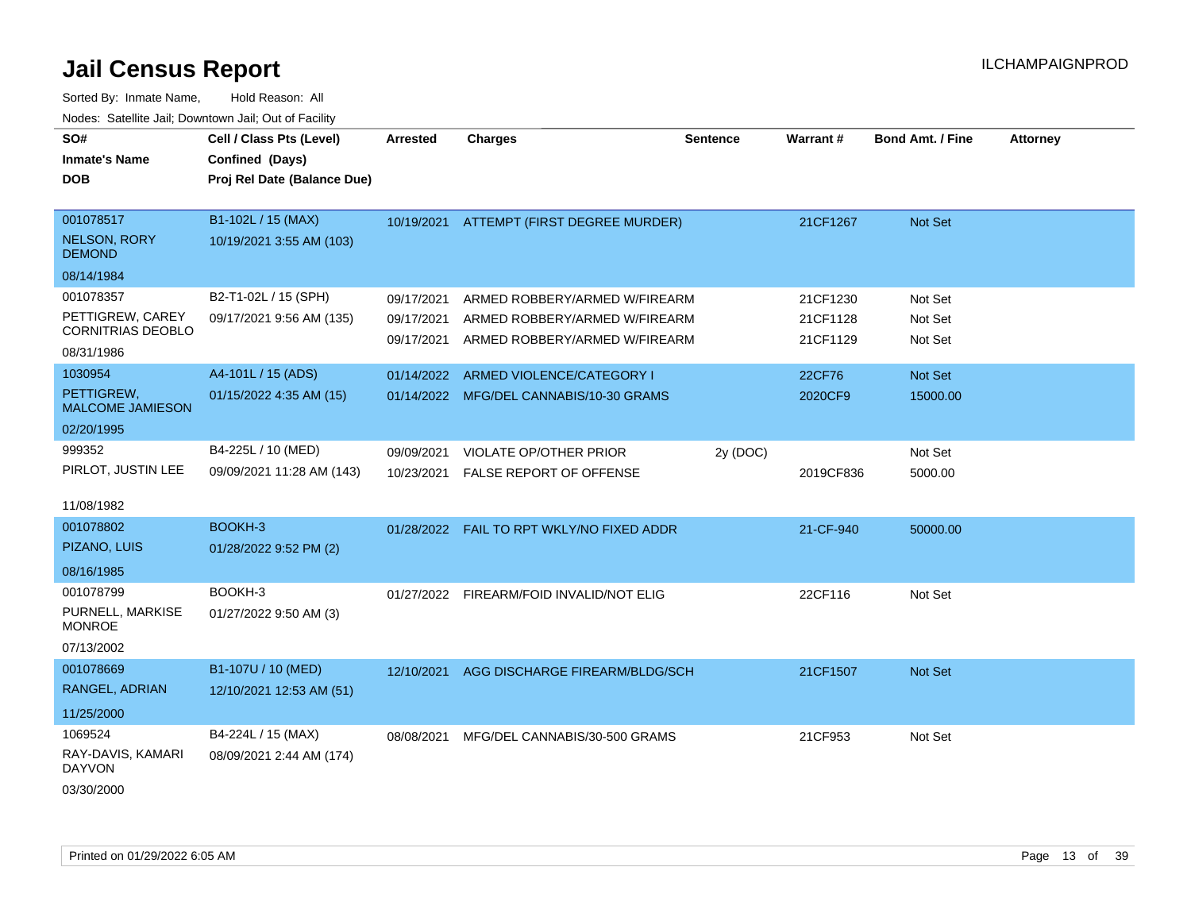# Jail Census Report

ILCHAMPAIGNPROD

Sorted By: Inmate Name, Hold Reason: All

Nodes: Satellite Jail; Downtown Jail; Out of Facility

| SO# / Inmate's Name / DOB | Cell / Class Pts (Level) / Confined (Days) / Proj Rel Date (Balance Due) | Arrested | Charges | Sentence | Warrant # | Bond Amt. / Fine | Attorney |
|---|---|---|---|---|---|---|---|
| 001078517<br>NELSON, RORY DEMOND<br>08/14/1984 | B1-102L / 15 (MAX)<br>10/19/2021 3:55 AM (103) | 10/19/2021 | ATTEMPT (FIRST DEGREE MURDER) | | 21CF1267 | Not Set | |
| 001078357<br>PETTIGREW, CAREY CORNITRIAS DEOBLO<br>08/31/1986 | B2-T1-02L / 15 (SPH)<br>09/17/2021 9:56 AM (135) | 09/17/2021<br>09/17/2021<br>09/17/2021 | ARMED ROBBERY/ARMED W/FIREARM<br>ARMED ROBBERY/ARMED W/FIREARM<br>ARMED ROBBERY/ARMED W/FIREARM | | 21CF1230<br>21CF1128<br>21CF1129 | Not Set<br>Not Set<br>Not Set | |
| 1030954<br>PETTIGREW, MALCOME JAMIESON<br>02/20/1995 | A4-101L / 15 (ADS)<br>01/15/2022 4:35 AM (15) | 01/14/2022<br>01/14/2022 | ARMED VIOLENCE/CATEGORY I<br>MFG/DEL CANNABIS/10-30 GRAMS | | 22CF76<br>2020CF9 | Not Set<br>15000.00 | |
| 999352<br>PIRLOT, JUSTIN LEE<br>11/08/1982 | B4-225L / 10 (MED)<br>09/09/2021 11:28 AM (143) | 09/09/2021<br>10/23/2021 | VIOLATE OP/OTHER PRIOR<br>FALSE REPORT OF OFFENSE | 2y (DOC) | <br>2019CF836 | Not Set<br>5000.00 | |
| 001078802<br>PIZANO, LUIS<br>08/16/1985 | BOOKH-3<br>01/28/2022 9:52 PM (2) | 01/28/2022 | FAIL TO RPT WKLY/NO FIXED ADDR | | 21-CF-940 | 50000.00 | |
| 001078799<br>PURNELL, MARKISE MONROE<br>07/13/2002 | BOOKH-3<br>01/27/2022 9:50 AM (3) | 01/27/2022 | FIREARM/FOID INVALID/NOT ELIG | | 22CF116 | Not Set | |
| 001078669<br>RANGEL, ADRIAN<br>11/25/2000 | B1-107U / 10 (MED)<br>12/10/2021 12:53 AM (51) | 12/10/2021 | AGG DISCHARGE FIREARM/BLDG/SCH | | 21CF1507 | Not Set | |
| 1069524<br>RAY-DAVIS, KAMARI DAYVON<br>03/30/2000 | B4-224L / 15 (MAX)<br>08/09/2021 2:44 AM (174) | 08/08/2021 | MFG/DEL CANNABIS/30-500 GRAMS | | 21CF953 | Not Set | |

Printed on 01/29/2022 6:05 AM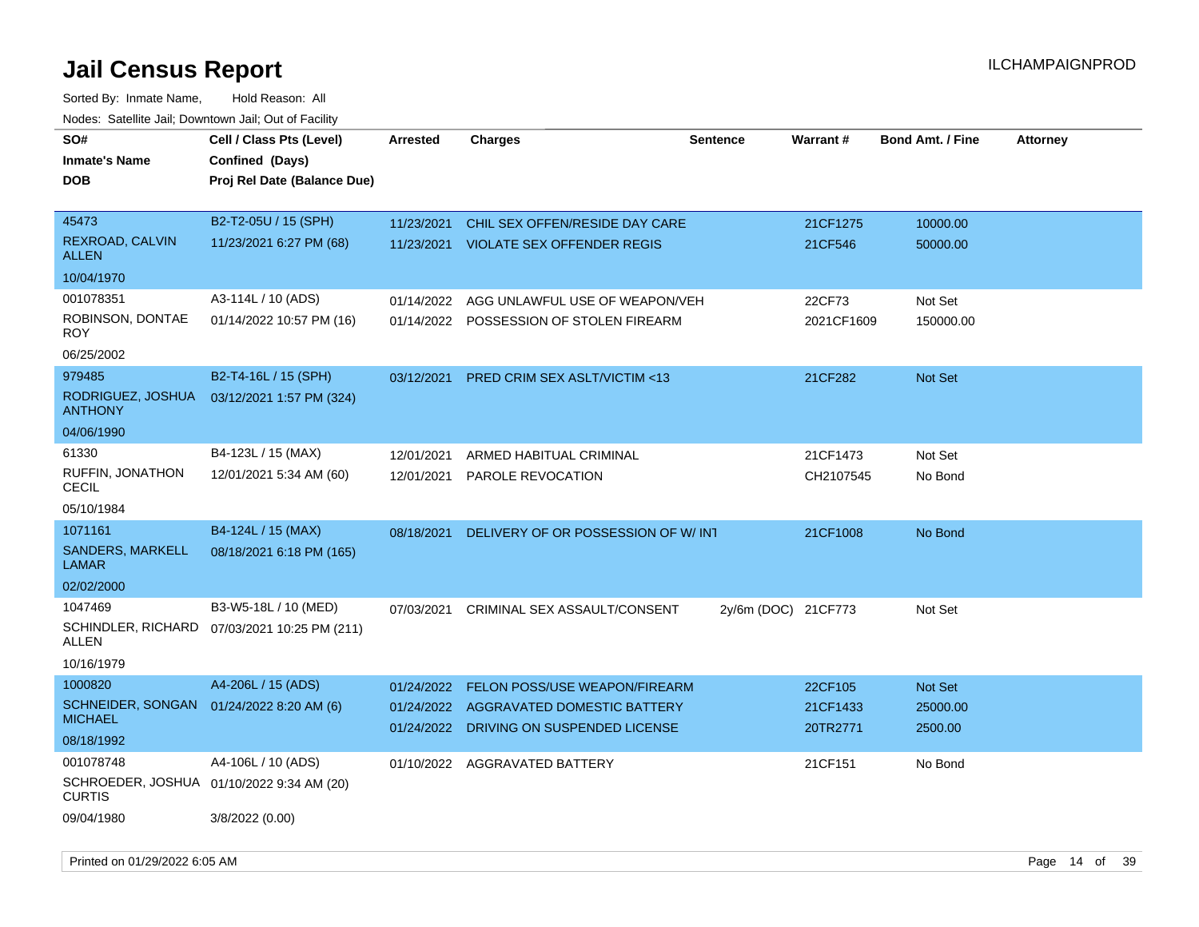# Jail Census Report

ILCHAMPAIGNPROD

Sorted By: Inmate Name, Hold Reason: All

Nodes: Satellite Jail; Downtown Jail; Out of Facility

| SO# / Inmate's Name / DOB | Cell / Class Pts (Level) / Confined (Days) / Proj Rel Date (Balance Due) | Arrested | Charges | Sentence | Warrant # | Bond Amt. / Fine | Attorney |
|---|---|---|---|---|---|---|---|
| 45473<br>REXROAD, CALVIN ALLEN<br>10/04/1970 | B2-T2-05U / 15 (SPH)<br>11/23/2021 6:27 PM (68) | 11/23/2021<br>11/23/2021 | CHIL SEX OFFEN/RESIDE DAY CARE<br>VIOLATE SEX OFFENDER REGIS | | 21CF1275<br>21CF546 | 10000.00<br>50000.00 | |
| 001078351<br>ROBINSON, DONTAE ROY<br>06/25/2002 | A3-114L / 10 (ADS)<br>01/14/2022 10:57 PM (16) | 01/14/2022<br>01/14/2022 | AGG UNLAWFUL USE OF WEAPON/VEH<br>POSSESSION OF STOLEN FIREARM | | 22CF73<br>2021CF1609 | Not Set<br>150000.00 | |
| 979485<br>RODRIGUEZ, JOSHUA ANTHONY<br>04/06/1990 | B2-T4-16L / 15 (SPH)<br>03/12/2021 1:57 PM (324) | 03/12/2021 | PRED CRIM SEX ASLT/VICTIM <13 | | 21CF282 | Not Set | |
| 61330<br>RUFFIN, JONATHON CECIL<br>05/10/1984 | B4-123L / 15 (MAX)<br>12/01/2021 5:34 AM (60) | 12/01/2021<br>12/01/2021 | ARMED HABITUAL CRIMINAL<br>PAROLE REVOCATION | | 21CF1473<br>CH2107545 | Not Set<br>No Bond | |
| 1071161<br>SANDERS, MARKELL LAMAR<br>02/02/2000 | B4-124L / 15 (MAX)<br>08/18/2021 6:18 PM (165) | 08/18/2021 | DELIVERY OF OR POSSESSION OF W/ INT | | 21CF1008 | No Bond | |
| 1047469<br>SCHINDLER, RICHARD ALLEN<br>10/16/1979 | B3-W5-18L / 10 (MED)<br>07/03/2021 10:25 PM (211) | 07/03/2021 | CRIMINAL SEX ASSAULT/CONSENT | 2y/6m (DOC) | 21CF773 | Not Set | |
| 1000820<br>SCHNEIDER, SONGAN MICHAEL<br>08/18/1992 | A4-206L / 15 (ADS)<br>01/24/2022 8:20 AM (6) | 01/24/2022<br>01/24/2022<br>01/24/2022 | FELON POSS/USE WEAPON/FIREARM<br>AGGRAVATED DOMESTIC BATTERY<br>DRIVING ON SUSPENDED LICENSE | | 22CF105<br>21CF1433<br>20TR2771 | Not Set<br>25000.00<br>2500.00 | |
| 001078748<br>SCHROEDER, JOSHUA CURTIS<br>09/04/1980 | A4-106L / 10 (ADS)<br>01/10/2022 9:34 AM (20)<br>3/8/2022 (0.00) | 01/10/2022 | AGGRAVATED BATTERY | | 21CF151 | No Bond | |

Printed on 01/29/2022 6:05 AM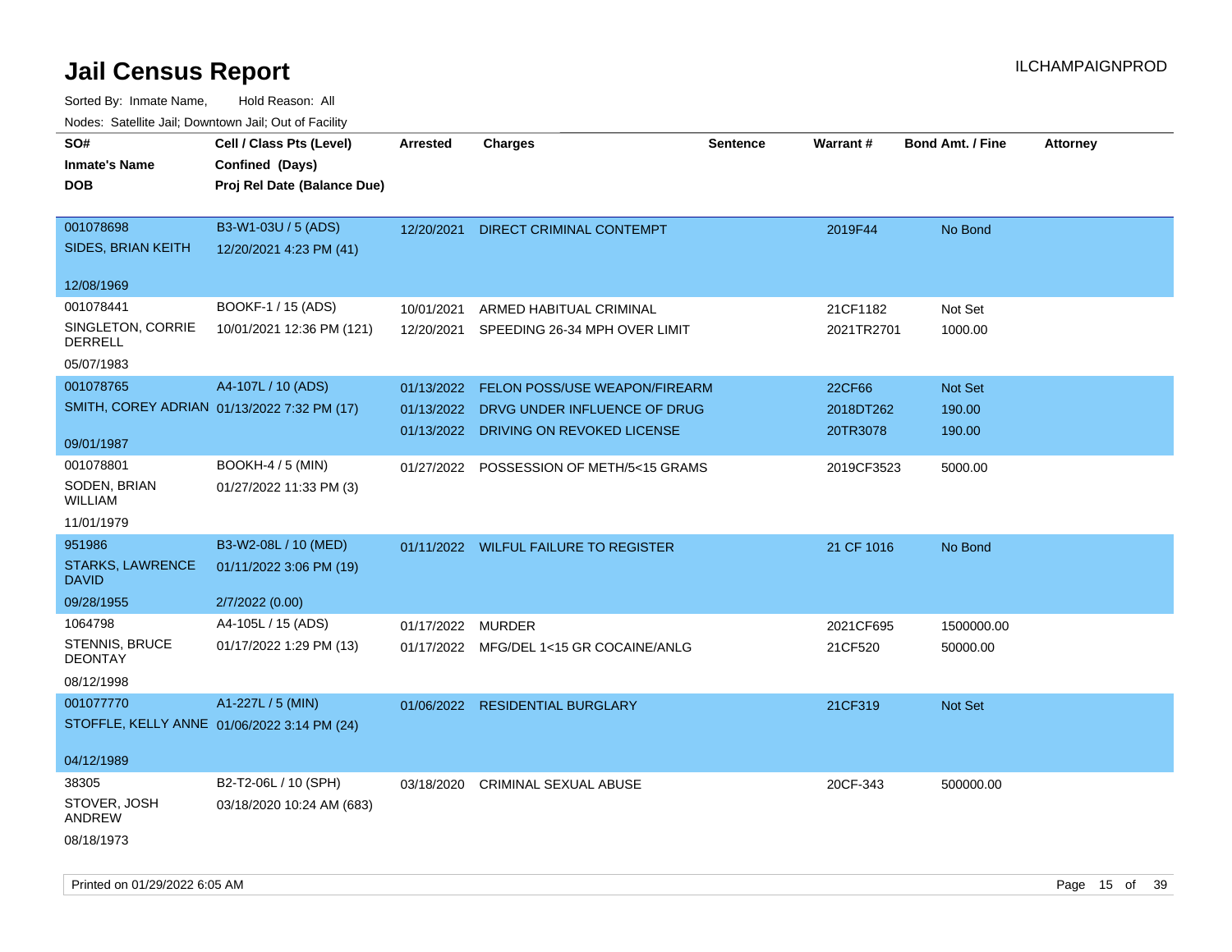# Jail Census Report

ILCHAMPAIGNPROD

Sorted By: Inmate Name, Hold Reason: All

Nodes: Satellite Jail; Downtown Jail; Out of Facility

| SO#<br>Inmate's Name<br>DOB | Cell / Class Pts (Level)<br>Confined (Days)<br>Proj Rel Date (Balance Due) | Arrested | Charges | Sentence | Warrant # | Bond Amt. / Fine | Attorney |
|---|---|---|---|---|---|---|---|
| 001078698<br>SIDES, BRIAN KEITH<br>12/08/1969 | B3-W1-03U / 5 (ADS)<br>12/20/2021 4:23 PM (41) | 12/20/2021 | DIRECT CRIMINAL CONTEMPT | | 2019F44 | No Bond | |
| 001078441<br>SINGLETON, CORRIE DERRELL<br>05/07/1983 | BOOKF-1 / 15 (ADS)<br>10/01/2021 12:36 PM (121) | 10/01/2021<br>12/20/2021 | ARMED HABITUAL CRIMINAL<br>SPEEDING 26-34 MPH OVER LIMIT | | 21CF1182<br>2021TR2701 | Not Set<br>1000.00 | |
| 001078765<br>SMITH, COREY ADRIAN<br>09/01/1987 | A4-107L / 10 (ADS)<br>01/13/2022 7:32 PM (17) | 01/13/2022<br>01/13/2022<br>01/13/2022 | FELON POSS/USE WEAPON/FIREARM<br>DRVG UNDER INFLUENCE OF DRUG<br>DRIVING ON REVOKED LICENSE | | 22CF66<br>2018DT262<br>20TR3078 | Not Set<br>190.00<br>190.00 | |
| 001078801<br>SODEN, BRIAN WILLIAM<br>11/01/1979 | BOOKH-4 / 5 (MIN)<br>01/27/2022 11:33 PM (3) | 01/27/2022 | POSSESSION OF METH/5<15 GRAMS | | 2019CF3523 | 5000.00 | |
| 951986<br>STARKS, LAWRENCE DAVID<br>09/28/1955 | B3-W2-08L / 10 (MED)<br>01/11/2022 3:06 PM (19)<br>2/7/2022 (0.00) | 01/11/2022 | WILFUL FAILURE TO REGISTER | | 21 CF 1016 | No Bond | |
| 1064798<br>STENNIS, BRUCE DEONTAY<br>08/12/1998 | A4-105L / 15 (ADS)<br>01/17/2022 1:29 PM (13) | 01/17/2022<br>01/17/2022 | MURDER<br>MFG/DEL 1<15 GR COCAINE/ANLG | | 2021CF695<br>21CF520 | 1500000.00<br>50000.00 | |
| 001077770<br>STOFFLE, KELLY ANNE<br>04/12/1989 | A1-227L / 5 (MIN)<br>01/06/2022 3:14 PM (24) | 01/06/2022 | RESIDENTIAL BURGLARY | | 21CF319 | Not Set | |
| 38305<br>STOVER, JOSH ANDREW<br>08/18/1973 | B2-T2-06L / 10 (SPH)<br>03/18/2020 10:24 AM (683) | 03/18/2020 | CRIMINAL SEXUAL ABUSE | | 20CF-343 | 500000.00 | |

Printed on 01/29/2022 6:05 AM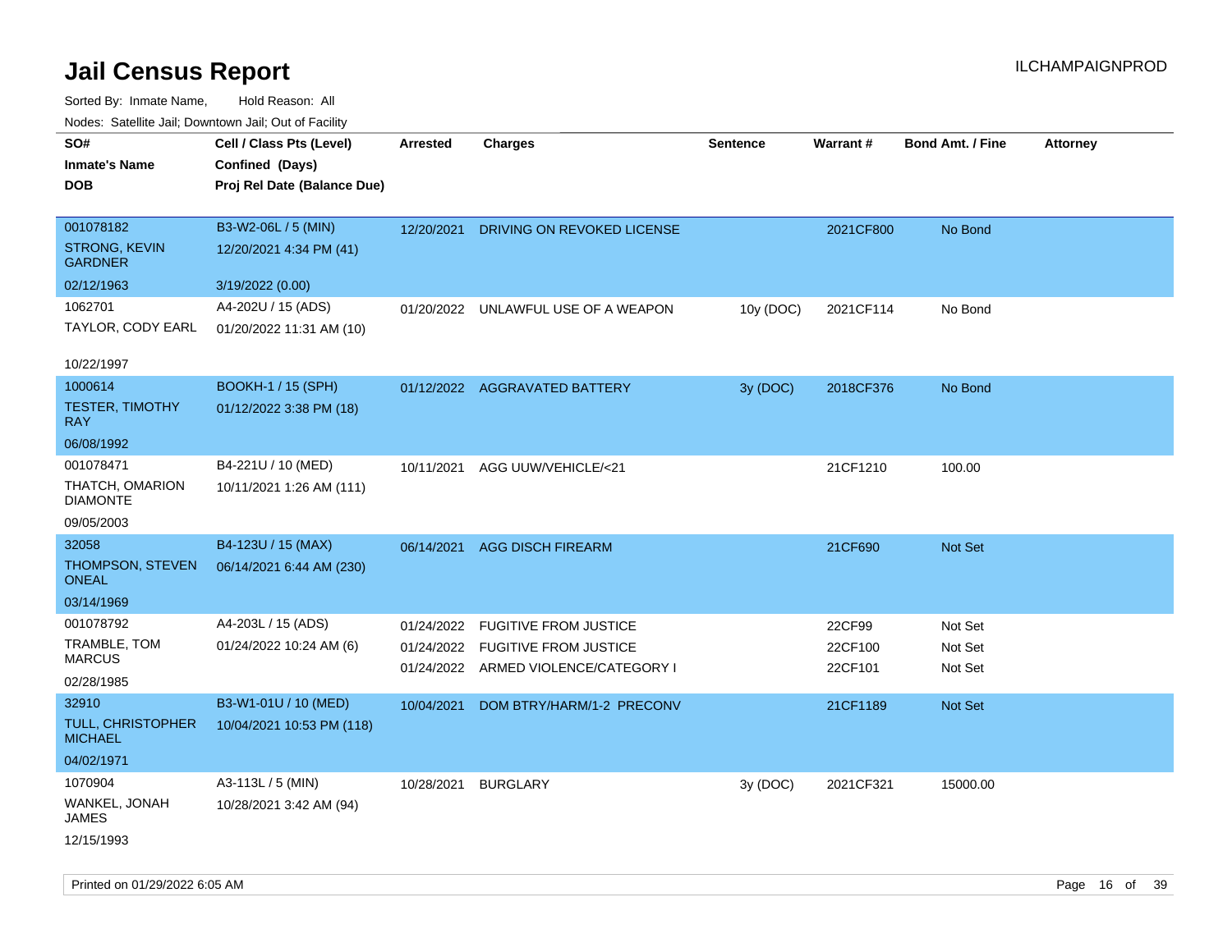# Jail Census Report

ILCHAMPAIGNPROD

Sorted By: Inmate Name, Hold Reason: All

Nodes: Satellite Jail; Downtown Jail; Out of Facility

| SO# / Inmate's Name / DOB | Cell / Class Pts (Level) / Confined (Days) / Proj Rel Date (Balance Due) | Arrested | Charges | Sentence | Warrant # | Bond Amt. / Fine | Attorney |
|---|---|---|---|---|---|---|---|
| 001078182<br>STRONG, KEVIN GARDNER<br>02/12/1963 | B3-W2-06L / 5 (MIN)<br>12/20/2021 4:34 PM (41)<br>3/19/2022 (0.00) | 12/20/2021 | DRIVING ON REVOKED LICENSE | | 2021CF800 | No Bond | |
| 1062701<br>TAYLOR, CODY EARL<br>10/22/1997 | A4-202U / 15 (ADS)<br>01/20/2022 11:31 AM (10) | 01/20/2022 | UNLAWFUL USE OF A WEAPON | 10y (DOC) | 2021CF114 | No Bond | |
| 1000614<br>TESTER, TIMOTHY RAY<br>06/08/1992 | BOOKH-1 / 15 (SPH)<br>01/12/2022 3:38 PM (18) | 01/12/2022 | AGGRAVATED BATTERY | 3y (DOC) | 2018CF376 | No Bond | |
| 001078471<br>THATCH, OMARION DIAMONTE<br>09/05/2003 | B4-221U / 10 (MED)<br>10/11/2021 1:26 AM (111) | 10/11/2021 | AGG UUW/VEHICLE/<21 | | 21CF1210 | 100.00 | |
| 32058<br>THOMPSON, STEVEN ONEAL<br>03/14/1969 | B4-123U / 15 (MAX)<br>06/14/2021 6:44 AM (230) | 06/14/2021 | AGG DISCH FIREARM | | 21CF690 | Not Set | |
| 001078792<br>TRAMBLE, TOM MARCUS<br>02/28/1985 | A4-203L / 15 (ADS)<br>01/24/2022 10:24 AM (6) | 01/24/2022<br>01/24/2022<br>01/24/2022 | FUGITIVE FROM JUSTICE<br>FUGITIVE FROM JUSTICE<br>ARMED VIOLENCE/CATEGORY I | | 22CF99<br>22CF100<br>22CF101 | Not Set<br>Not Set<br>Not Set | |
| 32910<br>TULL, CHRISTOPHER MICHAEL<br>04/02/1971 | B3-W1-01U / 10 (MED)<br>10/04/2021 10:53 PM (118) | 10/04/2021 | DOM BTRY/HARM/1-2 PRECONV | | 21CF1189 | Not Set | |
| 1070904<br>WANKEL, JONAH JAMES<br>12/15/1993 | A3-113L / 5 (MIN)<br>10/28/2021 3:42 AM (94) | 10/28/2021 | BURGLARY | 3y (DOC) | 2021CF321 | 15000.00 | |

Printed on 01/29/2022 6:05 AM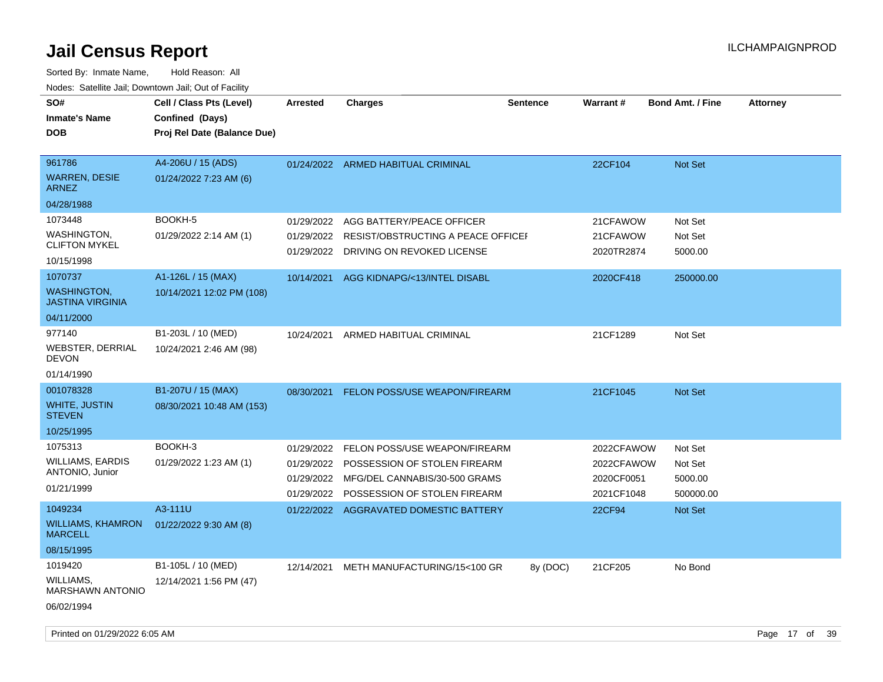# Jail Census Report

Sorted By: Inmate Name, Hold Reason: All

Nodes: Satellite Jail; Downtown Jail; Out of Facility

| SO# / Inmate's Name / DOB | Cell / Class Pts (Level) / Confined (Days) / Proj Rel Date (Balance Due) | Arrested | Charges | Sentence | Warrant # | Bond Amt. / Fine | Attorney |
|---|---|---|---|---|---|---|---|
| 961786<br>WARREN, DESIE ARNEZ<br>04/28/1988 | A4-206U / 15 (ADS)<br>01/24/2022 7:23 AM (6) | 01/24/2022 | ARMED HABITUAL CRIMINAL | | 22CF104 | Not Set | |
| 1073448<br>WASHINGTON, CLIFTON MYKEL<br>10/15/1998 | BOOKH-5<br>01/29/2022 2:14 AM (1) | 01/29/2022 | AGG BATTERY/PEACE OFFICER | | 21CFAWOW | Not Set | |
| | | 01/29/2022 | RESIST/OBSTRUCTING A PEACE OFFICEI | | 21CFAWOW | Not Set | |
| | | 01/29/2022 | DRIVING ON REVOKED LICENSE | | 2020TR2874 | 5000.00 | |
| 1070737<br>WASHINGTON, JASTINA VIRGINIA<br>04/11/2000 | A1-126L / 15 (MAX)<br>10/14/2021 12:02 PM (108) | 10/14/2021 | AGG KIDNAPG/<13/INTEL DISABL | | 2020CF418 | 250000.00 | |
| 977140<br>WEBSTER, DERRIAL DEVON<br>01/14/1990 | B1-203L / 10 (MED)<br>10/24/2021 2:46 AM (98) | 10/24/2021 | ARMED HABITUAL CRIMINAL | | 21CF1289 | Not Set | |
| 001078328<br>WHITE, JUSTIN STEVEN<br>10/25/1995 | B1-207U / 15 (MAX)<br>08/30/2021 10:48 AM (153) | 08/30/2021 | FELON POSS/USE WEAPON/FIREARM | | 21CF1045 | Not Set | |
| 1075313<br>WILLIAMS, EARDIS ANTONIO, Junior<br>01/21/1999 | BOOKH-3<br>01/29/2022 1:23 AM (1) | 01/29/2022 | FELON POSS/USE WEAPON/FIREARM | | 2022CFAWOW | Not Set | |
| | | 01/29/2022 | POSSESSION OF STOLEN FIREARM | | 2022CFAWOW | Not Set | |
| | | 01/29/2022 | MFG/DEL CANNABIS/30-500 GRAMS | | 2020CF0051 | 5000.00 | |
| | | 01/29/2022 | POSSESSION OF STOLEN FIREARM | | 2021CF1048 | 500000.00 | |
| 1049234<br>WILLIAMS, KHAMRON MARCELL<br>08/15/1995 | A3-111U<br>01/22/2022 9:30 AM (8) | 01/22/2022 | AGGRAVATED DOMESTIC BATTERY | | 22CF94 | Not Set | |
| 1019420<br>WILLIAMS, MARSHAWN ANTONIO<br>06/02/1994 | B1-105L / 10 (MED)<br>12/14/2021 1:56 PM (47) | 12/14/2021 | METH MANUFACTURING/15<100 GR | 8y (DOC) | 21CF205 | No Bond | |

Printed on 01/29/2022 6:05 AM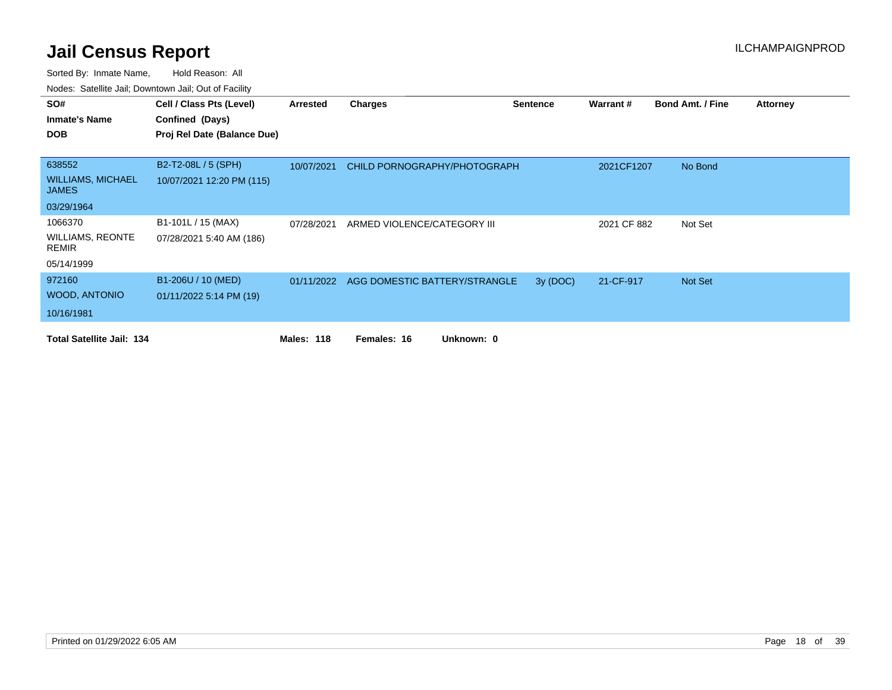# Jail Census Report

ILCHAMPAIGNPROD

Sorted By: Inmate Name, Hold Reason: All

Nodes: Satellite Jail; Downtown Jail; Out of Facility

| SO# / Inmate's Name / DOB | Cell / Class Pts (Level) / Confined (Days) / Proj Rel Date (Balance Due) | Arrested | Charges | Sentence | Warrant # | Bond Amt. / Fine | Attorney |
|---|---|---|---|---|---|---|---|
| 638552<br>WILLIAMS, MICHAEL JAMES<br>03/29/1964 | B2-T2-08L / 5 (SPH)<br>10/07/2021 12:20 PM (115) | 10/07/2021 | CHILD PORNOGRAPHY/PHOTOGRAPH | | 2021CF1207 | No Bond | |
| 1066370<br>WILLIAMS, REONTE REMIR<br>05/14/1999 | B1-101L / 15 (MAX)<br>07/28/2021 5:40 AM (186) | 07/28/2021 | ARMED VIOLENCE/CATEGORY III | | 2021 CF 882 | Not Set | |
| 972160<br>WOOD, ANTONIO<br>10/16/1981 | B1-206U / 10 (MED)<br>01/11/2022 5:14 PM (19) | 01/11/2022 | AGG DOMESTIC BATTERY/STRANGLE | 3y (DOC) | 21-CF-917 | Not Set | |

**Total Satellite Jail: 134** **Males: 118** **Females: 16** **Unknown: 0**

Printed on 01/29/2022 6:05 AM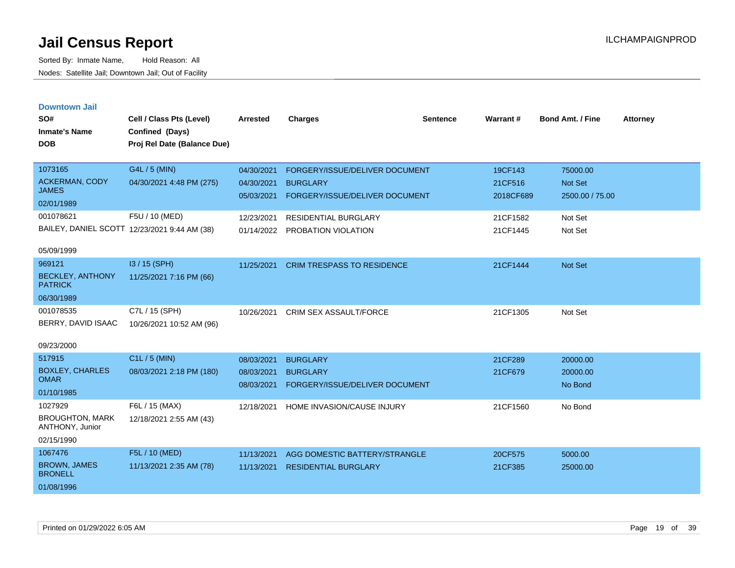# Jail Census Report

ILCHAMPAIGNPROD

Sorted By: Inmate Name, Hold Reason: All

Nodes: Satellite Jail; Downtown Jail; Out of Facility

## Downtown Jail

| SO# / Inmate's Name / DOB | Cell / Class Pts (Level) / Confined (Days) / Proj Rel Date (Balance Due) | Arrested | Charges | Sentence | Warrant # | Bond Amt. / Fine | Attorney |
|---|---|---|---|---|---|---|---|
| 1073165 ACKERMAN, CODY JAMES 02/01/1989 | G4L / 5 (MIN) 04/30/2021 4:48 PM (275) | 04/30/2021 | FORGERY/ISSUE/DELIVER DOCUMENT | | 19CF143 | 75000.00 | |
| | | 04/30/2021 | BURGLARY | | 21CF516 | Not Set | |
| | | 05/03/2021 | FORGERY/ISSUE/DELIVER DOCUMENT | | 2018CF689 | 2500.00 / 75.00 | |
| 001078621 BAILEY, DANIEL SCOTT 05/09/1999 | F5U / 10 (MED) 12/23/2021 9:44 AM (38) | 12/23/2021 | RESIDENTIAL BURGLARY | | 21CF1582 | Not Set | |
| | | 01/14/2022 | PROBATION VIOLATION | | 21CF1445 | Not Set | |
| 969121 BECKLEY, ANTHONY PATRICK 06/30/1989 | I3 / 15 (SPH) 11/25/2021 7:16 PM (66) | 11/25/2021 | CRIM TRESPASS TO RESIDENCE | | 21CF1444 | Not Set | |
| 001078535 BERRY, DAVID ISAAC 09/23/2000 | C7L / 15 (SPH) 10/26/2021 10:52 AM (96) | 10/26/2021 | CRIM SEX ASSAULT/FORCE | | 21CF1305 | Not Set | |
| 517915 BOXLEY, CHARLES OMAR 01/10/1985 | C1L / 5 (MIN) 08/03/2021 2:18 PM (180) | 08/03/2021 | BURGLARY | | 21CF289 | 20000.00 | |
| | | 08/03/2021 | BURGLARY | | 21CF679 | 20000.00 | |
| | | 08/03/2021 | FORGERY/ISSUE/DELIVER DOCUMENT | | | No Bond | |
| 1027929 BROUGHTON, MARK ANTHONY, Junior 02/15/1990 | F6L / 15 (MAX) 12/18/2021 2:55 AM (43) | 12/18/2021 | HOME INVASION/CAUSE INJURY | | 21CF1560 | No Bond | |
| 1067476 BROWN, JAMES BRONELL 01/08/1996 | F5L / 10 (MED) 11/13/2021 2:35 AM (78) | 11/13/2021 | AGG DOMESTIC BATTERY/STRANGLE | | 20CF575 | 5000.00 | |
| | | 11/13/2021 | RESIDENTIAL BURGLARY | | 21CF385 | 25000.00 | |

Printed on 01/29/2022 6:05 AM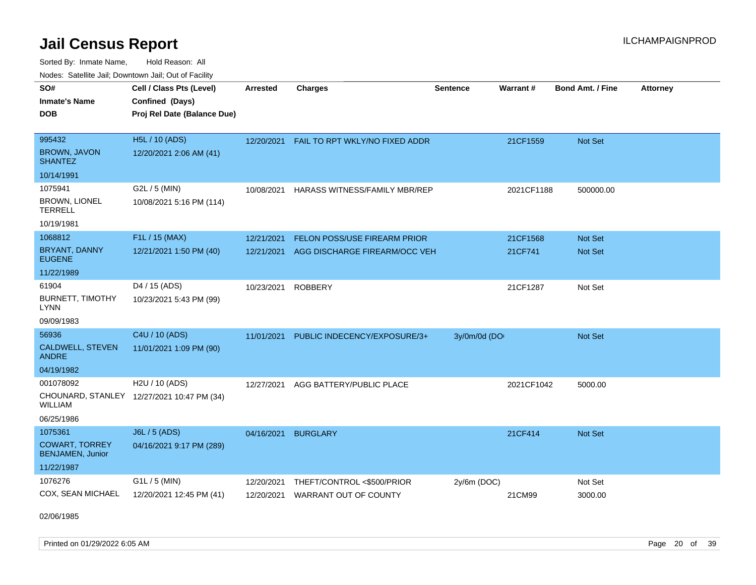# Jail Census Report

Sorted By: Inmate Name, Hold Reason: All

Nodes: Satellite Jail; Downtown Jail; Out of Facility

| SO# / Inmate's Name / DOB | Cell / Class Pts (Level) / Confined (Days) / Proj Rel Date (Balance Due) | Arrested | Charges | Sentence | Warrant # | Bond Amt. / Fine | Attorney |
|---|---|---|---|---|---|---|---|
| 995432<br>BROWN, JAVON SHANTEZ<br>10/14/1991 | H5L / 10 (ADS)<br>12/20/2021 2:06 AM (41) | 12/20/2021 | FAIL TO RPT WKLY/NO FIXED ADDR | | 21CF1559 | Not Set | |
| 1075941<br>BROWN, LIONEL TERRELL<br>10/19/1981 | G2L / 5 (MIN)<br>10/08/2021 5:16 PM (114) | 10/08/2021 | HARASS WITNESS/FAMILY MBR/REP | | 2021CF1188 | 500000.00 | |
| 1068812<br>BRYANT, DANNY EUGENE<br>11/22/1989 | F1L / 15 (MAX)<br>12/21/2021 1:50 PM (40) | 12/21/2021<br>12/21/2021 | FELON POSS/USE FIREARM PRIOR<br>AGG DISCHARGE FIREARM/OCC VEH | | 21CF1568<br>21CF741 | Not Set<br>Not Set | |
| 61904<br>BURNETT, TIMOTHY LYNN<br>09/09/1983 | D4 / 15 (ADS)<br>10/23/2021 5:43 PM (99) | 10/23/2021 | ROBBERY | | 21CF1287 | Not Set | |
| 56936<br>CALDWELL, STEVEN ANDRE<br>04/19/1982 | C4U / 10 (ADS)<br>11/01/2021 1:09 PM (90) | 11/01/2021 | PUBLIC INDECENCY/EXPOSURE/3+ | 3y/0m/0d (DO | | Not Set | |
| 001078092<br>CHOUNARD, STANLEY WILLIAM<br>06/25/1986 | H2U / 10 (ADS)<br>12/27/2021 10:47 PM (34) | 12/27/2021 | AGG BATTERY/PUBLIC PLACE | | 2021CF1042 | 5000.00 | |
| 1075361<br>COWART, TORREY BENJAMEN, Junior<br>11/22/1987 | J6L / 5 (ADS)<br>04/16/2021 9:17 PM (289) | 04/16/2021 | BURGLARY | | 21CF414 | Not Set | |
| 1076276<br>COX, SEAN MICHAEL<br>02/06/1985 | G1L / 5 (MIN)<br>12/20/2021 12:45 PM (41) | 12/20/2021<br>12/20/2021 | THEFT/CONTROL <$500/PRIOR<br>WARRANT OUT OF COUNTY | 2y/6m (DOC) | <br>21CM99 | Not Set<br>3000.00 | |

Printed on 01/29/2022 6:05 AM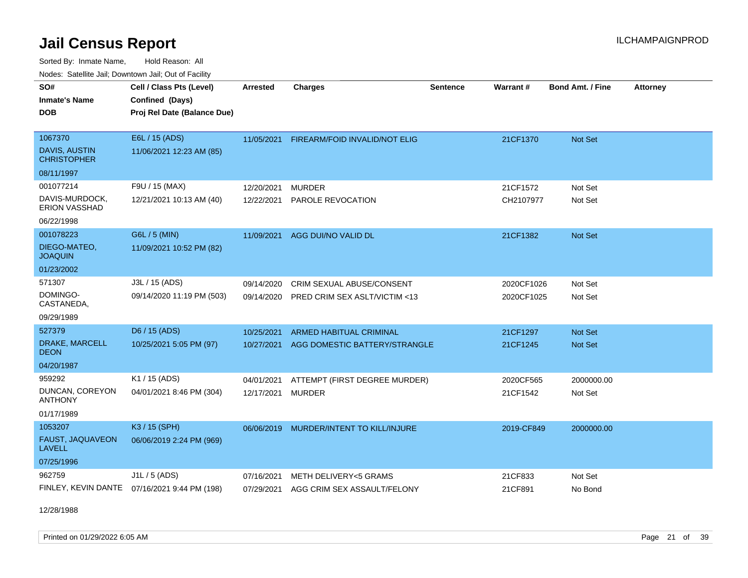# Jail Census Report

ILCHAMPAIGNPROD

Sorted By: Inmate Name, Hold Reason: All

Nodes: Satellite Jail; Downtown Jail; Out of Facility

| SO# / Inmate's Name / DOB | Cell / Class Pts (Level) / Confined (Days) / Proj Rel Date (Balance Due) | Arrested | Charges | Sentence | Warrant # | Bond Amt. / Fine | Attorney |
|---|---|---|---|---|---|---|---|
| 1067370<br>DAVIS, AUSTIN CHRISTOPHER<br>08/11/1997 | E6L / 15 (ADS)<br>11/06/2021 12:23 AM (85) | 11/05/2021 | FIREARM/FOID INVALID/NOT ELIG | | 21CF1370 | Not Set | |
| 001077214<br>DAVIS-MURDOCK, ERION VASSHAD<br>06/22/1998 | F9U / 15 (MAX)<br>12/21/2021 10:13 AM (40) | 12/20/2021<br>12/22/2021 | MURDER<br>PAROLE REVOCATION | | 21CF1572<br>CH2107977 | Not Set<br>Not Set | |
| 001078223<br>DIEGO-MATEO, JOAQUIN<br>01/23/2002 | G6L / 5 (MIN)<br>11/09/2021 10:52 PM (82) | 11/09/2021 | AGG DUI/NO VALID DL | | 21CF1382 | Not Set | |
| 571307<br>DOMINGO-CASTANEDA,<br>09/29/1989 | J3L / 15 (ADS)<br>09/14/2020 11:19 PM (503) | 09/14/2020<br>09/14/2020 | CRIM SEXUAL ABUSE/CONSENT<br>PRED CRIM SEX ASLT/VICTIM <13 | | 2020CF1026<br>2020CF1025 | Not Set<br>Not Set | |
| 527379<br>DRAKE, MARCELL DEON<br>04/20/1987 | D6 / 15 (ADS)<br>10/25/2021 5:05 PM (97) | 10/25/2021<br>10/27/2021 | ARMED HABITUAL CRIMINAL<br>AGG DOMESTIC BATTERY/STRANGLE | | 21CF1297<br>21CF1245 | Not Set<br>Not Set | |
| 959292<br>DUNCAN, COREYON ANTHONY<br>01/17/1989 | K1 / 15 (ADS)<br>04/01/2021 8:46 PM (304) | 04/01/2021<br>12/17/2021 | ATTEMPT (FIRST DEGREE MURDER)<br>MURDER | | 2020CF565<br>21CF1542 | 2000000.00<br>Not Set | |
| 1053207<br>FAUST, JAQUAVEON LAVELL<br>07/25/1996 | K3 / 15 (SPH)<br>06/06/2019 2:24 PM (969) | 06/06/2019 | MURDER/INTENT TO KILL/INJURE | | 2019-CF849 | 2000000.00 | |
| 962759<br>FINLEY, KEVIN DANTE<br>12/28/1988 | J1L / 5 (ADS)<br>07/16/2021 9:44 PM (198) | 07/16/2021<br>07/29/2021 | METH DELIVERY<5 GRAMS<br>AGG CRIM SEX ASSAULT/FELONY | | 21CF833<br>21CF891 | Not Set<br>No Bond | |

Printed on 01/29/2022 6:05 AM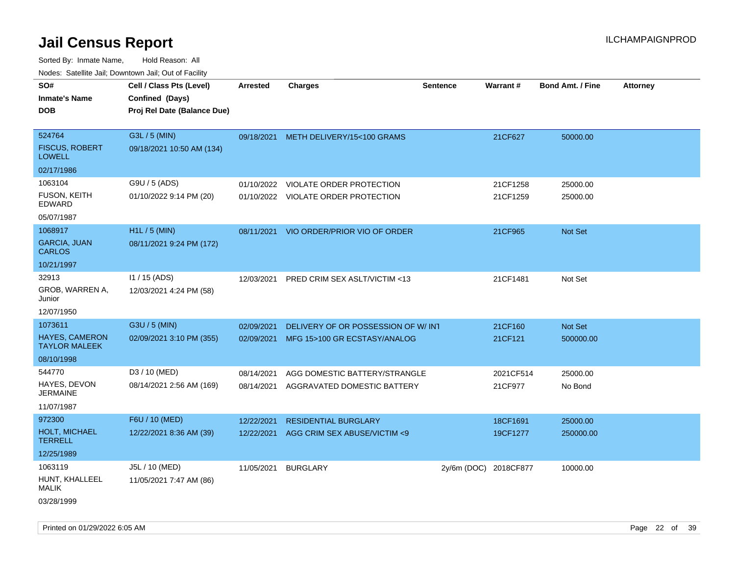# Jail Census Report

ILCHAMPAIGNPROD

Sorted By: Inmate Name, Hold Reason: All

Nodes: Satellite Jail; Downtown Jail; Out of Facility

| SO# / Inmate's Name / DOB | Cell / Class Pts (Level) / Confined (Days) / Proj Rel Date (Balance Due) | Arrested | Charges | Sentence | Warrant # | Bond Amt. / Fine | Attorney |
|---|---|---|---|---|---|---|---|
| 524764<br>FISCUS, ROBERT LOWELL<br>02/17/1986 | G3L / 5 (MIN)<br>09/18/2021 10:50 AM (134) | 09/18/2021 | METH DELIVERY/15<100 GRAMS | | 21CF627 | 50000.00 | |
| 1063104<br>FUSON, KEITH EDWARD<br>05/07/1987 | G9U / 5 (ADS)<br>01/10/2022 9:14 PM (20) | 01/10/2022<br>01/10/2022 | VIOLATE ORDER PROTECTION<br>VIOLATE ORDER PROTECTION | | 21CF1258<br>21CF1259 | 25000.00<br>25000.00 | |
| 1068917<br>GARCIA, JUAN CARLOS<br>10/21/1997 | H1L / 5 (MIN)<br>08/11/2021 9:24 PM (172) | 08/11/2021 | VIO ORDER/PRIOR VIO OF ORDER | | 21CF965 | Not Set | |
| 32913<br>GROB, WARREN A, Junior<br>12/07/1950 | I1 / 15 (ADS)<br>12/03/2021 4:24 PM (58) | 12/03/2021 | PRED CRIM SEX ASLT/VICTIM <13 | | 21CF1481 | Not Set | |
| 1073611<br>HAYES, CAMERON TAYLOR MALEEK<br>08/10/1998 | G3U / 5 (MIN)<br>02/09/2021 3:10 PM (355) | 02/09/2021<br>02/09/2021 | DELIVERY OF OR POSSESSION OF W/ INT<br>MFG 15>100 GR ECSTASY/ANALOG | | 21CF160<br>21CF121 | Not Set<br>500000.00 | |
| 544770<br>HAYES, DEVON JERMAINE<br>11/07/1987 | D3 / 10 (MED)<br>08/14/2021 2:56 AM (169) | 08/14/2021<br>08/14/2021 | AGG DOMESTIC BATTERY/STRANGLE<br>AGGRAVATED DOMESTIC BATTERY | | 2021CF514<br>21CF977 | 25000.00<br>No Bond | |
| 972300<br>HOLT, MICHAEL TERRELL<br>12/25/1989 | F6U / 10 (MED)<br>12/22/2021 8:36 AM (39) | 12/22/2021<br>12/22/2021 | RESIDENTIAL BURGLARY<br>AGG CRIM SEX ABUSE/VICTIM <9 | | 18CF1691<br>19CF1277 | 25000.00<br>250000.00 | |
| 1063119<br>HUNT, KHALLEEL MALIK<br>03/28/1999 | J5L / 10 (MED)<br>11/05/2021 7:47 AM (86) | 11/05/2021 | BURGLARY | 2y/6m (DOC) | 2018CF877 | 10000.00 | |

Printed on 01/29/2022 6:05 AM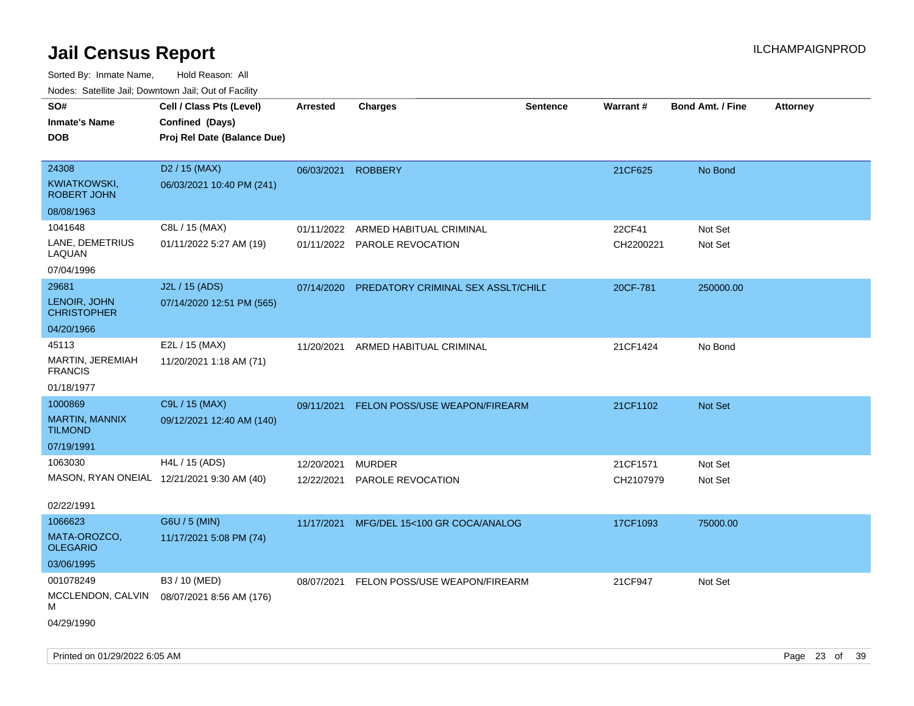# Jail Census Report

Sorted By: Inmate Name, Hold Reason: All

Nodes: Satellite Jail; Downtown Jail; Out of Facility

| SO# / Inmate's Name / DOB | Cell / Class Pts (Level) / Confined (Days) / Proj Rel Date (Balance Due) | Arrested | Charges | Sentence | Warrant # | Bond Amt. / Fine | Attorney |
|---|---|---|---|---|---|---|---|
| 24308<br>KWIATKOWSKI, ROBERT JOHN<br>08/08/1963 | D2 / 15 (MAX)<br>06/03/2021 10:40 PM (241) | 06/03/2021 | ROBBERY | | 21CF625 | No Bond | |
| 1041648<br>LANE, DEMETRIUS LAQUAN<br>07/04/1996 | C8L / 15 (MAX)<br>01/11/2022 5:27 AM (19) | 01/11/2022<br>01/11/2022 | ARMED HABITUAL CRIMINAL<br>PAROLE REVOCATION | | 22CF41<br>CH2200221 | Not Set<br>Not Set | |
| 29681<br>LENOIR, JOHN CHRISTOPHER<br>04/20/1966 | J2L / 15 (ADS)<br>07/14/2020 12:51 PM (565) | 07/14/2020 | PREDATORY CRIMINAL SEX ASSLT/CHILD | | 20CF-781 | 250000.00 | |
| 45113<br>MARTIN, JEREMIAH FRANCIS<br>01/18/1977 | E2L / 15 (MAX)<br>11/20/2021 1:18 AM (71) | 11/20/2021 | ARMED HABITUAL CRIMINAL | | 21CF1424 | No Bond | |
| 1000869<br>MARTIN, MANNIX TILMOND<br>07/19/1991 | C9L / 15 (MAX)<br>09/12/2021 12:40 AM (140) | 09/11/2021 | FELON POSS/USE WEAPON/FIREARM | | 21CF1102 | Not Set | |
| 1063030<br>MASON, RYAN ONEIAL<br>02/22/1991 | H4L / 15 (ADS)<br>12/21/2021 9:30 AM (40) | 12/20/2021<br>12/22/2021 | MURDER<br>PAROLE REVOCATION | | 21CF1571<br>CH2107979 | Not Set<br>Not Set | |
| 1066623<br>MATA-OROZCO, OLEGARIO<br>03/06/1995 | G6U / 5 (MIN)<br>11/17/2021 5:08 PM (74) | 11/17/2021 | MFG/DEL 15<100 GR COCA/ANALOG | | 17CF1093 | 75000.00 | |
| 001078249<br>MCCLENDON, CALVIN M<br>04/29/1990 | B3 / 10 (MED)<br>08/07/2021 8:56 AM (176) | 08/07/2021 | FELON POSS/USE WEAPON/FIREARM | | 21CF947 | Not Set | |

Printed on 01/29/2022 6:05 AM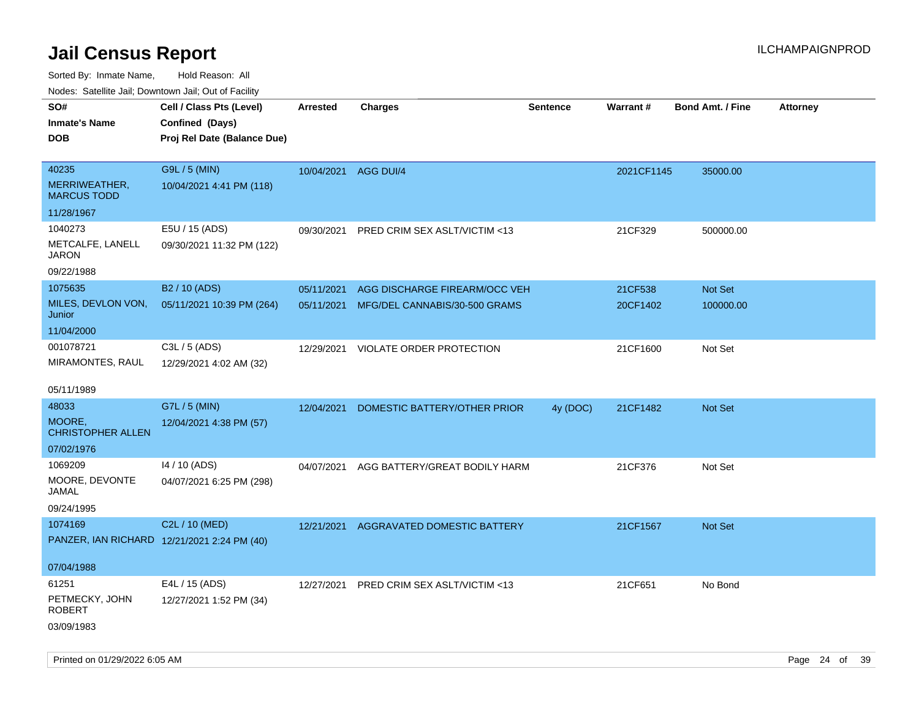# Jail Census Report

ILCHAMPAIGNPROD

Sorted By: Inmate Name, Hold Reason: All

Nodes: Satellite Jail; Downtown Jail; Out of Facility

| SO# / Inmate's Name / DOB | Cell / Class Pts (Level) / Confined (Days) / Proj Rel Date (Balance Due) | Arrested | Charges | Sentence | Warrant # | Bond Amt. / Fine | Attorney |
|---|---|---|---|---|---|---|---|
| 40235 MERRIWEATHER, MARCUS TODD 11/28/1967 | G9L / 5 (MIN) 10/04/2021 4:41 PM (118) | 10/04/2021 | AGG DUI/4 | | 2021CF1145 | 35000.00 | |
| 1040273 METCALFE, LANELL JARON 09/22/1988 | E5U / 15 (ADS) 09/30/2021 11:32 PM (122) | 09/30/2021 | PRED CRIM SEX ASLT/VICTIM <13 | | 21CF329 | 500000.00 | |
| 1075635 MILES, DEVLON VON, Junior 11/04/2000 | B2 / 10 (ADS) 05/11/2021 10:39 PM (264) | 05/11/2021 | AGG DISCHARGE FIREARM/OCC VEH | | 21CF538 | Not Set | |
| | | 05/11/2021 | MFG/DEL CANNABIS/30-500 GRAMS | | 20CF1402 | 100000.00 | |
| 001078721 MIRAMONTES, RAUL 05/11/1989 | C3L / 5 (ADS) 12/29/2021 4:02 AM (32) | 12/29/2021 | VIOLATE ORDER PROTECTION | | 21CF1600 | Not Set | |
| 48033 MOORE, CHRISTOPHER ALLEN 07/02/1976 | G7L / 5 (MIN) 12/04/2021 4:38 PM (57) | 12/04/2021 | DOMESTIC BATTERY/OTHER PRIOR | 4y (DOC) | 21CF1482 | Not Set | |
| 1069209 MOORE, DEVONTE JAMAL 09/24/1995 | I4 / 10 (ADS) 04/07/2021 6:25 PM (298) | 04/07/2021 | AGG BATTERY/GREAT BODILY HARM | | 21CF376 | Not Set | |
| 1074169 PANZER, IAN RICHARD 07/04/1988 | C2L / 10 (MED) 12/21/2021 2:24 PM (40) | 12/21/2021 | AGGRAVATED DOMESTIC BATTERY | | 21CF1567 | Not Set | |
| 61251 PETMECKY, JOHN ROBERT 03/09/1983 | E4L / 15 (ADS) 12/27/2021 1:52 PM (34) | 12/27/2021 | PRED CRIM SEX ASLT/VICTIM <13 | | 21CF651 | No Bond | |

Printed on 01/29/2022 6:05 AM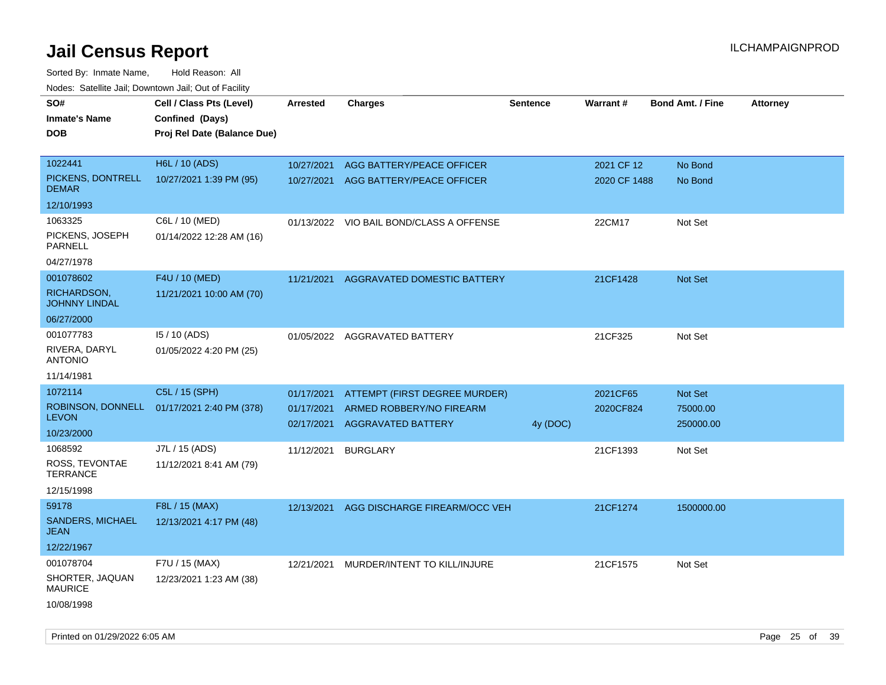# Jail Census Report

ILCHAMPAIGNPROD

Sorted By: Inmate Name, Hold Reason: All

Nodes: Satellite Jail; Downtown Jail; Out of Facility

| SO# / Inmate's Name / DOB | Cell / Class Pts (Level) / Confined (Days) / Proj Rel Date (Balance Due) | Arrested | Charges | Sentence | Warrant # | Bond Amt. / Fine | Attorney |
|---|---|---|---|---|---|---|---|
| 1022441 PICKENS, DONTRELL DEMAR 12/10/1993 | H6L / 10 (ADS) 10/27/2021 1:39 PM (95) | 10/27/2021 | AGG BATTERY/PEACE OFFICER | | 2021 CF 12 | No Bond | |
| | | 10/27/2021 | AGG BATTERY/PEACE OFFICER | | 2020 CF 1488 | No Bond | |
| 1063325 PICKENS, JOSEPH PARNELL 04/27/1978 | C6L / 10 (MED) 01/14/2022 12:28 AM (16) | 01/13/2022 | VIO BAIL BOND/CLASS A OFFENSE | | 22CM17 | Not Set | |
| 001078602 RICHARDSON, JOHNNY LINDAL 06/27/2000 | F4U / 10 (MED) 11/21/2021 10:00 AM (70) | 11/21/2021 | AGGRAVATED DOMESTIC BATTERY | | 21CF1428 | Not Set | |
| 001077783 RIVERA, DARYL ANTONIO 11/14/1981 | I5 / 10 (ADS) 01/05/2022 4:20 PM (25) | 01/05/2022 | AGGRAVATED BATTERY | | 21CF325 | Not Set | |
| 1072114 ROBINSON, DONNELL LEVON 10/23/2000 | C5L / 15 (SPH) 01/17/2021 2:40 PM (378) | 01/17/2021 | ATTEMPT (FIRST DEGREE MURDER) | | 2021CF65 | Not Set | |
| | | 01/17/2021 | ARMED ROBBERY/NO FIREARM | | 2020CF824 | 75000.00 | |
| | | 02/17/2021 | AGGRAVATED BATTERY | 4y (DOC) | | 250000.00 | |
| 1068592 ROSS, TEVONTAE TERRANCE 12/15/1998 | J7L / 15 (ADS) 11/12/2021 8:41 AM (79) | 11/12/2021 | BURGLARY | | 21CF1393 | Not Set | |
| 59178 SANDERS, MICHAEL JEAN 12/22/1967 | F8L / 15 (MAX) 12/13/2021 4:17 PM (48) | 12/13/2021 | AGG DISCHARGE FIREARM/OCC VEH | | 21CF1274 | 1500000.00 | |
| 001078704 SHORTER, JAQUAN MAURICE 10/08/1998 | F7U / 15 (MAX) 12/23/2021 1:23 AM (38) | 12/21/2021 | MURDER/INTENT TO KILL/INJURE | | 21CF1575 | Not Set | |

Printed on 01/29/2022 6:05 AM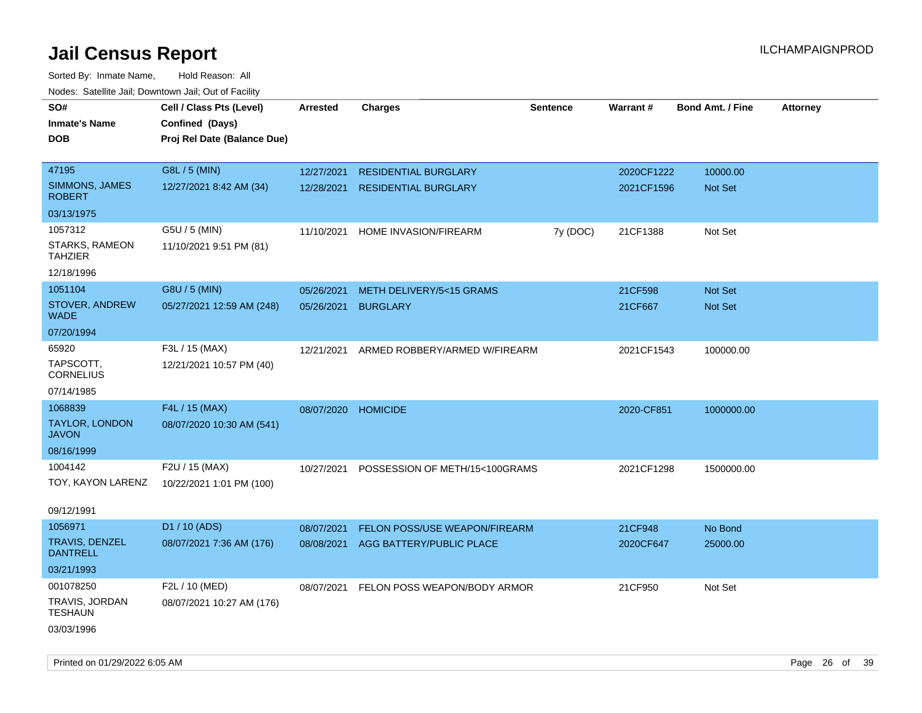# Jail Census Report

ILCHAMPAIGNPROD

Sorted By: Inmate Name, Hold Reason: All

Nodes: Satellite Jail; Downtown Jail; Out of Facility

| SO# / Inmate's Name / DOB | Cell / Class Pts (Level) / Confined (Days) / Proj Rel Date (Balance Due) | Arrested | Charges | Sentence | Warrant # | Bond Amt. / Fine | Attorney |
|---|---|---|---|---|---|---|---|
| 47195 SIMMONS, JAMES ROBERT 03/13/1975 | G8L / 5 (MIN) 12/27/2021 8:42 AM (34) | 12/27/2021 | RESIDENTIAL BURGLARY | | 2020CF1222 | 10000.00 | |
| | | 12/28/2021 | RESIDENTIAL BURGLARY | | 2021CF1596 | Not Set | |
| 1057312 STARKS, RAMEON TAHZIER 12/18/1996 | G5U / 5 (MIN) 11/10/2021 9:51 PM (81) | 11/10/2021 | HOME INVASION/FIREARM | 7y (DOC) | 21CF1388 | Not Set | |
| 1051104 STOVER, ANDREW WADE 07/20/1994 | G8U / 5 (MIN) 05/27/2021 12:59 AM (248) | 05/26/2021 | METH DELIVERY/5<15 GRAMS | | 21CF598 | Not Set | |
| | | 05/26/2021 | BURGLARY | | 21CF667 | Not Set | |
| 65920 TAPSCOTT, CORNELIUS 07/14/1985 | F3L / 15 (MAX) 12/21/2021 10:57 PM (40) | 12/21/2021 | ARMED ROBBERY/ARMED W/FIREARM | | 2021CF1543 | 100000.00 | |
| 1068839 TAYLOR, LONDON JAVON 08/16/1999 | F4L / 15 (MAX) 08/07/2020 10:30 AM (541) | 08/07/2020 | HOMICIDE | | 2020-CF851 | 1000000.00 | |
| 1004142 TOY, KAYON LARENZ 09/12/1991 | F2U / 15 (MAX) 10/22/2021 1:01 PM (100) | 10/27/2021 | POSSESSION OF METH/15<100GRAMS | | 2021CF1298 | 1500000.00 | |
| 1056971 TRAVIS, DENZEL DANTRELL 03/21/1993 | D1 / 10 (ADS) 08/07/2021 7:36 AM (176) | 08/07/2021 | FELON POSS/USE WEAPON/FIREARM | | 21CF948 | No Bond | |
| | | 08/08/2021 | AGG BATTERY/PUBLIC PLACE | | 2020CF647 | 25000.00 | |
| 001078250 TRAVIS, JORDAN TESHAUN 03/03/1996 | F2L / 10 (MED) 08/07/2021 10:27 AM (176) | 08/07/2021 | FELON POSS WEAPON/BODY ARMOR | | 21CF950 | Not Set | |

Printed on 01/29/2022 6:05 AM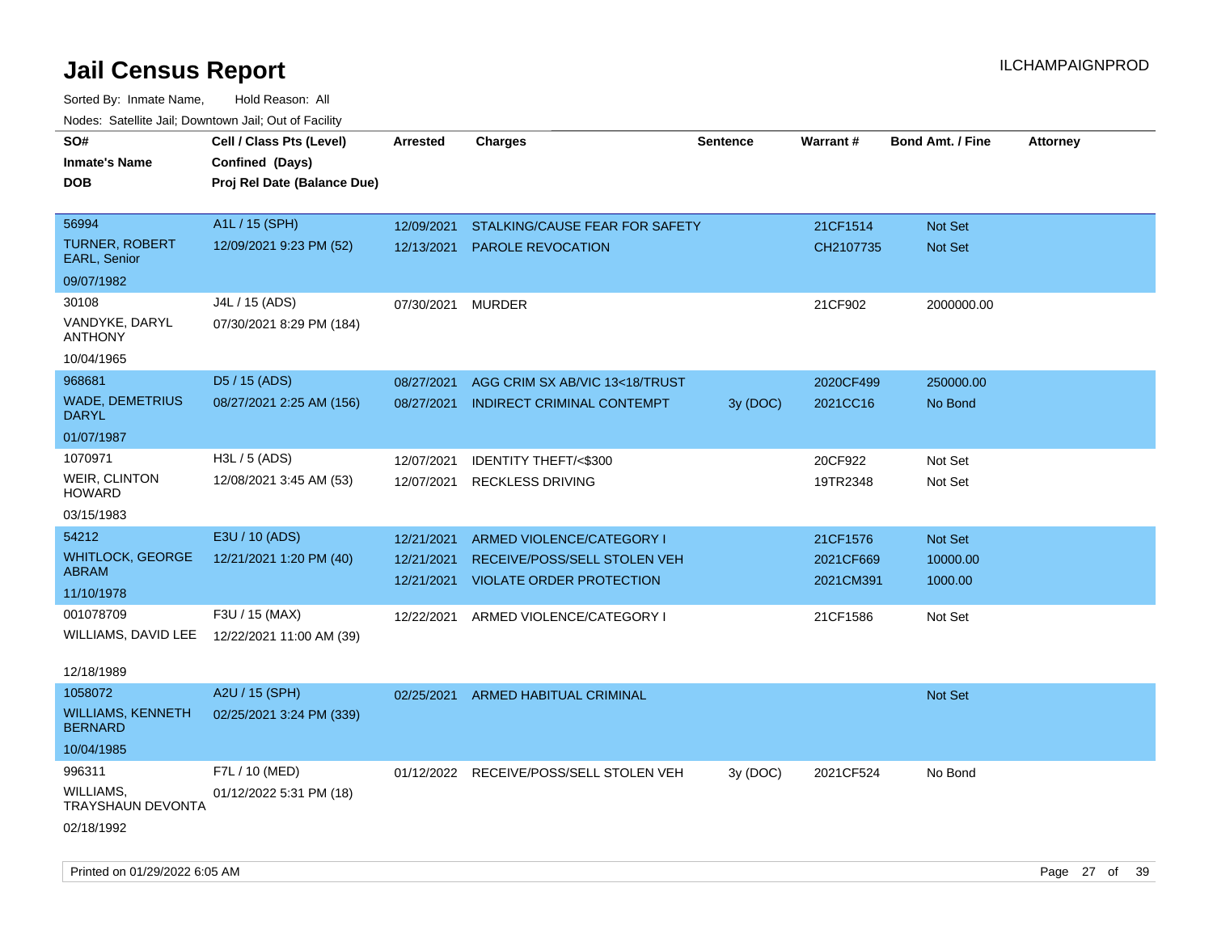# Jail Census Report

Sorted By: Inmate Name, Hold Reason: All

Nodes: Satellite Jail; Downtown Jail; Out of Facility

| SO# / Inmate's Name / DOB | Cell / Class Pts (Level) / Confined (Days) / Proj Rel Date (Balance Due) | Arrested | Charges | Sentence | Warrant # | Bond Amt. / Fine | Attorney |
|---|---|---|---|---|---|---|---|
| 56994<br>TURNER, ROBERT EARL, Senior<br>09/07/1982 | A1L / 15 (SPH)<br>12/09/2021 9:23 PM (52) | 12/09/2021<br>12/13/2021 | STALKING/CAUSE FEAR FOR SAFETY<br>PAROLE REVOCATION | | 21CF1514<br>CH2107735 | Not Set<br>Not Set | |
| 30108<br>VANDYKE, DARYL ANTHONY<br>10/04/1965 | J4L / 15 (ADS)<br>07/30/2021 8:29 PM (184) | 07/30/2021 | MURDER | | 21CF902 | 2000000.00 | |
| 968681<br>WADE, DEMETRIUS DARYL<br>01/07/1987 | D5 / 15 (ADS)<br>08/27/2021 2:25 AM (156) | 08/27/2021<br>08/27/2021 | AGG CRIM SX AB/VIC 13<18/TRUST<br>INDIRECT CRIMINAL CONTEMPT | <br>3y (DOC) | 2020CF499<br>2021CC16 | 250000.00<br>No Bond | |
| 1070971<br>WEIR, CLINTON HOWARD<br>03/15/1983 | H3L / 5 (ADS)<br>12/08/2021 3:45 AM (53) | 12/07/2021<br>12/07/2021 | IDENTITY THEFT/<$300<br>RECKLESS DRIVING | | 20CF922<br>19TR2348 | Not Set<br>Not Set | |
| 54212<br>WHITLOCK, GEORGE ABRAM<br>11/10/1978 | E3U / 10 (ADS)<br>12/21/2021 1:20 PM (40) | 12/21/2021<br>12/21/2021<br>12/21/2021 | ARMED VIOLENCE/CATEGORY I<br>RECEIVE/POSS/SELL STOLEN VEH<br>VIOLATE ORDER PROTECTION | | 21CF1576<br>2021CF669<br>2021CM391 | Not Set<br>10000.00<br>1000.00 | |
| 001078709<br>WILLIAMS, DAVID LEE<br>12/18/1989 | F3U / 15 (MAX)<br>12/22/2021 11:00 AM (39) | 12/22/2021 | ARMED VIOLENCE/CATEGORY I | | 21CF1586 | Not Set | |
| 1058072<br>WILLIAMS, KENNETH BERNARD<br>10/04/1985 | A2U / 15 (SPH)<br>02/25/2021 3:24 PM (339) | 02/25/2021 | ARMED HABITUAL CRIMINAL | | | Not Set | |
| 996311<br>WILLIAMS, TRAYSHAUN DEVONTA<br>02/18/1992 | F7L / 10 (MED)<br>01/12/2022 5:31 PM (18) | 01/12/2022 | RECEIVE/POSS/SELL STOLEN VEH | 3y (DOC) | 2021CF524 | No Bond | |

Printed on 01/29/2022 6:05 AM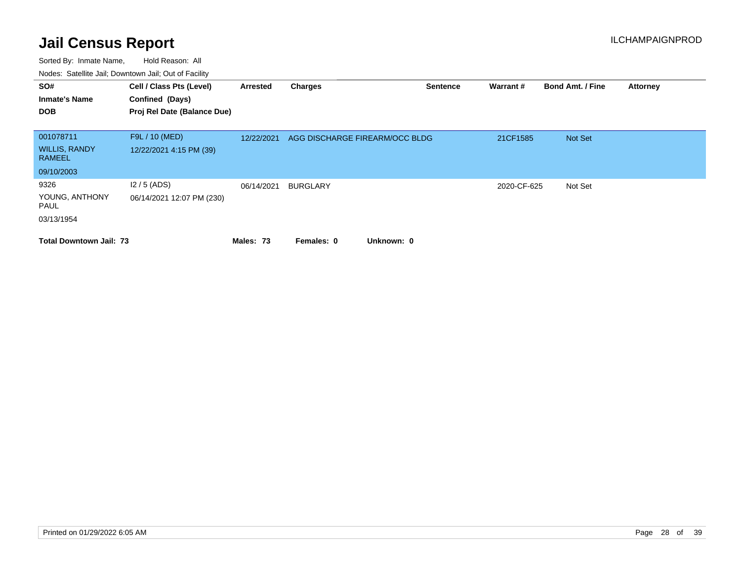# Jail Census Report

ILCHAMPAIGNPROD

Sorted By: Inmate Name, Hold Reason: All

Nodes: Satellite Jail; Downtown Jail; Out of Facility

| SO# / Inmate's Name / DOB | Cell / Class Pts (Level) / Confined (Days) / Proj Rel Date (Balance Due) | Arrested | Charges | Sentence | Warrant # | Bond Amt. / Fine | Attorney |
|---|---|---|---|---|---|---|---|
| 001078711<br>WILLIS, RANDY RAMEEL<br>09/10/2003 | F9L / 10 (MED)<br>12/22/2021 4:15 PM (39) | 12/22/2021 | AGG DISCHARGE FIREARM/OCC BLDG | | 21CF1585 | Not Set | |
| 9326<br>YOUNG, ANTHONY PAUL<br>03/13/1954 | I2 / 5 (ADS)<br>06/14/2021 12:07 PM (230) | 06/14/2021 | BURGLARY | | 2020-CF-625 | Not Set | |

**Total Downtown Jail: 73** **Males: 73** **Females: 0** **Unknown: 0**

Printed on 01/29/2022 6:05 AM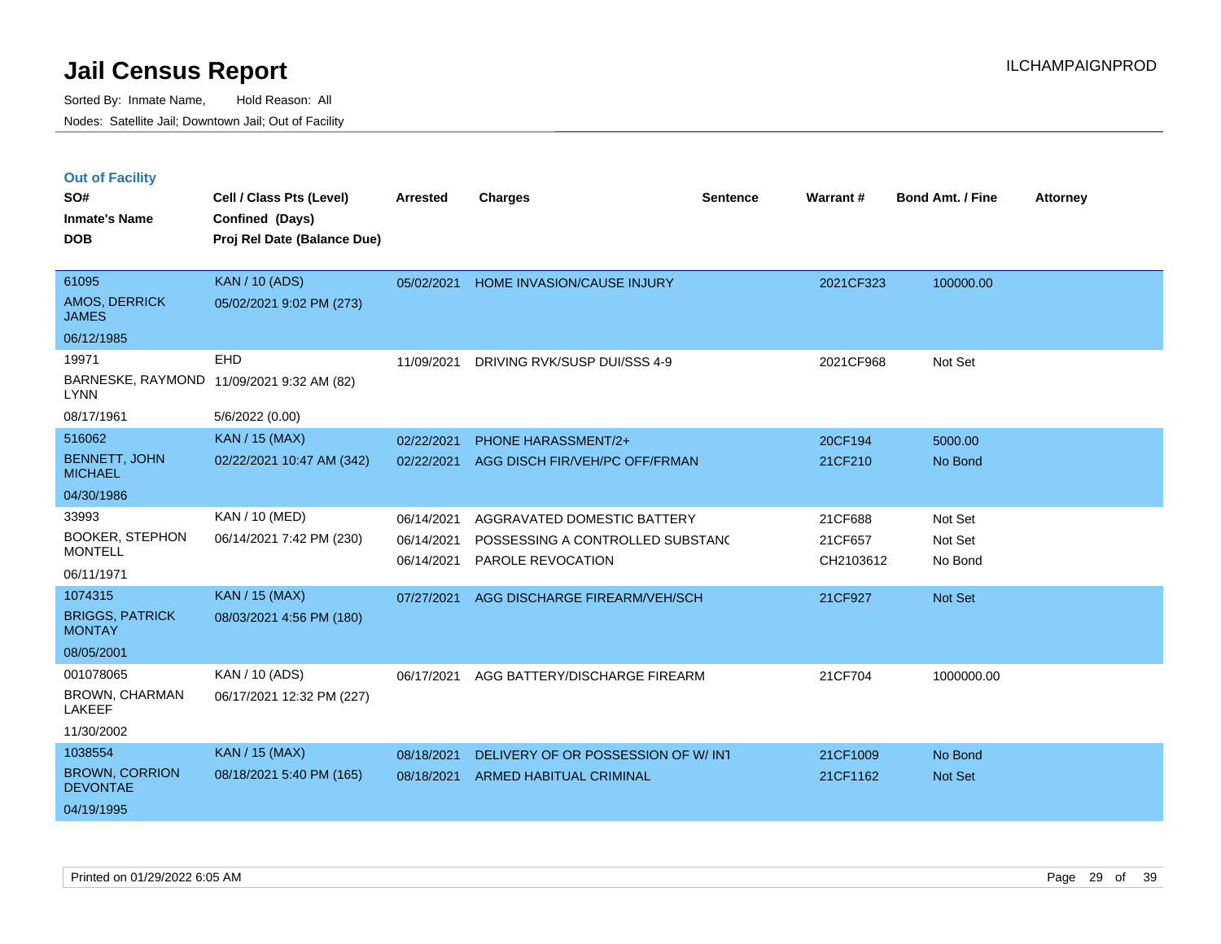# Jail Census Report

Sorted By: Inmate Name, Hold Reason: All

Nodes: Satellite Jail; Downtown Jail; Out of Facility

## Out of Facility

| SO# / Inmate's Name / DOB | Cell / Class Pts (Level) / Confined (Days) / Proj Rel Date (Balance Due) | Arrested | Charges | Sentence | Warrant # | Bond Amt. / Fine | Attorney |
|---|---|---|---|---|---|---|---|
| 61095<br>AMOS, DERRICK JAMES<br>06/12/1985 | KAN / 10 (ADS)<br>05/02/2021 9:02 PM (273) | 05/02/2021 | HOME INVASION/CAUSE INJURY | | 2021CF323 | 100000.00 | |
| 19971<br>BARNESKE, RAYMOND LYNN<br>08/17/1961 | EHD<br>11/09/2021 9:32 AM (82)<br>5/6/2022 (0.00) | 11/09/2021 | DRIVING RVK/SUSP DUI/SSS 4-9 | | 2021CF968 | Not Set | |
| 516062<br>BENNETT, JOHN MICHAEL<br>04/30/1986 | KAN / 15 (MAX)<br>02/22/2021 10:47 AM (342) | 02/22/2021<br>02/22/2021 | PHONE HARASSMENT/2+<br>AGG DISCH FIR/VEH/PC OFF/FRMAN | | 20CF194<br>21CF210 | 5000.00<br>No Bond | |
| 33993<br>BOOKER, STEPHON MONTELL<br>06/11/1971 | KAN / 10 (MED)<br>06/14/2021 7:42 PM (230) | 06/14/2021<br>06/14/2021<br>06/14/2021 | AGGRAVATED DOMESTIC BATTERY<br>POSSESSING A CONTROLLED SUBSTANC<br>PAROLE REVOCATION | | 21CF688<br>21CF657<br>CH2103612 | Not Set<br>Not Set<br>No Bond | |
| 1074315<br>BRIGGS, PATRICK MONTAY<br>08/05/2001 | KAN / 15 (MAX)<br>08/03/2021 4:56 PM (180) | 07/27/2021 | AGG DISCHARGE FIREARM/VEH/SCH | | 21CF927 | Not Set | |
| 001078065<br>BROWN, CHARMAN LAKEEF<br>11/30/2002 | KAN / 10 (ADS)<br>06/17/2021 12:32 PM (227) | 06/17/2021 | AGG BATTERY/DISCHARGE FIREARM | | 21CF704 | 1000000.00 | |
| 1038554<br>BROWN, CORRION DEVONTAE<br>04/19/1995 | KAN / 15 (MAX)<br>08/18/2021 5:40 PM (165) | 08/18/2021<br>08/18/2021 | DELIVERY OF OR POSSESSION OF W/ INT<br>ARMED HABITUAL CRIMINAL | | 21CF1009<br>21CF1162 | No Bond<br>Not Set | |

Printed on 01/29/2022 6:05 AM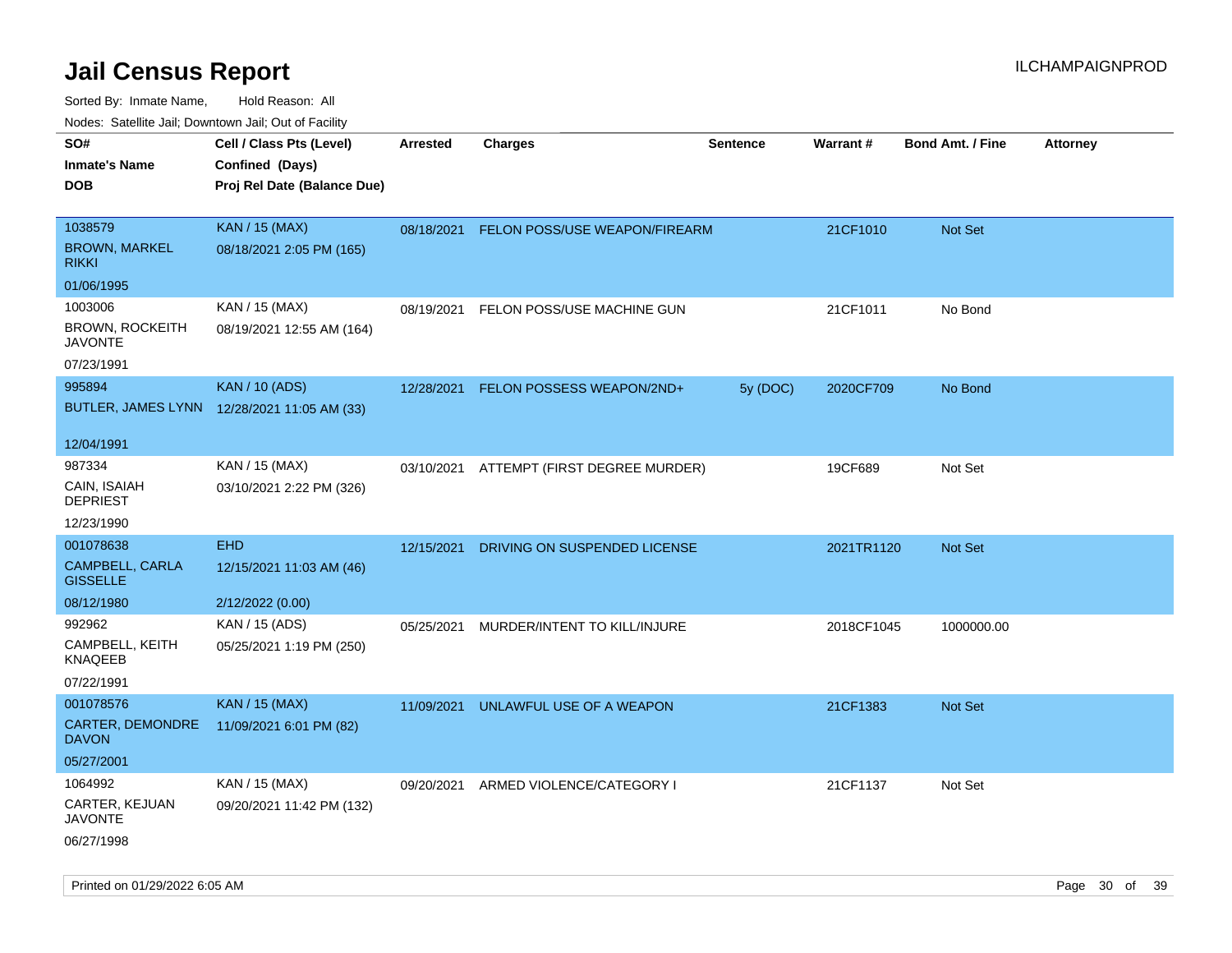# Jail Census Report

ILCHAMPAIGNPROD

Sorted By: Inmate Name, Hold Reason: All

Nodes: Satellite Jail; Downtown Jail; Out of Facility

| SO# / Inmate's Name / DOB | Cell / Class Pts (Level) / Confined (Days) / Proj Rel Date (Balance Due) | Arrested | Charges | Sentence | Warrant # | Bond Amt. / Fine | Attorney |
|---|---|---|---|---|---|---|---|
| 1038579<br>BROWN, MARKEL RIKKI<br>01/06/1995 | KAN / 15 (MAX)<br>08/18/2021 2:05 PM (165) | 08/18/2021 | FELON POSS/USE WEAPON/FIREARM | | 21CF1010 | Not Set | |
| 1003006<br>BROWN, ROCKEITH JAVONTE<br>07/23/1991 | KAN / 15 (MAX)<br>08/19/2021 12:55 AM (164) | 08/19/2021 | FELON POSS/USE MACHINE GUN | | 21CF1011 | No Bond | |
| 995894<br>BUTLER, JAMES LYNN<br>12/04/1991 | KAN / 10 (ADS)<br>12/28/2021 11:05 AM (33) | 12/28/2021 | FELON POSSESS WEAPON/2ND+ | 5y (DOC) | 2020CF709 | No Bond | |
| 987334<br>CAIN, ISAIAH DEPRIEST<br>12/23/1990 | KAN / 15 (MAX)<br>03/10/2021 2:22 PM (326) | 03/10/2021 | ATTEMPT (FIRST DEGREE MURDER) | | 19CF689 | Not Set | |
| 001078638<br>CAMPBELL, CARLA GISSELLE<br>08/12/1980 | EHD<br>12/15/2021 11:03 AM (46)<br>2/12/2022 (0.00) | 12/15/2021 | DRIVING ON SUSPENDED LICENSE | | 2021TR1120 | Not Set | |
| 992962<br>CAMPBELL, KEITH KNAQEEB<br>07/22/1991 | KAN / 15 (ADS)<br>05/25/2021 1:19 PM (250) | 05/25/2021 | MURDER/INTENT TO KILL/INJURE | | 2018CF1045 | 1000000.00 | |
| 001078576<br>CARTER, DEMONDRE DAVON<br>05/27/2001 | KAN / 15 (MAX)<br>11/09/2021 6:01 PM (82) | 11/09/2021 | UNLAWFUL USE OF A WEAPON | | 21CF1383 | Not Set | |
| 1064992<br>CARTER, KEJUAN JAVONTE<br>06/27/1998 | KAN / 15 (MAX)<br>09/20/2021 11:42 PM (132) | 09/20/2021 | ARMED VIOLENCE/CATEGORY I | | 21CF1137 | Not Set | |

Printed on 01/29/2022 6:05 AM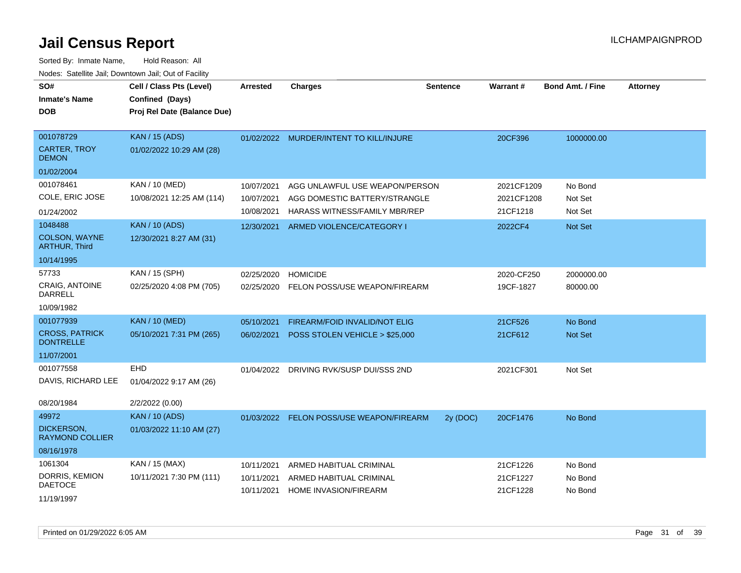# Jail Census Report

ILCHAMPAIGNPROD

Sorted By: Inmate Name, Hold Reason: All

Nodes: Satellite Jail; Downtown Jail; Out of Facility

| SO# / Inmate's Name / DOB | Cell / Class Pts (Level) / Confined (Days) / Proj Rel Date (Balance Due) | Arrested | Charges | Sentence | Warrant # | Bond Amt. / Fine | Attorney |
|---|---|---|---|---|---|---|---|
| 001078729 CARTER, TROY DEMON 01/02/2004 | KAN / 15 (ADS) 01/02/2022 10:29 AM (28) | 01/02/2022 | MURDER/INTENT TO KILL/INJURE | | 20CF396 | 1000000.00 | |
| 001078461 COLE, ERIC JOSE 01/24/2002 | KAN / 10 (MED) 10/08/2021 12:25 AM (114) | 10/07/2021 | AGG UNLAWFUL USE WEAPON/PERSON | | 2021CF1209 | No Bond | |
| | | 10/07/2021 | AGG DOMESTIC BATTERY/STRANGLE | | 2021CF1208 | Not Set | |
| | | 10/08/2021 | HARASS WITNESS/FAMILY MBR/REP | | 21CF1218 | Not Set | |
| 1048488 COLSON, WAYNE ARTHUR, Third 10/14/1995 | KAN / 10 (ADS) 12/30/2021 8:27 AM (31) | 12/30/2021 | ARMED VIOLENCE/CATEGORY I | | 2022CF4 | Not Set | |
| 57733 CRAIG, ANTOINE DARRELL 10/09/1982 | KAN / 15 (SPH) 02/25/2020 4:08 PM (705) | 02/25/2020 | HOMICIDE | | 2020-CF250 | 2000000.00 | |
| | | 02/25/2020 | FELON POSS/USE WEAPON/FIREARM | | 19CF-1827 | 80000.00 | |
| 001077939 CROSS, PATRICK DONTRELLE 11/07/2001 | KAN / 10 (MED) 05/10/2021 7:31 PM (265) | 05/10/2021 | FIREARM/FOID INVALID/NOT ELIG | | 21CF526 | No Bond | |
| | | 06/02/2021 | POSS STOLEN VEHICLE > $25,000 | | 21CF612 | Not Set | |
| 001077558 DAVIS, RICHARD LEE 08/20/1984 | EHD 01/04/2022 9:17 AM (26) 2/2/2022 (0.00) | 01/04/2022 | DRIVING RVK/SUSP DUI/SSS 2ND | | 2021CF301 | Not Set | |
| 49972 DICKERSON, RAYMOND COLLIER 08/16/1978 | KAN / 10 (ADS) 01/03/2022 11:10 AM (27) | 01/03/2022 | FELON POSS/USE WEAPON/FIREARM | 2y (DOC) | 20CF1476 | No Bond | |
| 1061304 DORRIS, KEMION DAETOCE 11/19/1997 | KAN / 15 (MAX) 10/11/2021 7:30 PM (111) | 10/11/2021 | ARMED HABITUAL CRIMINAL | | 21CF1226 | No Bond | |
| | | 10/11/2021 | ARMED HABITUAL CRIMINAL | | 21CF1227 | No Bond | |
| | | 10/11/2021 | HOME INVASION/FIREARM | | 21CF1228 | No Bond | |

Printed on 01/29/2022 6:05 AM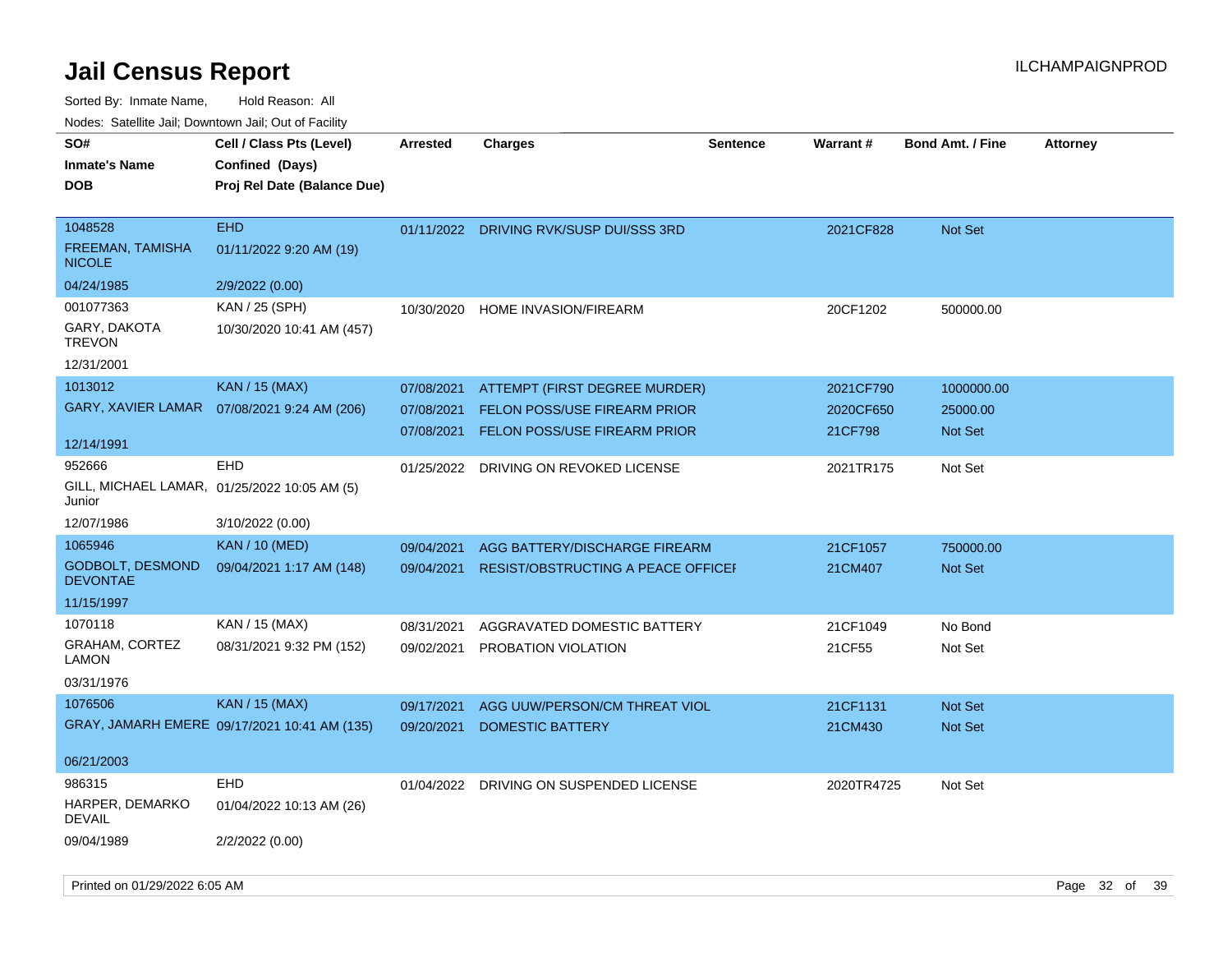# Jail Census Report

ILCHAMPAIGNPROD

Sorted By: Inmate Name, Hold Reason: All

Nodes: Satellite Jail; Downtown Jail; Out of Facility

| SO# / Inmate's Name / DOB | Cell / Class Pts (Level) / Confined (Days) / Proj Rel Date (Balance Due) | Arrested | Charges | Sentence | Warrant # | Bond Amt. / Fine | Attorney |
|---|---|---|---|---|---|---|---|
| 1048528<br>FREEMAN, TAMISHA NICOLE<br>04/24/1985 | EHD<br>01/11/2022 9:20 AM (19)<br>2/9/2022 (0.00) | 01/11/2022 | DRIVING RVK/SUSP DUI/SSS 3RD | | 2021CF828 | Not Set | |
| 001077363<br>GARY, DAKOTA TREVON<br>12/31/2001 | KAN / 25 (SPH)<br>10/30/2020 10:41 AM (457) | 10/30/2020 | HOME INVASION/FIREARM | | 20CF1202 | 500000.00 | |
| 1013012<br>GARY, XAVIER LAMAR<br>12/14/1991 | KAN / 15 (MAX)<br>07/08/2021 9:24 AM (206) | 07/08/2021 | ATTEMPT (FIRST DEGREE MURDER) | | 2021CF790 | 1000000.00 | |
| | | 07/08/2021 | FELON POSS/USE FIREARM PRIOR | | 2020CF650 | 25000.00 | |
| | | 07/08/2021 | FELON POSS/USE FIREARM PRIOR | | 21CF798 | Not Set | |
| 952666<br>GILL, MICHAEL LAMAR, Junior<br>12/07/1986 | EHD<br>01/25/2022 10:05 AM (5)<br>3/10/2022 (0.00) | 01/25/2022 | DRIVING ON REVOKED LICENSE | | 2021TR175 | Not Set | |
| 1065946<br>GODBOLT, DESMOND DEVONTAE<br>11/15/1997 | KAN / 10 (MED)<br>09/04/2021 1:17 AM (148) | 09/04/2021 | AGG BATTERY/DISCHARGE FIREARM | | 21CF1057 | 750000.00 | |
| | | 09/04/2021 | RESIST/OBSTRUCTING A PEACE OFFICEI | | 21CM407 | Not Set | |
| 1070118<br>GRAHAM, CORTEZ LAMON<br>03/31/1976 | KAN / 15 (MAX)<br>08/31/2021 9:32 PM (152) | 08/31/2021 | AGGRAVATED DOMESTIC BATTERY | | 21CF1049 | No Bond | |
| | | 09/02/2021 | PROBATION VIOLATION | | 21CF55 | Not Set | |
| 1076506<br>GRAY, JAMARH EMERE<br>06/21/2003 | KAN / 15 (MAX)<br>09/17/2021 10:41 AM (135) | 09/17/2021 | AGG UUW/PERSON/CM THREAT VIOL | | 21CF1131 | Not Set | |
| | | 09/20/2021 | DOMESTIC BATTERY | | 21CM430 | Not Set | |
| 986315<br>HARPER, DEMARKO DEVAIL<br>09/04/1989 | EHD<br>01/04/2022 10:13 AM (26)<br>2/2/2022 (0.00) | 01/04/2022 | DRIVING ON SUSPENDED LICENSE | | 2020TR4725 | Not Set | |

Printed on 01/29/2022 6:05 AM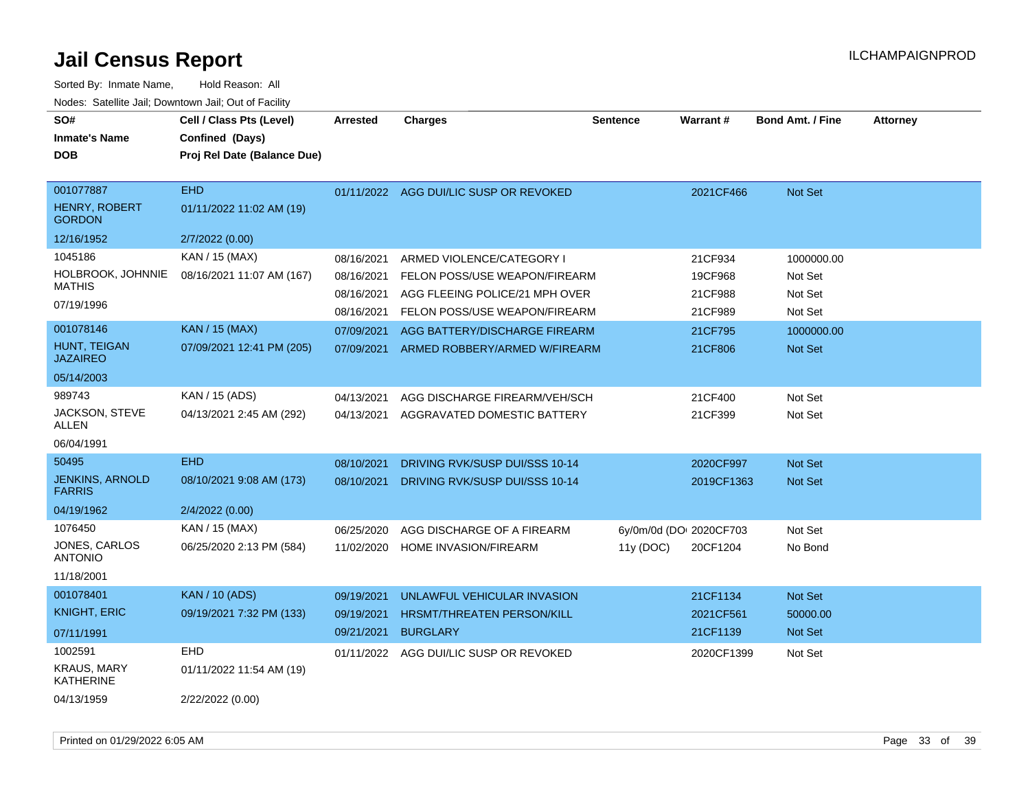# Jail Census Report

Sorted By: Inmate Name, Hold Reason: All

Nodes: Satellite Jail; Downtown Jail; Out of Facility

| SO# / Inmate's Name / DOB | Cell / Class Pts (Level) / Confined (Days) / Proj Rel Date (Balance Due) | Arrested | Charges | Sentence | Warrant # | Bond Amt. / Fine | Attorney |
|---|---|---|---|---|---|---|---|
| 001077887<br>HENRY, ROBERT GORDON<br>12/16/1952 | EHD<br>01/11/2022 11:02 AM (19)<br>2/7/2022 (0.00) | 01/11/2022 | AGG DUI/LIC SUSP OR REVOKED | | 2021CF466 | Not Set | |
| 1045186<br>HOLBROOK, JOHNNIE MATHIS<br>07/19/1996 | KAN / 15 (MAX)<br>08/16/2021 11:07 AM (167) | 08/16/2021 | ARMED VIOLENCE/CATEGORY I | | 21CF934 | 1000000.00 | |
| | | 08/16/2021 | FELON POSS/USE WEAPON/FIREARM | | 19CF968 | Not Set | |
| | | 08/16/2021 | AGG FLEEING POLICE/21 MPH OVER | | 21CF988 | Not Set | |
| | | 08/16/2021 | FELON POSS/USE WEAPON/FIREARM | | 21CF989 | Not Set | |
| 001078146<br>HUNT, TEIGAN JAZAIREO<br>05/14/2003 | KAN / 15 (MAX)<br>07/09/2021 12:41 PM (205) | 07/09/2021 | AGG BATTERY/DISCHARGE FIREARM | | 21CF795 | 1000000.00 | |
| | | 07/09/2021 | ARMED ROBBERY/ARMED W/FIREARM | | 21CF806 | Not Set | |
| 989743<br>JACKSON, STEVE ALLEN<br>06/04/1991 | KAN / 15 (ADS)<br>04/13/2021 2:45 AM (292) | 04/13/2021 | AGG DISCHARGE FIREARM/VEH/SCH | | 21CF400 | Not Set | |
| | | 04/13/2021 | AGGRAVATED DOMESTIC BATTERY | | 21CF399 | Not Set | |
| 50495<br>JENKINS, ARNOLD FARRIS<br>04/19/1962 | EHD<br>08/10/2021 9:08 AM (173)<br>2/4/2022 (0.00) | 08/10/2021 | DRIVING RVK/SUSP DUI/SSS 10-14 | | 2020CF997 | Not Set | |
| | | 08/10/2021 | DRIVING RVK/SUSP DUI/SSS 10-14 | | 2019CF1363 | Not Set | |
| 1076450<br>JONES, CARLOS ANTONIO<br>11/18/2001 | KAN / 15 (MAX)<br>06/25/2020 2:13 PM (584) | 06/25/2020 | AGG DISCHARGE OF A FIREARM | 6y/0m/0d (DOC) | 2020CF703 | Not Set | |
| | | 11/02/2020 | HOME INVASION/FIREARM | 11y (DOC) | 20CF1204 | No Bond | |
| 001078401<br>KNIGHT, ERIC<br>07/11/1991 | KAN / 10 (ADS)<br>09/19/2021 7:32 PM (133) | 09/19/2021 | UNLAWFUL VEHICULAR INVASION | | 21CF1134 | Not Set | |
| | | 09/19/2021 | HRSMT/THREATEN PERSON/KILL | | 2021CF561 | 50000.00 | |
| | | 09/21/2021 | BURGLARY | | 21CF1139 | Not Set | |
| 1002591<br>KRAUS, MARY KATHERINE<br>04/13/1959 | EHD<br>01/11/2022 11:54 AM (19)<br>2/22/2022 (0.00) | 01/11/2022 | AGG DUI/LIC SUSP OR REVOKED | | 2020CF1399 | Not Set | |

Printed on 01/29/2022 6:05 AM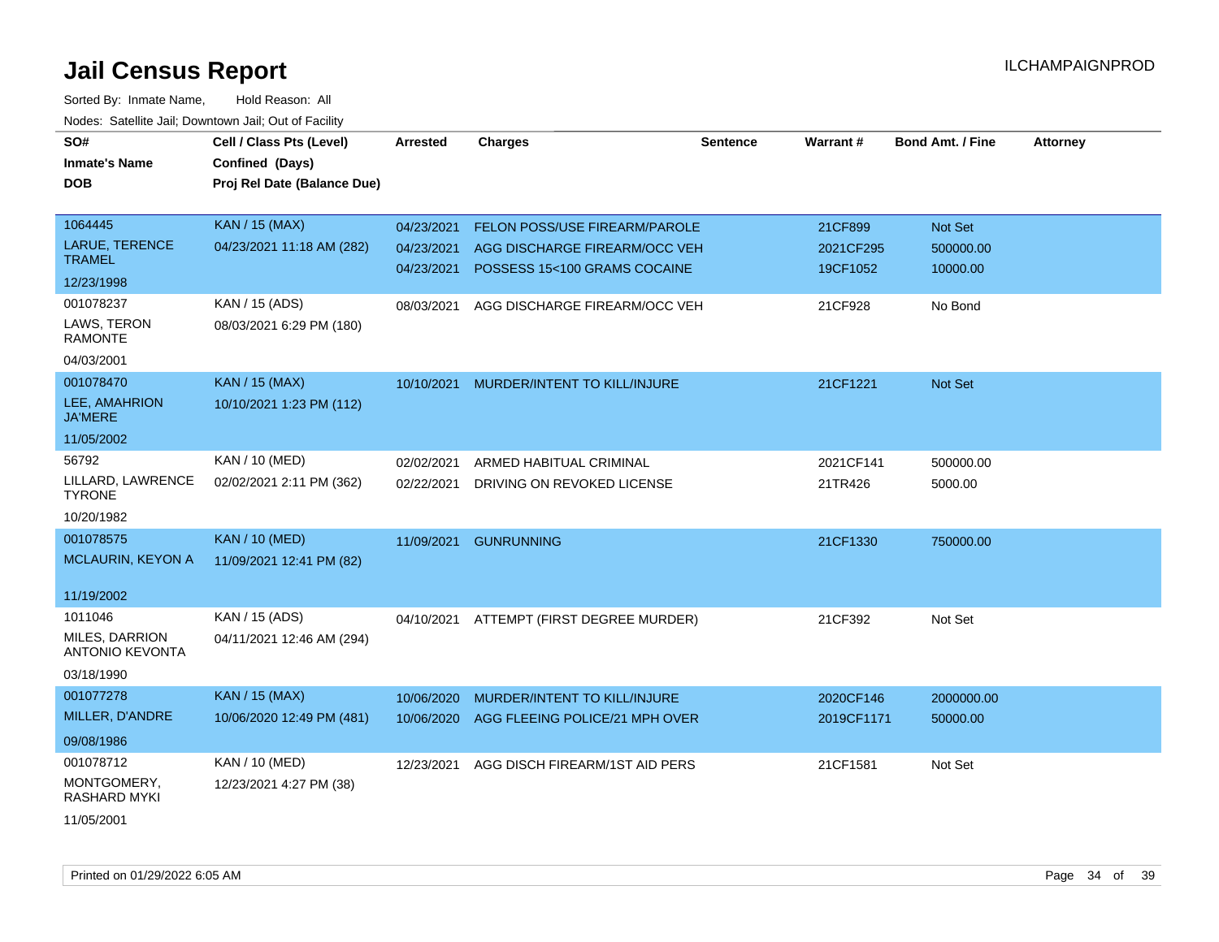# Jail Census Report

Sorted By: Inmate Name, Hold Reason: All

Nodes: Satellite Jail; Downtown Jail; Out of Facility

| SO# / Inmate's Name / DOB | Cell / Class Pts (Level) / Confined (Days) / Proj Rel Date (Balance Due) | Arrested | Charges | Sentence | Warrant # | Bond Amt. / Fine | Attorney |
|---|---|---|---|---|---|---|---|
| 1064445<br>LARUE, TERENCE TRAMEL<br>12/23/1998 | KAN / 15 (MAX)<br>04/23/2021 11:18 AM (282) | 04/23/2021 | FELON POSS/USE FIREARM/PAROLE | | 21CF899 | Not Set | |
| | | 04/23/2021 | AGG DISCHARGE FIREARM/OCC VEH | | 2021CF295 | 500000.00 | |
| | | 04/23/2021 | POSSESS 15<100 GRAMS COCAINE | | 19CF1052 | 10000.00 | |
| 001078237<br>LAWS, TERON RAMONTE<br>04/03/2001 | KAN / 15 (ADS)<br>08/03/2021 6:29 PM (180) | 08/03/2021 | AGG DISCHARGE FIREARM/OCC VEH | | 21CF928 | No Bond | |
| 001078470<br>LEE, AMAHRION JA'MERE<br>11/05/2002 | KAN / 15 (MAX)<br>10/10/2021 1:23 PM (112) | 10/10/2021 | MURDER/INTENT TO KILL/INJURE | | 21CF1221 | Not Set | |
| 56792<br>LILLARD, LAWRENCE TYRONE<br>10/20/1982 | KAN / 10 (MED)<br>02/02/2021 2:11 PM (362) | 02/02/2021 | ARMED HABITUAL CRIMINAL | | 2021CF141 | 500000.00 | |
| | | 02/22/2021 | DRIVING ON REVOKED LICENSE | | 21TR426 | 5000.00 | |
| 001078575<br>MCLAURIN, KEYON A<br>11/19/2002 | KAN / 10 (MED)<br>11/09/2021 12:41 PM (82) | 11/09/2021 | GUNRUNNING | | 21CF1330 | 750000.00 | |
| 1011046<br>MILES, DARRION ANTONIO KEVONTA<br>03/18/1990 | KAN / 15 (ADS)<br>04/11/2021 12:46 AM (294) | 04/10/2021 | ATTEMPT (FIRST DEGREE MURDER) | | 21CF392 | Not Set | |
| 001077278<br>MILLER, D'ANDRE<br>09/08/1986 | KAN / 15 (MAX)<br>10/06/2020 12:49 PM (481) | 10/06/2020 | MURDER/INTENT TO KILL/INJURE | | 2020CF146 | 2000000.00 | |
| | | 10/06/2020 | AGG FLEEING POLICE/21 MPH OVER | | 2019CF1171 | 50000.00 | |
| 001078712<br>MONTGOMERY, RASHARD MYKI<br>11/05/2001 | KAN / 10 (MED)<br>12/23/2021 4:27 PM (38) | 12/23/2021 | AGG DISCH FIREARM/1ST AID PERS | | 21CF1581 | Not Set | |

Printed on 01/29/2022 6:05 AM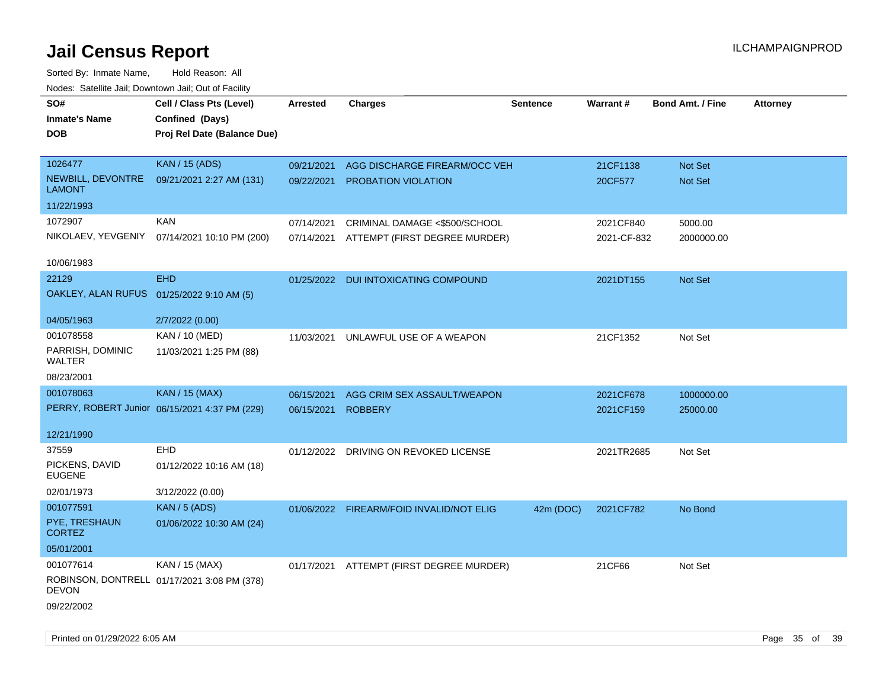# Jail Census Report

Sorted By: Inmate Name, Hold Reason: All

Nodes: Satellite Jail; Downtown Jail; Out of Facility

| SO# / Inmate's Name / DOB | Cell / Class Pts (Level) / Confined (Days) / Proj Rel Date (Balance Due) | Arrested | Charges | Sentence | Warrant # | Bond Amt. / Fine | Attorney |
|---|---|---|---|---|---|---|---|
| 1026477<br>NEWBILL, DEVONTRE LAMONT<br>11/22/1993 | KAN / 15 (ADS)<br>09/21/2021 2:27 AM (131) | 09/21/2021<br>09/22/2021 | AGG DISCHARGE FIREARM/OCC VEH<br>PROBATION VIOLATION | | 21CF1138<br>20CF577 | Not Set<br>Not Set | |
| 1072907<br>NIKOLAEV, YEVGENIY<br>10/06/1983 | KAN<br>07/14/2021 10:10 PM (200) | 07/14/2021<br>07/14/2021 | CRIMINAL DAMAGE <$500/SCHOOL<br>ATTEMPT (FIRST DEGREE MURDER) | | 2021CF840<br>2021-CF-832 | 5000.00<br>2000000.00 | |
| 22129<br>OAKLEY, ALAN RUFUS<br>04/05/1963 | EHD<br>01/25/2022 9:10 AM (5)<br>2/7/2022 (0.00) | 01/25/2022 | DUI INTOXICATING COMPOUND | | 2021DT155 | Not Set | |
| 001078558<br>PARRISH, DOMINIC WALTER<br>08/23/2001 | KAN / 10 (MED)<br>11/03/2021 1:25 PM (88) | 11/03/2021 | UNLAWFUL USE OF A WEAPON | | 21CF1352 | Not Set | |
| 001078063<br>PERRY, ROBERT Junior<br>12/21/1990 | KAN / 15 (MAX)<br>06/15/2021 4:37 PM (229) | 06/15/2021<br>06/15/2021 | AGG CRIM SEX ASSAULT/WEAPON<br>ROBBERY | | 2021CF678<br>2021CF159 | 1000000.00<br>25000.00 | |
| 37559<br>PICKENS, DAVID EUGENE<br>02/01/1973 | EHD<br>01/12/2022 10:16 AM (18)<br>3/12/2022 (0.00) | 01/12/2022 | DRIVING ON REVOKED LICENSE | | 2021TR2685 | Not Set | |
| 001077591<br>PYE, TRESHAUN CORTEZ<br>05/01/2001 | KAN / 5 (ADS)<br>01/06/2022 10:30 AM (24) | 01/06/2022 | FIREARM/FOID INVALID/NOT ELIG | 42m (DOC) | 2021CF782 | No Bond | |
| 001077614<br>ROBINSON, DONTRELL DEVON<br>09/22/2002 | KAN / 15 (MAX)<br>01/17/2021 3:08 PM (378) | 01/17/2021 | ATTEMPT (FIRST DEGREE MURDER) | | 21CF66 | Not Set | |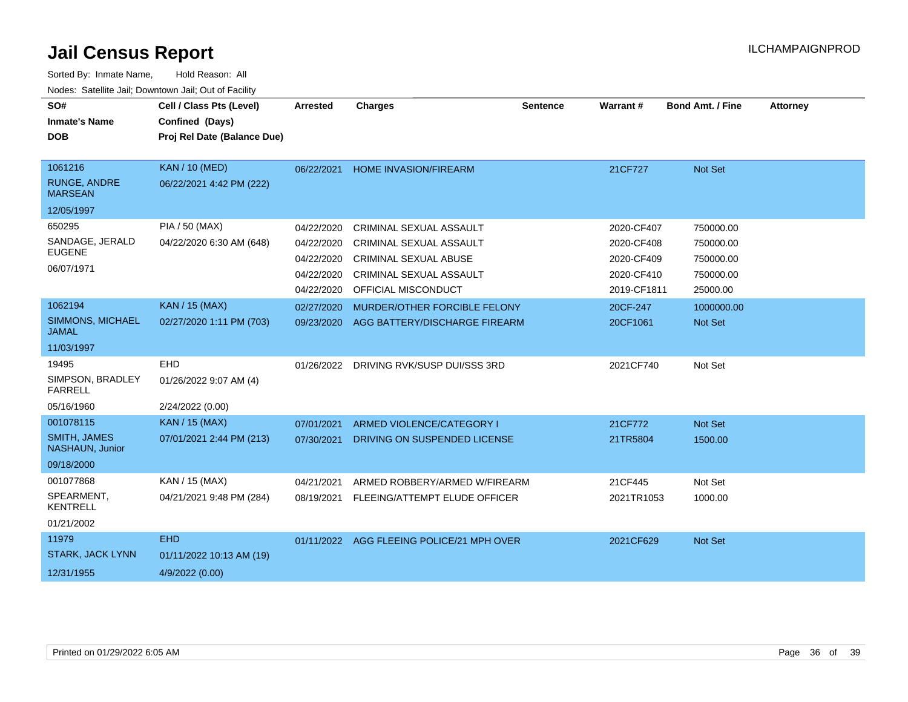# Jail Census Report

ILCHAMPAIGNPROD

Sorted By: Inmate Name, Hold Reason: All

Nodes: Satellite Jail; Downtown Jail; Out of Facility

| SO# / Inmate's Name / DOB | Cell / Class Pts (Level) / Confined (Days) / Proj Rel Date (Balance Due) | Arrested | Charges | Sentence | Warrant # | Bond Amt. / Fine | Attorney |
|---|---|---|---|---|---|---|---|
| 1061216 RUNGE, ANDRE MARSEAN 12/05/1997 | KAN / 10 (MED) 06/22/2021 4:42 PM (222) | 06/22/2021 | HOME INVASION/FIREARM | | 21CF727 | Not Set | |
| 650295 SANDAGE, JERALD EUGENE 06/07/1971 | PIA / 50 (MAX) 04/22/2020 6:30 AM (648) | 04/22/2020 | CRIMINAL SEXUAL ASSAULT | | 2020-CF407 | 750000.00 | |
| | | 04/22/2020 | CRIMINAL SEXUAL ASSAULT | | 2020-CF408 | 750000.00 | |
| | | 04/22/2020 | CRIMINAL SEXUAL ABUSE | | 2020-CF409 | 750000.00 | |
| | | 04/22/2020 | CRIMINAL SEXUAL ASSAULT | | 2020-CF410 | 750000.00 | |
| | | 04/22/2020 | OFFICIAL MISCONDUCT | | 2019-CF1811 | 25000.00 | |
| 1062194 SIMMONS, MICHAEL JAMAL 11/03/1997 | KAN / 15 (MAX) 02/27/2020 1:11 PM (703) | 02/27/2020 | MURDER/OTHER FORCIBLE FELONY | | 20CF-247 | 1000000.00 | |
| | | 09/23/2020 | AGG BATTERY/DISCHARGE FIREARM | | 20CF1061 | Not Set | |
| 19495 SIMPSON, BRADLEY FARRELL 05/16/1960 | EHD 01/26/2022 9:07 AM (4) 2/24/2022 (0.00) | 01/26/2022 | DRIVING RVK/SUSP DUI/SSS 3RD | | 2021CF740 | Not Set | |
| 001078115 SMITH, JAMES NASHAUN, Junior 09/18/2000 | KAN / 15 (MAX) 07/01/2021 2:44 PM (213) | 07/01/2021 | ARMED VIOLENCE/CATEGORY I | | 21CF772 | Not Set | |
| | | 07/30/2021 | DRIVING ON SUSPENDED LICENSE | | 21TR5804 | 1500.00 | |
| 001077868 SPEARMENT, KENTRELL 01/21/2002 | KAN / 15 (MAX) 04/21/2021 9:48 PM (284) | 04/21/2021 | ARMED ROBBERY/ARMED W/FIREARM | | 21CF445 | Not Set | |
| | | 08/19/2021 | FLEEING/ATTEMPT ELUDE OFFICER | | 2021TR1053 | 1000.00 | |
| 11979 STARK, JACK LYNN 12/31/1955 | EHD 01/11/2022 10:13 AM (19) 4/9/2022 (0.00) | 01/11/2022 | AGG FLEEING POLICE/21 MPH OVER | | 2021CF629 | Not Set | |

Printed on 01/29/2022 6:05 AM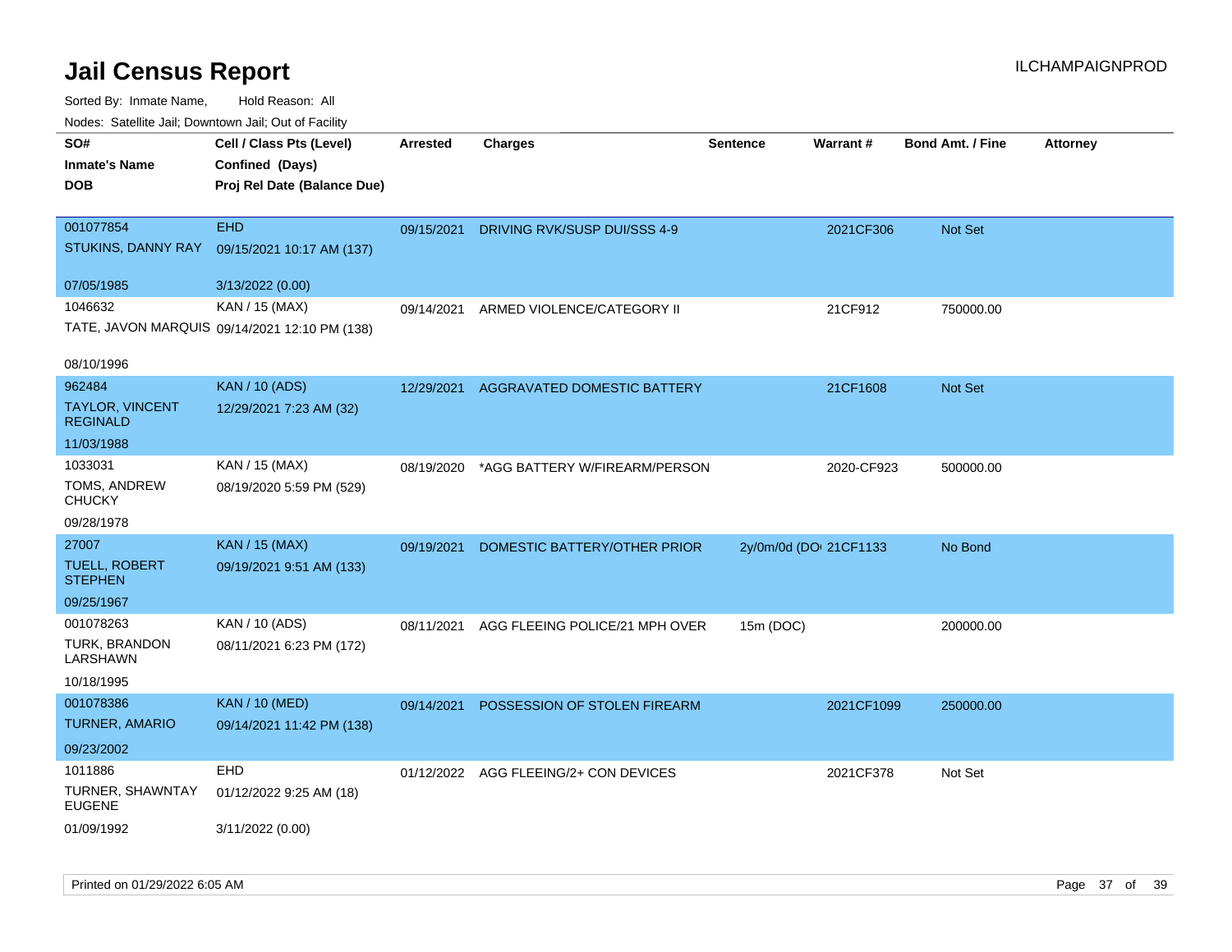# Jail Census Report

Sorted By: Inmate Name, Hold Reason: All

Nodes: Satellite Jail; Downtown Jail; Out of Facility

| SO# / Inmate's Name / DOB | Cell / Class Pts (Level) / Confined (Days) / Proj Rel Date (Balance Due) | Arrested | Charges | Sentence | Warrant # | Bond Amt. / Fine | Attorney |
|---|---|---|---|---|---|---|---|
| 001077854<br>STUKINS, DANNY RAY<br>07/05/1985 | EHD<br>09/15/2021 10:17 AM (137)<br>3/13/2022 (0.00) | 09/15/2021 | DRIVING RVK/SUSP DUI/SSS 4-9 | | 2021CF306 | Not Set | |
| 1046632<br>TATE, JAVON MARQUIS<br>08/10/1996 | KAN / 15 (MAX)<br>09/14/2021 12:10 PM (138) | 09/14/2021 | ARMED VIOLENCE/CATEGORY II | | 21CF912 | 750000.00 | |
| 962484<br>TAYLOR, VINCENT REGINALD<br>11/03/1988 | KAN / 10 (ADS)<br>12/29/2021 7:23 AM (32) | 12/29/2021 | AGGRAVATED DOMESTIC BATTERY | | 21CF1608 | Not Set | |
| 1033031<br>TOMS, ANDREW CHUCKY<br>09/28/1978 | KAN / 15 (MAX)<br>08/19/2020 5:59 PM (529) | 08/19/2020 | *AGG BATTERY W/FIREARM/PERSON | | 2020-CF923 | 500000.00 | |
| 27007<br>TUELL, ROBERT STEPHEN<br>09/25/1967 | KAN / 15 (MAX)<br>09/19/2021 9:51 AM (133) | 09/19/2021 | DOMESTIC BATTERY/OTHER PRIOR | 2y/0m/0d (DO | 21CF1133 | No Bond | |
| 001078263<br>TURK, BRANDON LARSHAWN<br>10/18/1995 | KAN / 10 (ADS)<br>08/11/2021 6:23 PM (172) | 08/11/2021 | AGG FLEEING POLICE/21 MPH OVER | 15m (DOC) | | 200000.00 | |
| 001078386<br>TURNER, AMARIO<br>09/23/2002 | KAN / 10 (MED)<br>09/14/2021 11:42 PM (138) | 09/14/2021 | POSSESSION OF STOLEN FIREARM | | 2021CF1099 | 250000.00 | |
| 1011886<br>TURNER, SHAWNTAY EUGENE<br>01/09/1992 | EHD<br>01/12/2022 9:25 AM (18)<br>3/11/2022 (0.00) | 01/12/2022 | AGG FLEEING/2+ CON DEVICES | | 2021CF378 | Not Set | |

Printed on 01/29/2022 6:05 AM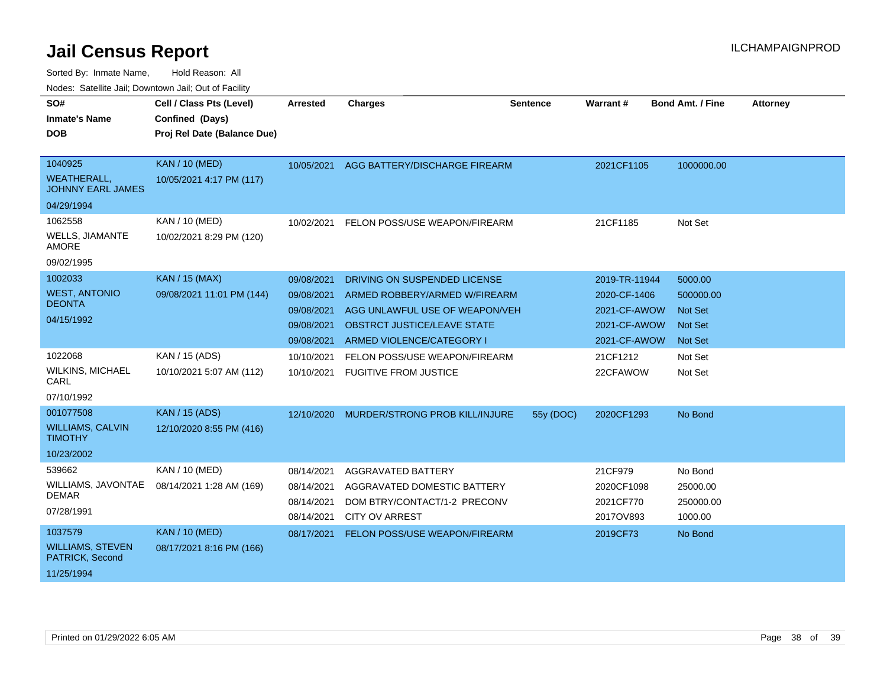# Jail Census Report

ILCHAMPAIGNPROD

Sorted By: Inmate Name, Hold Reason: All

Nodes: Satellite Jail; Downtown Jail; Out of Facility

| SO# / Inmate's Name / DOB | Cell / Class Pts (Level) / Confined (Days) / Proj Rel Date (Balance Due) | Arrested | Charges | Sentence | Warrant # | Bond Amt. / Fine | Attorney |
|---|---|---|---|---|---|---|---|
| 1040925<br>WEATHERALL, JOHNNY EARL JAMES<br>04/29/1994 | KAN / 10 (MED)<br>10/05/2021 4:17 PM (117) | 10/05/2021 | AGG BATTERY/DISCHARGE FIREARM | | 2021CF1105 | 1000000.00 | |
| 1062558<br>WELLS, JIAMANTE AMORE<br>09/02/1995 | KAN / 10 (MED)<br>10/02/2021 8:29 PM (120) | 10/02/2021 | FELON POSS/USE WEAPON/FIREARM | | 21CF1185 | Not Set | |
| 1002033<br>WEST, ANTONIO DEONTA<br>04/15/1992 | KAN / 15 (MAX)<br>09/08/2021 11:01 PM (144) | 09/08/2021 | DRIVING ON SUSPENDED LICENSE | | 2019-TR-11944 | 5000.00 | |
| | | 09/08/2021 | ARMED ROBBERY/ARMED W/FIREARM | | 2020-CF-1406 | 500000.00 | |
| | | 09/08/2021 | AGG UNLAWFUL USE OF WEAPON/VEH | | 2021-CF-AWOW | Not Set | |
| | | 09/08/2021 | OBSTRCT JUSTICE/LEAVE STATE | | 2021-CF-AWOW | Not Set | |
| | | 09/08/2021 | ARMED VIOLENCE/CATEGORY I | | 2021-CF-AWOW | Not Set | |
| 1022068<br>WILKINS, MICHAEL CARL<br>07/10/1992 | KAN / 15 (ADS)<br>10/10/2021 5:07 AM (112) | 10/10/2021 | FELON POSS/USE WEAPON/FIREARM | | 21CF1212 | Not Set | |
| | | 10/10/2021 | FUGITIVE FROM JUSTICE | | 22CFAWOW | Not Set | |
| 001077508<br>WILLIAMS, CALVIN TIMOTHY<br>10/23/2002 | KAN / 15 (ADS)<br>12/10/2020 8:55 PM (416) | 12/10/2020 | MURDER/STRONG PROB KILL/INJURE | 55y (DOC) | 2020CF1293 | No Bond | |
| 539662<br>WILLIAMS, JAVONTAE DEMAR<br>07/28/1991 | KAN / 10 (MED)<br>08/14/2021 1:28 AM (169) | 08/14/2021 | AGGRAVATED BATTERY | | 21CF979 | No Bond | |
| | | 08/14/2021 | AGGRAVATED DOMESTIC BATTERY | | 2020CF1098 | 25000.00 | |
| | | 08/14/2021 | DOM BTRY/CONTACT/1-2 PRECONV | | 2021CF770 | 250000.00 | |
| | | 08/14/2021 | CITY OV ARREST | | 2017OV893 | 1000.00 | |
| 1037579<br>WILLIAMS, STEVEN PATRICK, Second<br>11/25/1994 | KAN / 10 (MED)<br>08/17/2021 8:16 PM (166) | 08/17/2021 | FELON POSS/USE WEAPON/FIREARM | | 2019CF73 | No Bond | |

Printed on 01/29/2022 6:05 AM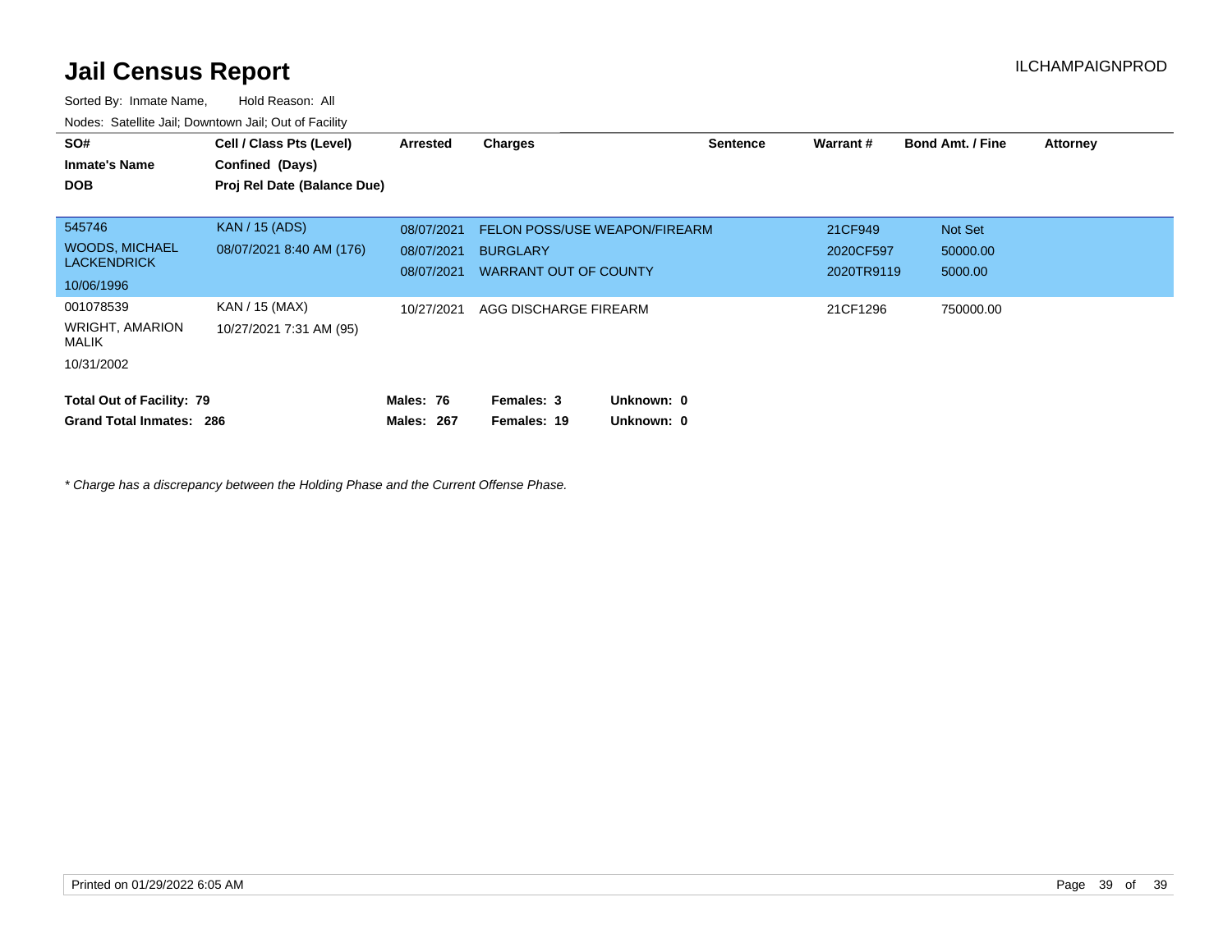# Jail Census Report

ILCHAMPAIGNPROD

Sorted By: Inmate Name, Hold Reason: All

Nodes: Satellite Jail; Downtown Jail; Out of Facility

| SO# / Inmate's Name / DOB | Cell / Class Pts (Level) / Confined (Days) / Proj Rel Date (Balance Due) | Arrested | Charges | Sentence | Warrant # | Bond Amt. / Fine | Attorney |
|---|---|---|---|---|---|---|---|
| 545746 | KAN / 15 (ADS) | 08/07/2021 | FELON POSS/USE WEAPON/FIREARM | | 21CF949 | Not Set | |
| WOODS, MICHAEL LACKENDRICK | 08/07/2021 8:40 AM (176) | 08/07/2021 | BURGLARY | | 2020CF597 | 50000.00 | |
| 10/06/1996 | | 08/07/2021 | WARRANT OUT OF COUNTY | | 2020TR9119 | 5000.00 | |
| 001078539 | KAN / 15 (MAX) | 10/27/2021 | AGG DISCHARGE FIREARM | | 21CF1296 | 750000.00 | |
| WRIGHT, AMARION MALIK | 10/27/2021 7:31 AM (95) | | | | | | |
| 10/31/2002 | | | | | | | |

| | | | |
|---|---|---|---|
| **Total Out of Facility: 79** | **Males: 76** | **Females: 3** | **Unknown: 0** |
| **Grand Total Inmates: 286** | **Males: 267** | **Females: 19** | **Unknown: 0** |

*\* Charge has a discrepancy between the Holding Phase and the Current Offense Phase.*

Printed on 01/29/2022 6:05 AM